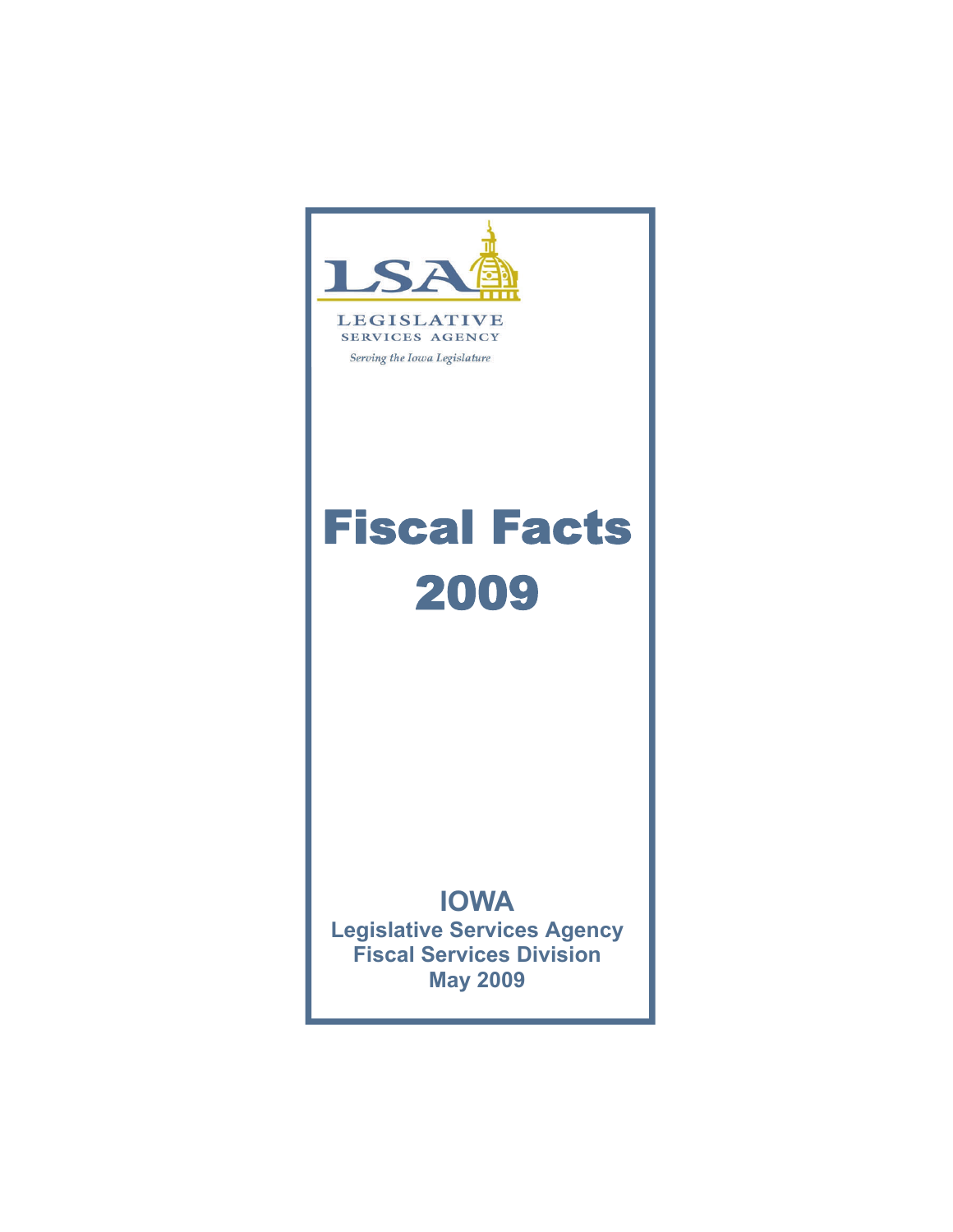LSA

LEGISLATIVE
SERVICES AGENCY

*Serving the Iowa Legislature*

# Fiscal Facts 2009

**IOWA**
**Legislative Services Agency**
**Fiscal Services Division**
**May 2009**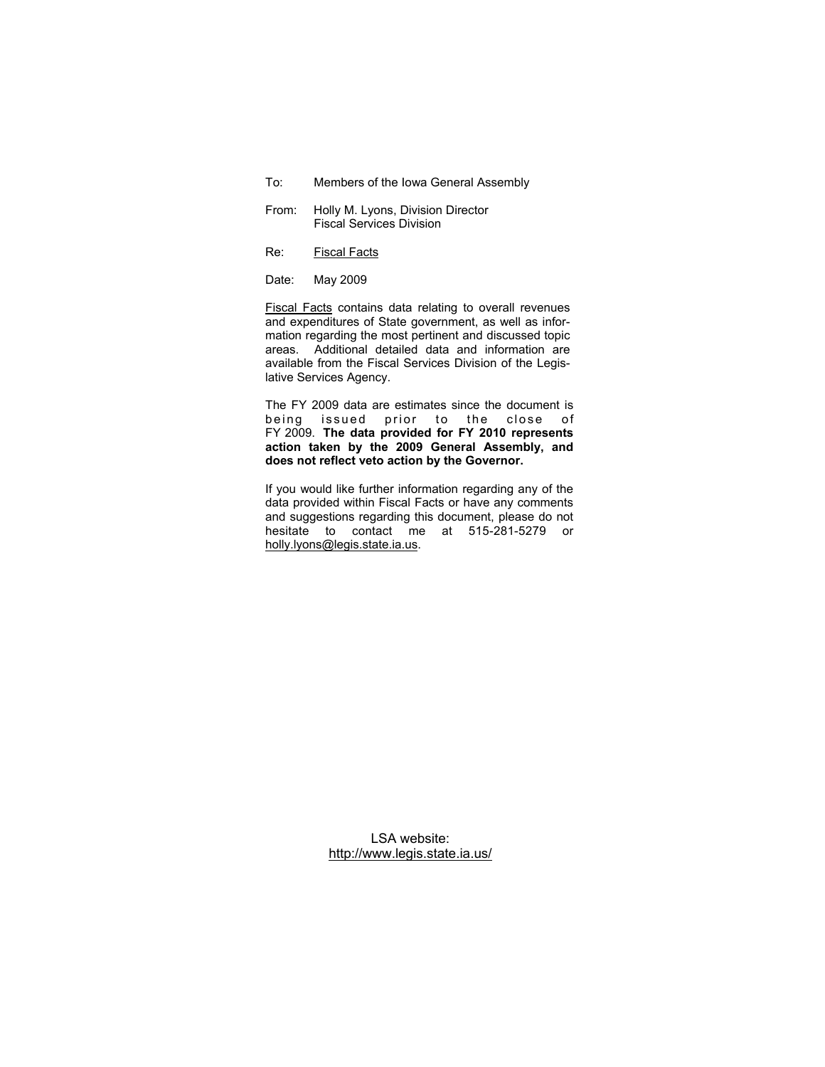To: Members of the Iowa General Assembly

From: Holly M. Lyons, Division Director
Fiscal Services Division

Re: Fiscal Facts

Date: May 2009

Fiscal Facts contains data relating to overall revenues and expenditures of State government, as well as information regarding the most pertinent and discussed topic areas. Additional detailed data and information are available from the Fiscal Services Division of the Legislative Services Agency.

The FY 2009 data are estimates since the document is being issued prior to the close of FY 2009. **The data provided for FY 2010 represents action taken by the 2009 General Assembly, and does not reflect veto action by the Governor.**

If you would like further information regarding any of the data provided within Fiscal Facts or have any comments and suggestions regarding this document, please do not hesitate to contact me at 515-281-5279 or holly.lyons@legis.state.ia.us.

LSA website:
http://www.legis.state.ia.us/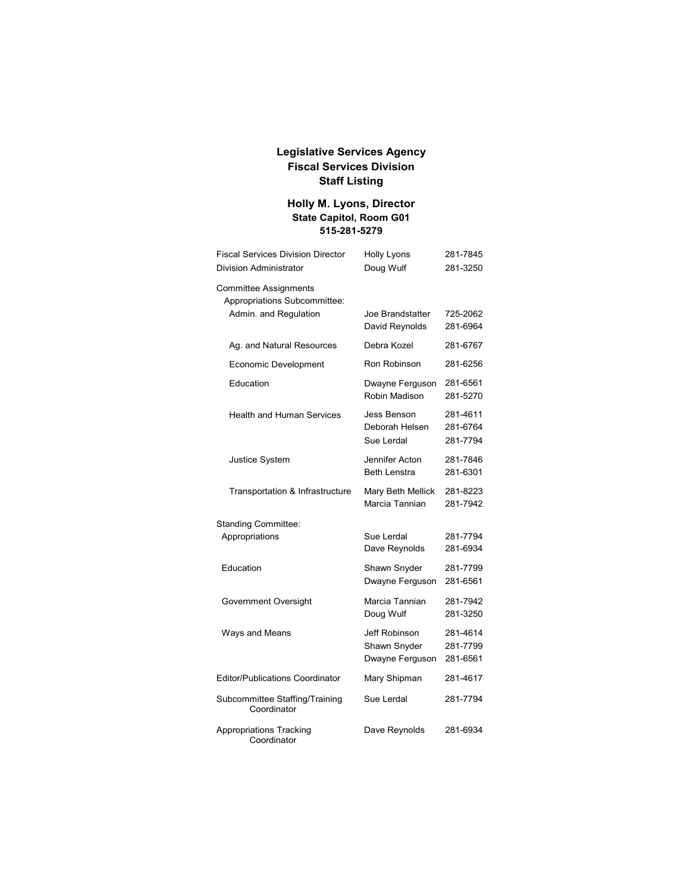## Legislative Services Agency
## Fiscal Services Division
## Staff Listing

### Holly M. Lyons, Director
**State Capitol, Room G01**
**515-281-5279**

| | | |
|---|---|---|
| Fiscal Services Division Director | Holly Lyons | 281-7845 |
| Division Administrator | Doug Wulf | 281-3250 |
| Committee Assignments | | |
| Appropriations Subcommittee: | | |
| Admin. and Regulation | Joe Brandstatter | 725-2062 |
| | David Reynolds | 281-6964 |
| Ag. and Natural Resources | Debra Kozel | 281-6767 |
| Economic Development | Ron Robinson | 281-6256 |
| Education | Dwayne Ferguson | 281-6561 |
| | Robin Madison | 281-5270 |
| Health and Human Services | Jess Benson | 281-4611 |
| | Deborah Helsen | 281-6764 |
| | Sue Lerdal | 281-7794 |
| Justice System | Jennifer Acton | 281-7846 |
| | Beth Lenstra | 281-6301 |
| Transportation & Infrastructure | Mary Beth Mellick | 281-8223 |
| | Marcia Tannian | 281-7942 |
| Standing Committee: | | |
| Appropriations | Sue Lerdal | 281-7794 |
| | Dave Reynolds | 281-6934 |
| Education | Shawn Snyder | 281-7799 |
| | Dwayne Ferguson | 281-6561 |
| Government Oversight | Marcia Tannian | 281-7942 |
| | Doug Wulf | 281-3250 |
| Ways and Means | Jeff Robinson | 281-4614 |
| | Shawn Snyder | 281-7799 |
| | Dwayne Ferguson | 281-6561 |
| Editor/Publications Coordinator | Mary Shipman | 281-4617 |
| Subcommittee Staffing/Training Coordinator | Sue Lerdal | 281-7794 |
| Appropriations Tracking Coordinator | Dave Reynolds | 281-6934 |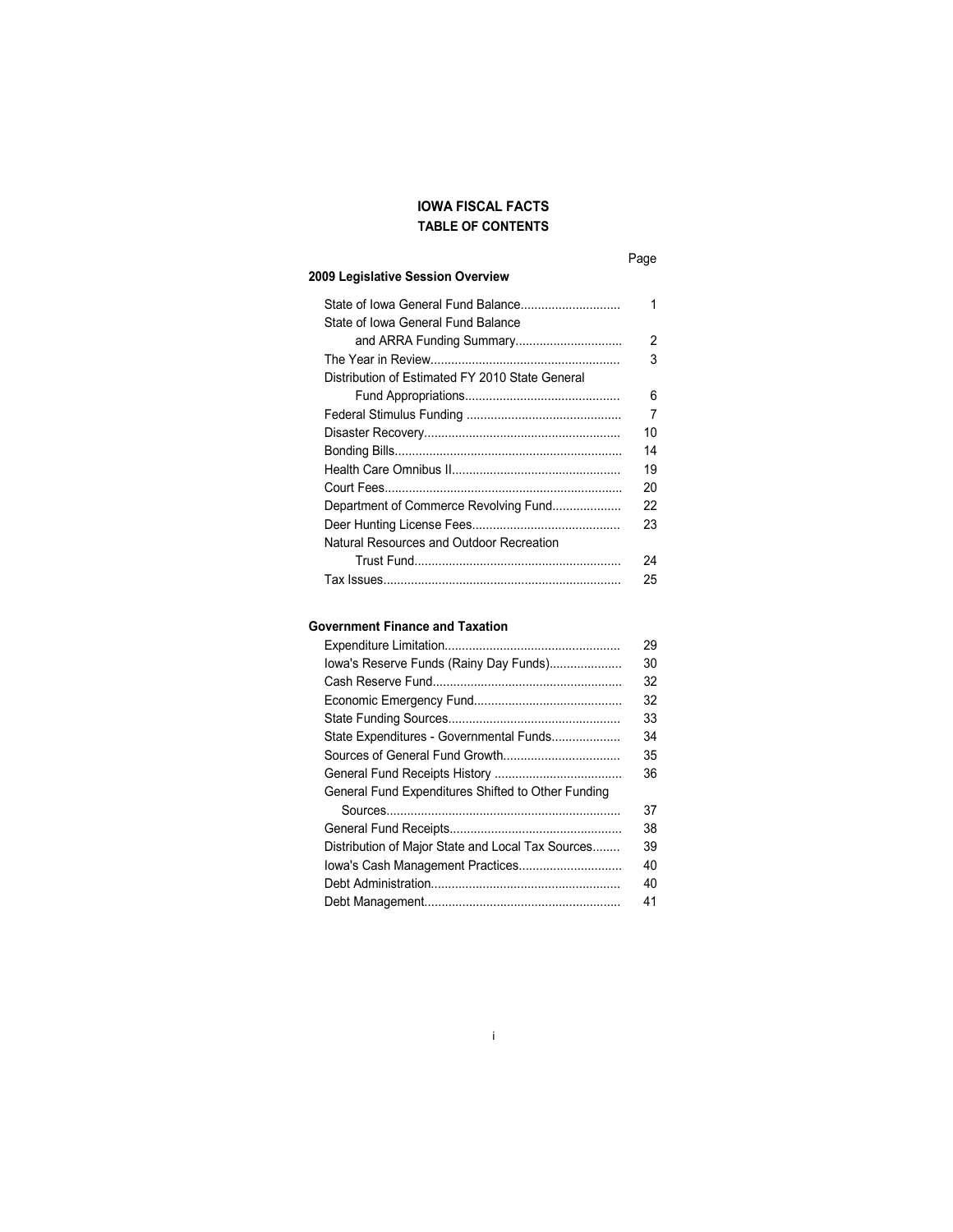# IOWA FISCAL FACTS
## TABLE OF CONTENTS

| | Page |
|---|---|
| **2009 Legislative Session Overview** | |
| State of Iowa General Fund Balance | 1 |
| State of Iowa General Fund Balance and ARRA Funding Summary | 2 |
| The Year in Review | 3 |
| Distribution of Estimated FY 2010 State General Fund Appropriations | 6 |
| Federal Stimulus Funding | 7 |
| Disaster Recovery | 10 |
| Bonding Bills | 14 |
| Health Care Omnibus II | 19 |
| Court Fees | 20 |
| Department of Commerce Revolving Fund | 22 |
| Deer Hunting License Fees | 23 |
| Natural Resources and Outdoor Recreation Trust Fund | 24 |
| Tax Issues | 25 |
| **Government Finance and Taxation** | |
| Expenditure Limitation | 29 |
| Iowa's Reserve Funds (Rainy Day Funds) | 30 |
| Cash Reserve Fund | 32 |
| Economic Emergency Fund | 32 |
| State Funding Sources | 33 |
| State Expenditures - Governmental Funds | 34 |
| Sources of General Fund Growth | 35 |
| General Fund Receipts History | 36 |
| General Fund Expenditures Shifted to Other Funding Sources | 37 |
| General Fund Receipts | 38 |
| Distribution of Major State and Local Tax Sources | 39 |
| Iowa's Cash Management Practices | 40 |
| Debt Administration | 40 |
| Debt Management | 41 |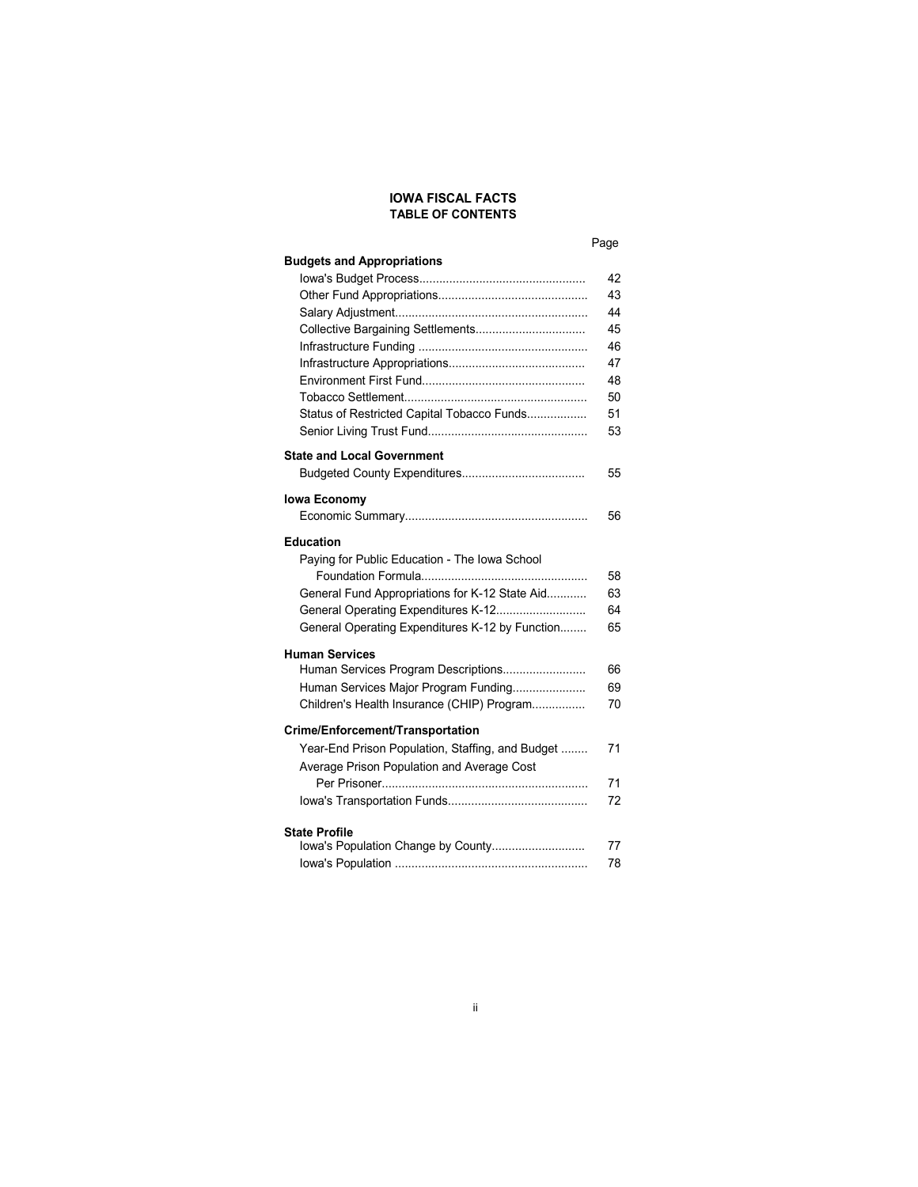# IOWA FISCAL FACTS
## TABLE OF CONTENTS

| | Page |
|---|---|
| **Budgets and Appropriations** | |
| Iowa's Budget Process | 42 |
| Other Fund Appropriations | 43 |
| Salary Adjustment | 44 |
| Collective Bargaining Settlements | 45 |
| Infrastructure Funding | 46 |
| Infrastructure Appropriations | 47 |
| Environment First Fund | 48 |
| Tobacco Settlement | 50 |
| Status of Restricted Capital Tobacco Funds | 51 |
| Senior Living Trust Fund | 53 |
| **State and Local Government** | |
| Budgeted County Expenditures | 55 |
| **Iowa Economy** | |
| Economic Summary | 56 |
| **Education** | |
| Paying for Public Education - The Iowa School Foundation Formula | 58 |
| General Fund Appropriations for K-12 State Aid | 63 |
| General Operating Expenditures K-12 | 64 |
| General Operating Expenditures K-12 by Function | 65 |
| **Human Services** | |
| Human Services Program Descriptions | 66 |
| Human Services Major Program Funding | 69 |
| Children's Health Insurance (CHIP) Program | 70 |
| **Crime/Enforcement/Transportation** | |
| Year-End Prison Population, Staffing, and Budget | 71 |
| Average Prison Population and Average Cost Per Prisoner | 71 |
| Iowa's Transportation Funds | 72 |
| **State Profile** | |
| Iowa's Population Change by County | 77 |
| Iowa's Population | 78 |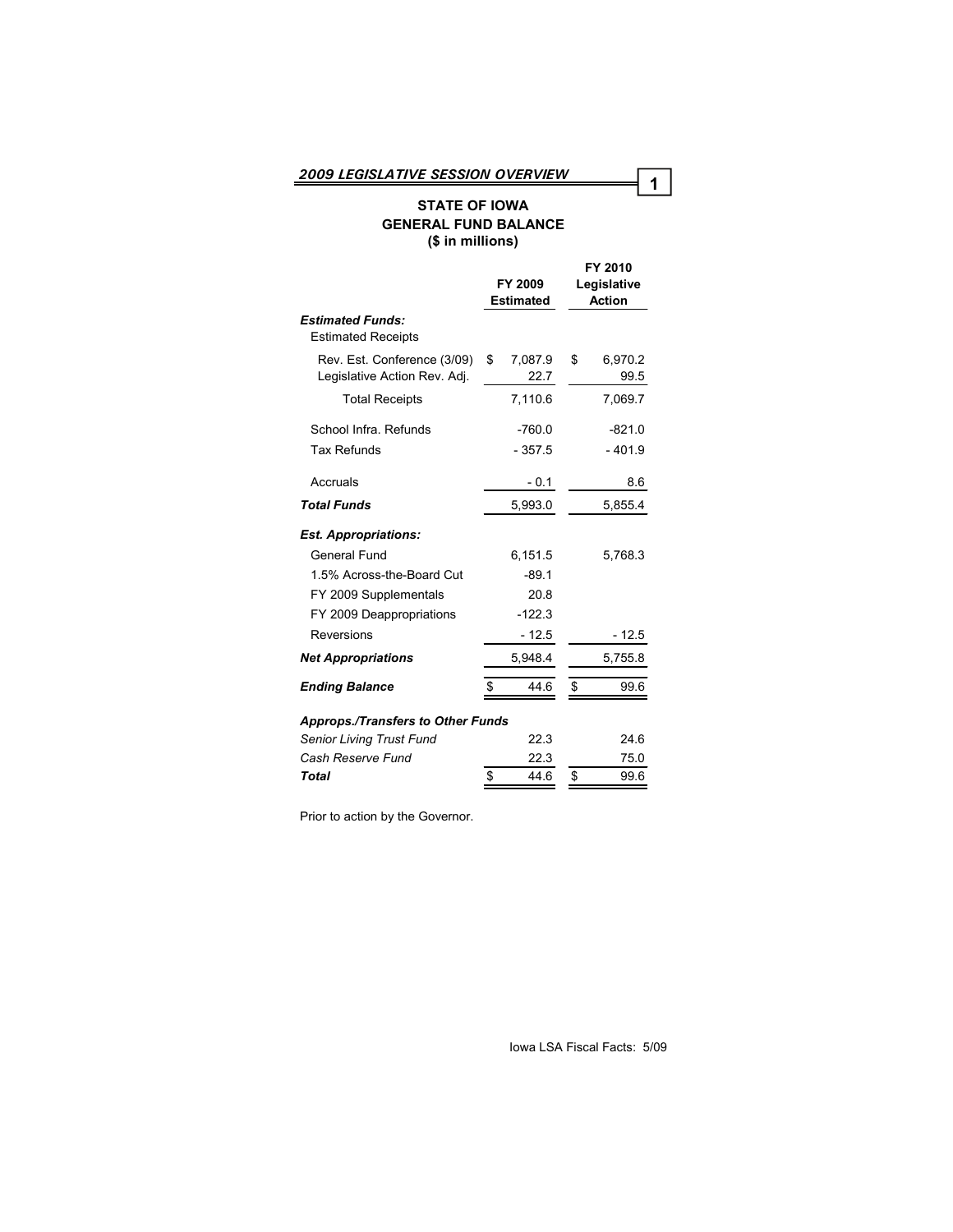## STATE OF IOWA
## GENERAL FUND BALANCE
## ($ in millions)

| | FY 2009 Estimated | FY 2010 Legislative Action |
|---|---|---|
| ***Estimated Funds:*** | | |
| Estimated Receipts | | |
| Rev. Est. Conference (3/09) | $ 7,087.9 | $ 6,970.2 |
| Legislative Action Rev. Adj. | 22.7 | 99.5 |
| Total Receipts | 7,110.6 | 7,069.7 |
| School Infra. Refunds | -760.0 | -821.0 |
| Tax Refunds | - 357.5 | - 401.9 |
| Accruals | - 0.1 | 8.6 |
| ***Total Funds*** | 5,993.0 | 5,855.4 |
| ***Est. Appropriations:*** | | |
| General Fund | 6,151.5 | 5,768.3 |
| 1.5% Across-the-Board Cut | -89.1 | |
| FY 2009 Supplementals | 20.8 | |
| FY 2009 Deappropriations | -122.3 | |
| Reversions | - 12.5 | - 12.5 |
| ***Net Appropriations*** | 5,948.4 | 5,755.8 |
| ***Ending Balance*** | $ 44.6 | $ 99.6 |
| ***Approps./Transfers to Other Funds*** | | |
| *Senior Living Trust Fund* | 22.3 | 24.6 |
| *Cash Reserve Fund* | 22.3 | 75.0 |
| ***Total*** | $ 44.6 | $ 99.6 |

Prior to action by the Governor.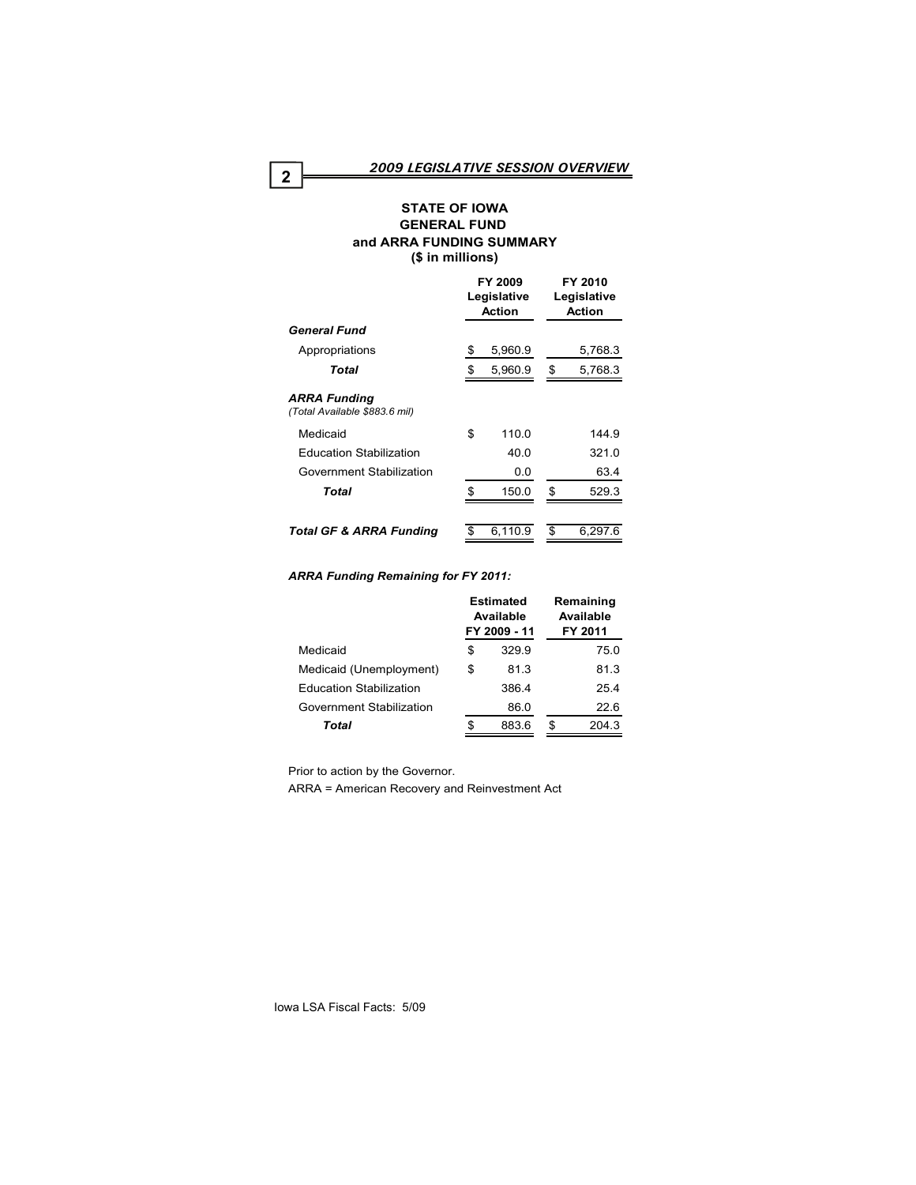## STATE OF IOWA
## GENERAL FUND
## and ARRA FUNDING SUMMARY
### ($ in millions)

| | FY 2009 Legislative Action | FY 2010 Legislative Action |
|---|---|---|
| ***General Fund*** | | |
| Appropriations | $ 5,960.9 | 5,768.3 |
| ***Total*** | $ 5,960.9 | $ 5,768.3 |
| ***ARRA Funding*** *(Total Available $883.6 mil)* | | |
| Medicaid | $ 110.0 | 144.9 |
| Education Stabilization | 40.0 | 321.0 |
| Government Stabilization | 0.0 | 63.4 |
| ***Total*** | $ 150.0 | $ 529.3 |
| ***Total GF & ARRA Funding*** | $ 6,110.9 | $ 6,297.6 |

***ARRA Funding Remaining for FY 2011:***

| | Estimated Available FY 2009 - 11 | Remaining Available FY 2011 |
|---|---|---|
| Medicaid | $ 329.9 | 75.0 |
| Medicaid (Unemployment) | $ 81.3 | 81.3 |
| Education Stabilization | 386.4 | 25.4 |
| Government Stabilization | 86.0 | 22.6 |
| ***Total*** | $ 883.6 | $ 204.3 |

Prior to action by the Governor.

ARRA = American Recovery and Reinvestment Act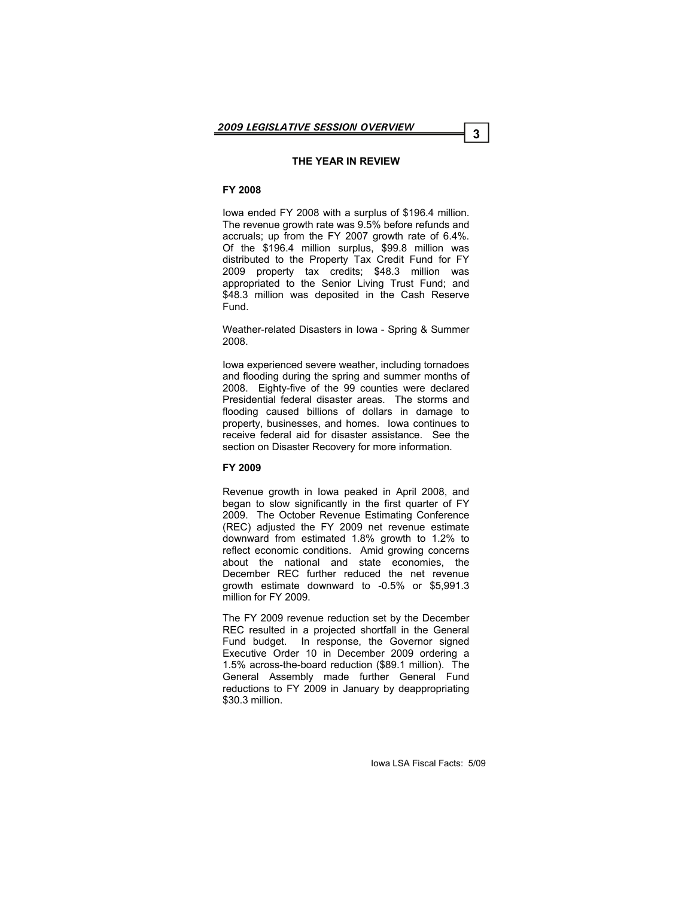## THE YEAR IN REVIEW

### FY 2008

Iowa ended FY 2008 with a surplus of $196.4 million. The revenue growth rate was 9.5% before refunds and accruals; up from the FY 2007 growth rate of 6.4%. Of the $196.4 million surplus, $99.8 million was distributed to the Property Tax Credit Fund for FY 2009 property tax credits; $48.3 million was appropriated to the Senior Living Trust Fund; and $48.3 million was deposited in the Cash Reserve Fund.

Weather-related Disasters in Iowa - Spring & Summer 2008.

Iowa experienced severe weather, including tornadoes and flooding during the spring and summer months of 2008. Eighty-five of the 99 counties were declared Presidential federal disaster areas. The storms and flooding caused billions of dollars in damage to property, businesses, and homes. Iowa continues to receive federal aid for disaster assistance. See the section on Disaster Recovery for more information.

### FY 2009

Revenue growth in Iowa peaked in April 2008, and began to slow significantly in the first quarter of FY 2009. The October Revenue Estimating Conference (REC) adjusted the FY 2009 net revenue estimate downward from estimated 1.8% growth to 1.2% to reflect economic conditions. Amid growing concerns about the national and state economies, the December REC further reduced the net revenue growth estimate downward to -0.5% or $5,991.3 million for FY 2009.

The FY 2009 revenue reduction set by the December REC resulted in a projected shortfall in the General Fund budget. In response, the Governor signed Executive Order 10 in December 2009 ordering a 1.5% across-the-board reduction ($89.1 million). The General Assembly made further General Fund reductions to FY 2009 in January by deappropriating $30.3 million.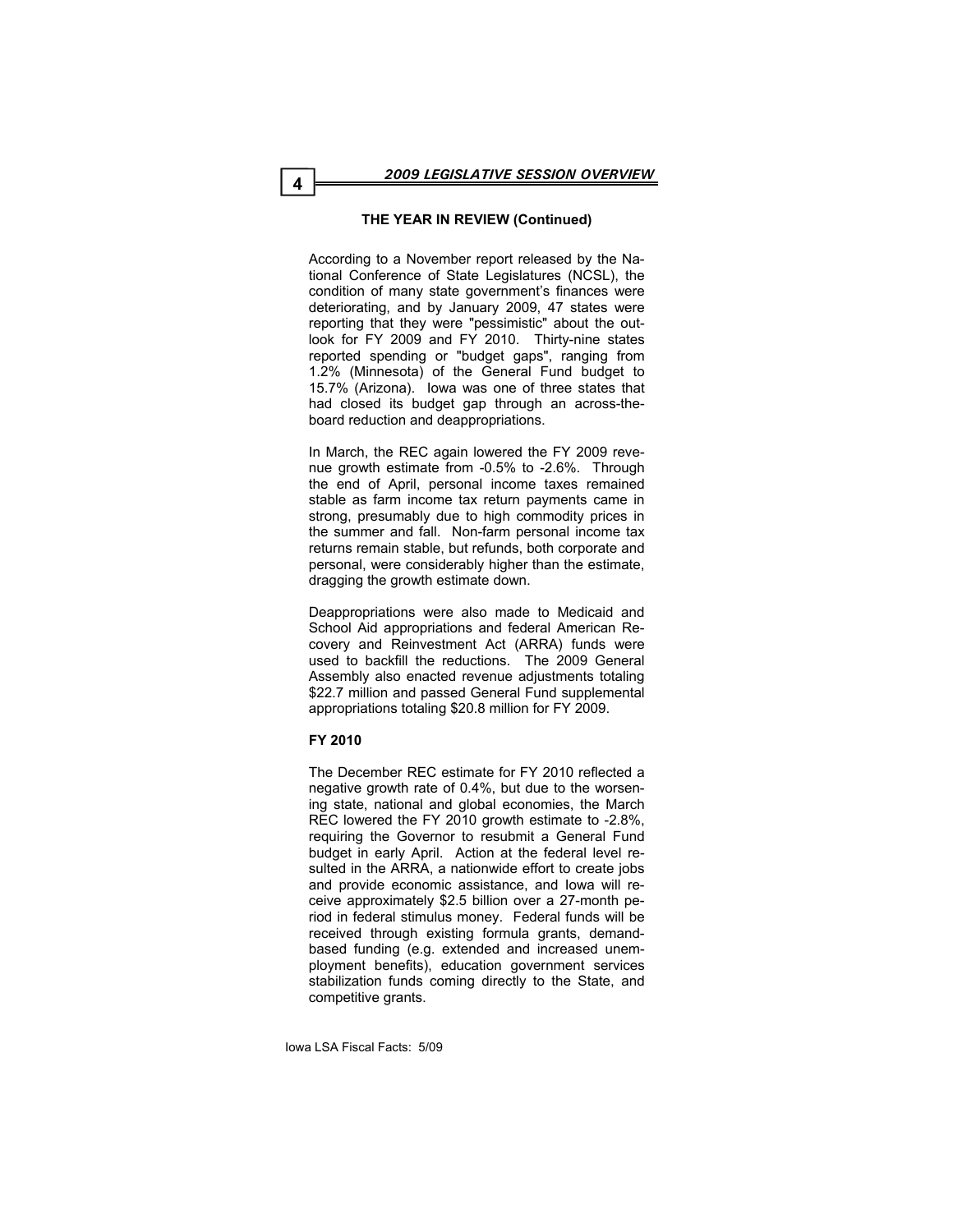### THE YEAR IN REVIEW (Continued)

According to a November report released by the National Conference of State Legislatures (NCSL), the condition of many state government's finances were deteriorating, and by January 2009, 47 states were reporting that they were "pessimistic" about the outlook for FY 2009 and FY 2010. Thirty-nine states reported spending or "budget gaps", ranging from 1.2% (Minnesota) of the General Fund budget to 15.7% (Arizona). Iowa was one of three states that had closed its budget gap through an across-the-board reduction and deappropriations.

In March, the REC again lowered the FY 2009 revenue growth estimate from -0.5% to -2.6%. Through the end of April, personal income taxes remained stable as farm income tax return payments came in strong, presumably due to high commodity prices in the summer and fall. Non-farm personal income tax returns remain stable, but refunds, both corporate and personal, were considerably higher than the estimate, dragging the growth estimate down.

Deappropriations were also made to Medicaid and School Aid appropriations and federal American Recovery and Reinvestment Act (ARRA) funds were used to backfill the reductions. The 2009 General Assembly also enacted revenue adjustments totaling $22.7 million and passed General Fund supplemental appropriations totaling $20.8 million for FY 2009.

**FY 2010**

The December REC estimate for FY 2010 reflected a negative growth rate of 0.4%, but due to the worsening state, national and global economies, the March REC lowered the FY 2010 growth estimate to -2.8%, requiring the Governor to resubmit a General Fund budget in early April. Action at the federal level resulted in the ARRA, a nationwide effort to create jobs and provide economic assistance, and Iowa will receive approximately $2.5 billion over a 27-month period in federal stimulus money. Federal funds will be received through existing formula grants, demand-based funding (e.g. extended and increased unemployment benefits), education government services stabilization funds coming directly to the State, and competitive grants.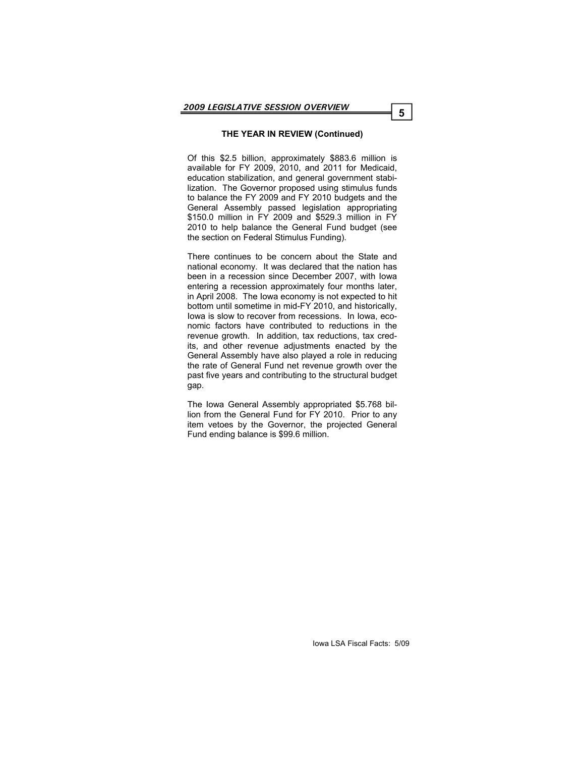### THE YEAR IN REVIEW (Continued)

Of this $2.5 billion, approximately $883.6 million is available for FY 2009, 2010, and 2011 for Medicaid, education stabilization, and general government stabilization. The Governor proposed using stimulus funds to balance the FY 2009 and FY 2010 budgets and the General Assembly passed legislation appropriating $150.0 million in FY 2009 and $529.3 million in FY 2010 to help balance the General Fund budget (see the section on Federal Stimulus Funding).

There continues to be concern about the State and national economy. It was declared that the nation has been in a recession since December 2007, with Iowa entering a recession approximately four months later, in April 2008. The Iowa economy is not expected to hit bottom until sometime in mid-FY 2010, and historically, Iowa is slow to recover from recessions. In Iowa, economic factors have contributed to reductions in the revenue growth. In addition, tax reductions, tax credits, and other revenue adjustments enacted by the General Assembly have also played a role in reducing the rate of General Fund net revenue growth over the past five years and contributing to the structural budget gap.

The Iowa General Assembly appropriated $5.768 billion from the General Fund for FY 2010. Prior to any item vetoes by the Governor, the projected General Fund ending balance is $99.6 million.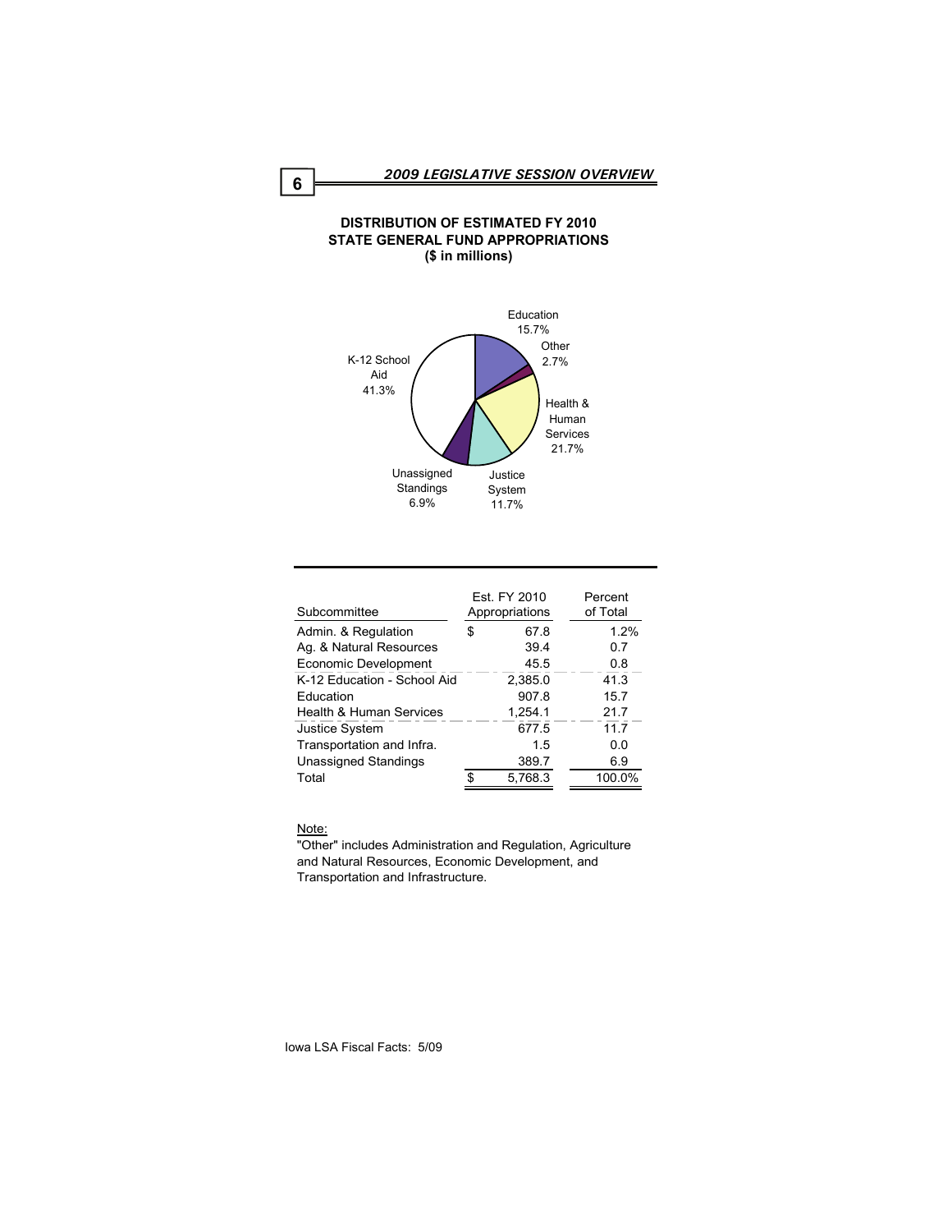## DISTRIBUTION OF ESTIMATED FY 2010 STATE GENERAL FUND APPROPRIATIONS
**($ in millions)**

Education 15.7%

Other 2.7%

Health & Human Services 21.7%

Justice System 11.7%

Unassigned Standings 6.9%

K-12 School Aid 41.3%

| Subcommittee | Est. FY 2010 Appropriations | Percent of Total |
|---|---|---|
| Admin. & Regulation | $ 67.8 | 1.2% |
| Ag. & Natural Resources | 39.4 | 0.7 |
| Economic Development | 45.5 | 0.8 |
| K-12 Education - School Aid | 2,385.0 | 41.3 |
| Education | 907.8 | 15.7 |
| Health & Human Services | 1,254.1 | 21.7 |
| Justice System | 677.5 | 11.7 |
| Transportation and Infra. | 1.5 | 0.0 |
| Unassigned Standings | 389.7 | 6.9 |
| Total | $ 5,768.3 | 100.0% |

Note:

"Other" includes Administration and Regulation, Agriculture and Natural Resources, Economic Development, and Transportation and Infrastructure.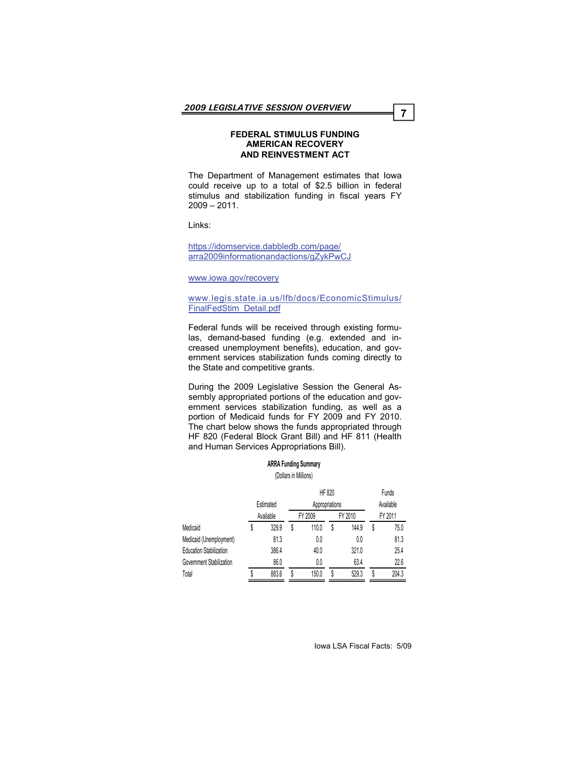## FEDERAL STIMULUS FUNDING AMERICAN RECOVERY AND REINVESTMENT ACT

The Department of Management estimates that Iowa could receive up to a total of $2.5 billion in federal stimulus and stabilization funding in fiscal years FY 2009 – 2011.

Links:

https://idomservice.dabbledb.com/page/arra2009informationandactions/gZykPwCJ

www.iowa.gov/recovery

www.legis.state.ia.us/lfb/docs/EconomicStimulus/FinalFedStim_Detail.pdf

Federal funds will be received through existing formulas, demand-based funding (e.g. extended and increased unemployment benefits), education, and government services stabilization funds coming directly to the State and competitive grants.

During the 2009 Legislative Session the General Assembly appropriated portions of the education and government services stabilization funding, as well as a portion of Medicaid funds for FY 2009 and FY 2010. The chart below shows the funds appropriated through HF 820 (Federal Block Grant Bill) and HF 811 (Health and Human Services Appropriations Bill).

**ARRA Funding Summary**

(Dollars in Millions)

| | Estimated Available | HF 820 Appropriations FY 2009 | HF 820 Appropriations FY 2010 | Funds Available FY 2011 |
|---|---|---|---|---|
| Medicaid | $ 329.9 | $ 110.0 | $ 144.9 | $ 75.0 |
| Medicaid (Unemployment) | 81.3 | 0.0 | 0.0 | 81.3 |
| Education Stabilization | 386.4 | 40.0 | 321.0 | 25.4 |
| Government Stabilization | 86.0 | 0.0 | 63.4 | 22.6 |
| Total | $ 883.6 | $ 150.0 | $ 529.3 | $ 204.3 |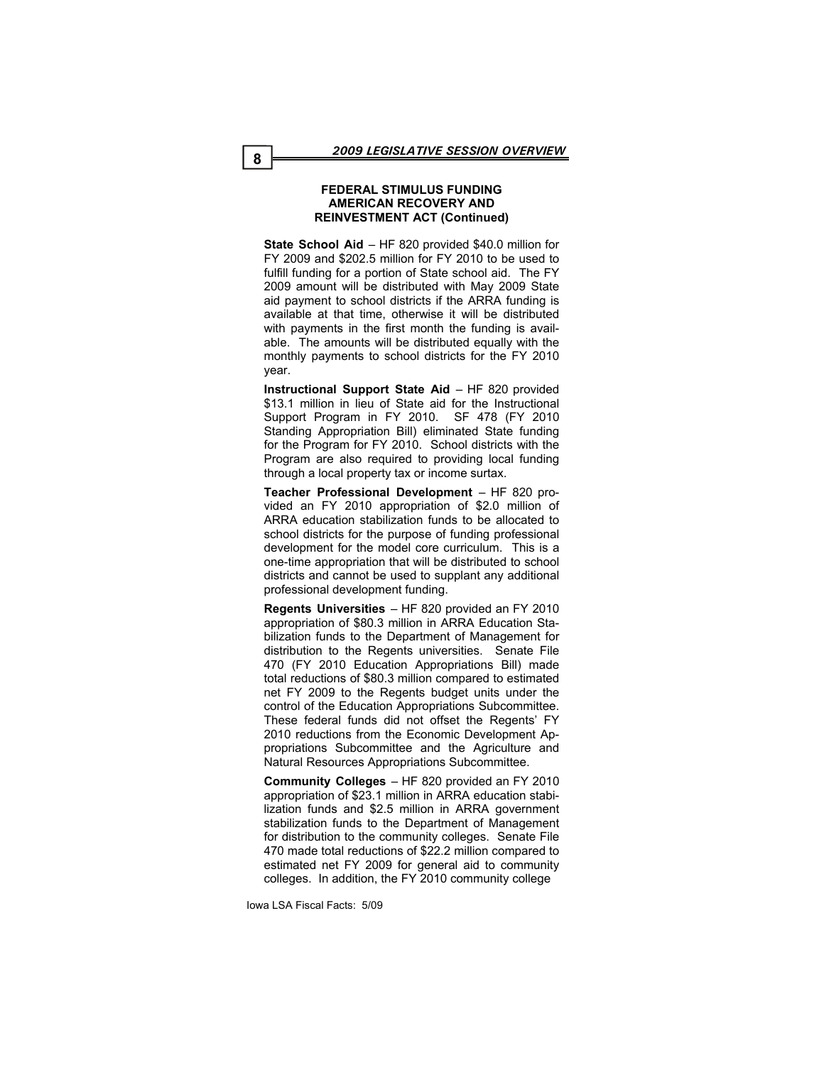### FEDERAL STIMULUS FUNDING AMERICAN RECOVERY AND REINVESTMENT ACT (Continued)

**State School Aid** – HF 820 provided $40.0 million for FY 2009 and $202.5 million for FY 2010 to be used to fulfill funding for a portion of State school aid. The FY 2009 amount will be distributed with May 2009 State aid payment to school districts if the ARRA funding is available at that time, otherwise it will be distributed with payments in the first month the funding is available. The amounts will be distributed equally with the monthly payments to school districts for the FY 2010 year.

**Instructional Support State Aid** – HF 820 provided $13.1 million in lieu of State aid for the Instructional Support Program in FY 2010. SF 478 (FY 2010 Standing Appropriation Bill) eliminated State funding for the Program for FY 2010. School districts with the Program are also required to providing local funding through a local property tax or income surtax.

**Teacher Professional Development** – HF 820 provided an FY 2010 appropriation of $2.0 million of ARRA education stabilization funds to be allocated to school districts for the purpose of funding professional development for the model core curriculum. This is a one-time appropriation that will be distributed to school districts and cannot be used to supplant any additional professional development funding.

**Regents Universities** – HF 820 provided an FY 2010 appropriation of $80.3 million in ARRA Education Stabilization funds to the Department of Management for distribution to the Regents universities. Senate File 470 (FY 2010 Education Appropriations Bill) made total reductions of $80.3 million compared to estimated net FY 2009 to the Regents budget units under the control of the Education Appropriations Subcommittee. These federal funds did not offset the Regents' FY 2010 reductions from the Economic Development Appropriations Subcommittee and the Agriculture and Natural Resources Appropriations Subcommittee.

**Community Colleges** – HF 820 provided an FY 2010 appropriation of $23.1 million in ARRA education stabilization funds and $2.5 million in ARRA government stabilization funds to the Department of Management for distribution to the community colleges. Senate File 470 made total reductions of $22.2 million compared to estimated net FY 2009 for general aid to community colleges. In addition, the FY 2010 community college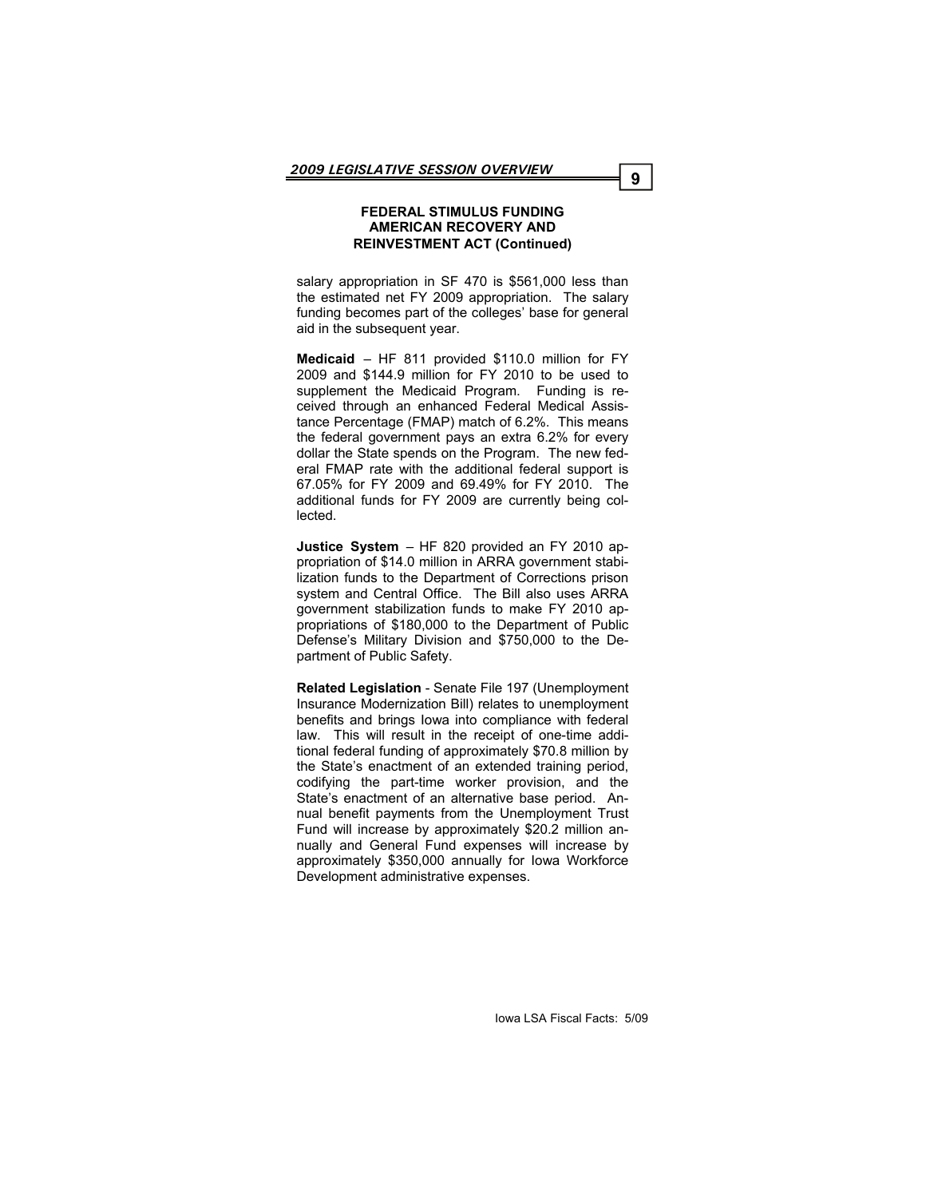## FEDERAL STIMULUS FUNDING AMERICAN RECOVERY AND REINVESTMENT ACT (Continued)

salary appropriation in SF 470 is $561,000 less than the estimated net FY 2009 appropriation. The salary funding becomes part of the colleges' base for general aid in the subsequent year.

**Medicaid** – HF 811 provided $110.0 million for FY 2009 and $144.9 million for FY 2010 to be used to supplement the Medicaid Program. Funding is received through an enhanced Federal Medical Assistance Percentage (FMAP) match of 6.2%. This means the federal government pays an extra 6.2% for every dollar the State spends on the Program. The new federal FMAP rate with the additional federal support is 67.05% for FY 2009 and 69.49% for FY 2010. The additional funds for FY 2009 are currently being collected.

**Justice System** – HF 820 provided an FY 2010 appropriation of $14.0 million in ARRA government stabilization funds to the Department of Corrections prison system and Central Office. The Bill also uses ARRA government stabilization funds to make FY 2010 appropriations of $180,000 to the Department of Public Defense's Military Division and $750,000 to the Department of Public Safety.

**Related Legislation** - Senate File 197 (Unemployment Insurance Modernization Bill) relates to unemployment benefits and brings Iowa into compliance with federal law. This will result in the receipt of one-time additional federal funding of approximately $70.8 million by the State's enactment of an extended training period, codifying the part-time worker provision, and the State's enactment of an alternative base period. Annual benefit payments from the Unemployment Trust Fund will increase by approximately $20.2 million annually and General Fund expenses will increase by approximately $350,000 annually for Iowa Workforce Development administrative expenses.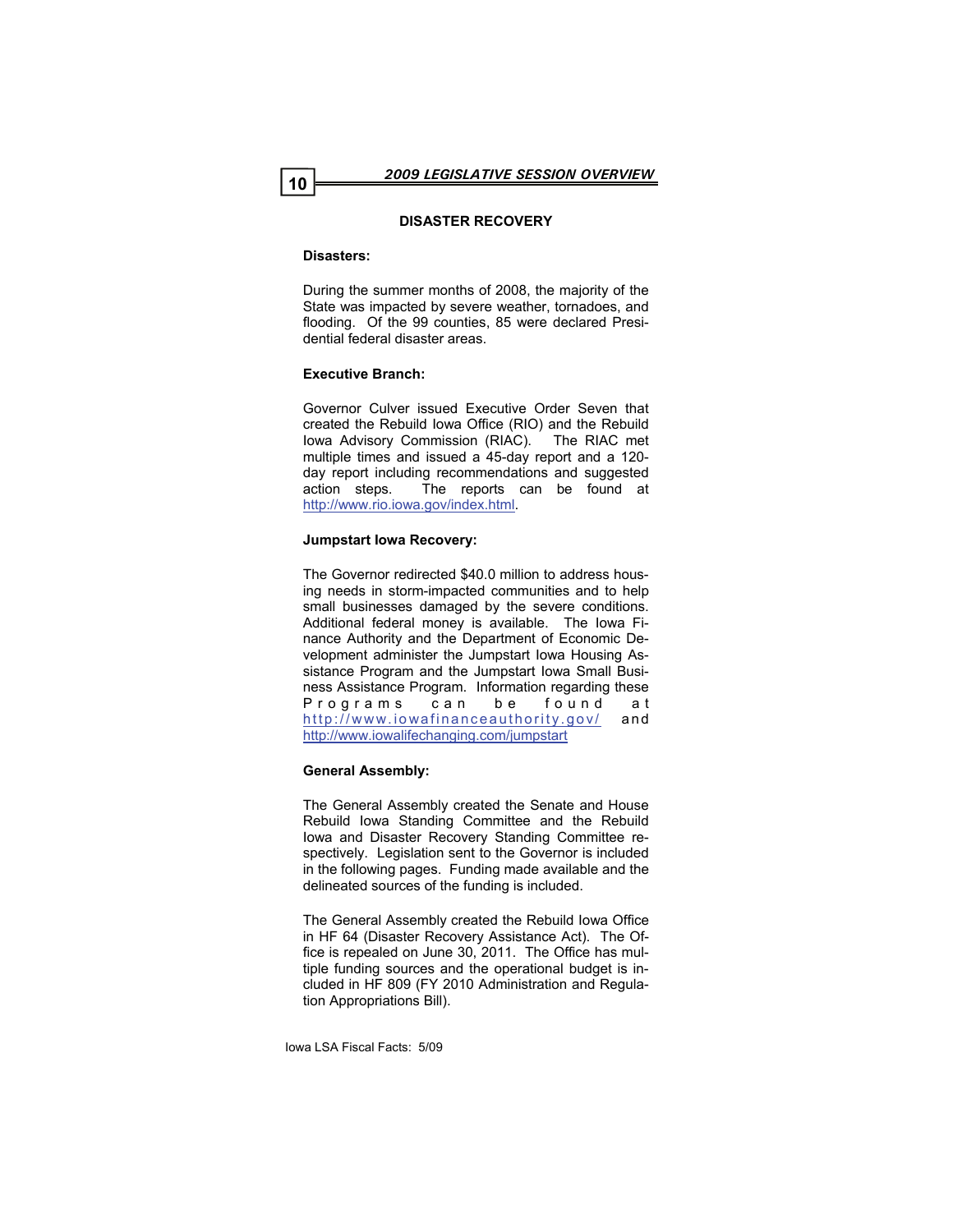## DISASTER RECOVERY

### Disasters:

During the summer months of 2008, the majority of the State was impacted by severe weather, tornadoes, and flooding. Of the 99 counties, 85 were declared Presidential federal disaster areas.

### Executive Branch:

Governor Culver issued Executive Order Seven that created the Rebuild Iowa Office (RIO) and the Rebuild Iowa Advisory Commission (RIAC). The RIAC met multiple times and issued a 45-day report and a 120-day report including recommendations and suggested action steps. The reports can be found at http://www.rio.iowa.gov/index.html.

### Jumpstart Iowa Recovery:

The Governor redirected $40.0 million to address housing needs in storm-impacted communities and to help small businesses damaged by the severe conditions. Additional federal money is available. The Iowa Finance Authority and the Department of Economic Development administer the Jumpstart Iowa Housing Assistance Program and the Jumpstart Iowa Small Business Assistance Program. Information regarding these Programs can be found at http://www.iowafinanceauthority.gov/ and http://www.iowalifechanging.com/jumpstart

### General Assembly:

The General Assembly created the Senate and House Rebuild Iowa Standing Committee and the Rebuild Iowa and Disaster Recovery Standing Committee respectively. Legislation sent to the Governor is included in the following pages. Funding made available and the delineated sources of the funding is included.

The General Assembly created the Rebuild Iowa Office in HF 64 (Disaster Recovery Assistance Act). The Office is repealed on June 30, 2011. The Office has multiple funding sources and the operational budget is included in HF 809 (FY 2010 Administration and Regulation Appropriations Bill).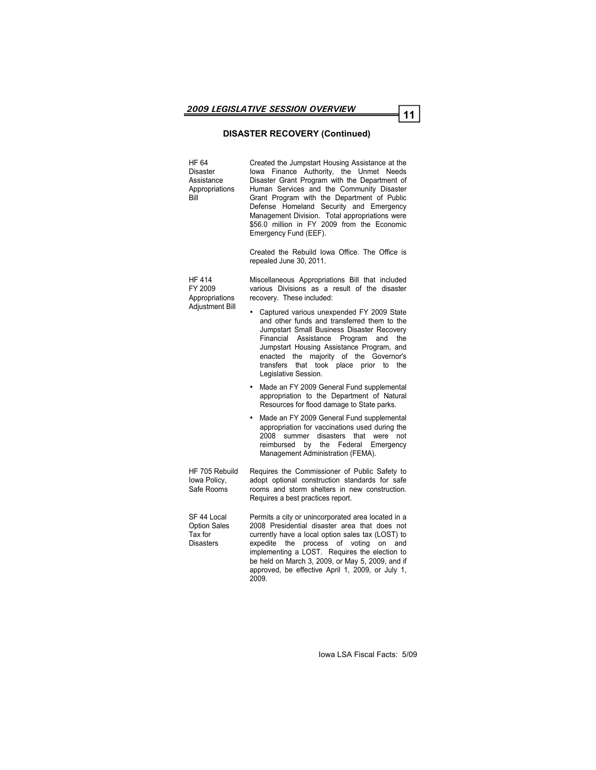## DISASTER RECOVERY (Continued)

| | |
|---|---|
| HF 64 Disaster Assistance Appropriations Bill | Created the Jumpstart Housing Assistance at the Iowa Finance Authority, the Unmet Needs Disaster Grant Program with the Department of Human Services and the Community Disaster Grant Program with the Department of Public Defense Homeland Security and Emergency Management Division. Total appropriations were $56.0 million in FY 2009 from the Economic Emergency Fund (EEF).<br><br>Created the Rebuild Iowa Office. The Office is repealed June 30, 2011. |
| HF 414 FY 2009 Appropriations Adjustment Bill | Miscellaneous Appropriations Bill that included various Divisions as a result of the disaster recovery. These included:<br>• Captured various unexpended FY 2009 State and other funds and transferred them to the Jumpstart Small Business Disaster Recovery Financial Assistance Program and the Jumpstart Housing Assistance Program, and enacted the majority of the Governor's transfers that took place prior to the Legislative Session.<br>• Made an FY 2009 General Fund supplemental appropriation to the Department of Natural Resources for flood damage to State parks.<br>• Made an FY 2009 General Fund supplemental appropriation for vaccinations used during the 2008 summer disasters that were not reimbursed by the Federal Emergency Management Administration (FEMA). |
| HF 705 Rebuild Iowa Policy, Safe Rooms | Requires the Commissioner of Public Safety to adopt optional construction standards for safe rooms and storm shelters in new construction. Requires a best practices report. |
| SF 44 Local Option Sales Tax for Disasters | Permits a city or unincorporated area located in a 2008 Presidential disaster area that does not currently have a local option sales tax (LOST) to expedite the process of voting on and implementing a LOST. Requires the election to be held on March 3, 2009, or May 5, 2009, and if approved, be effective April 1, 2009, or July 1, 2009. |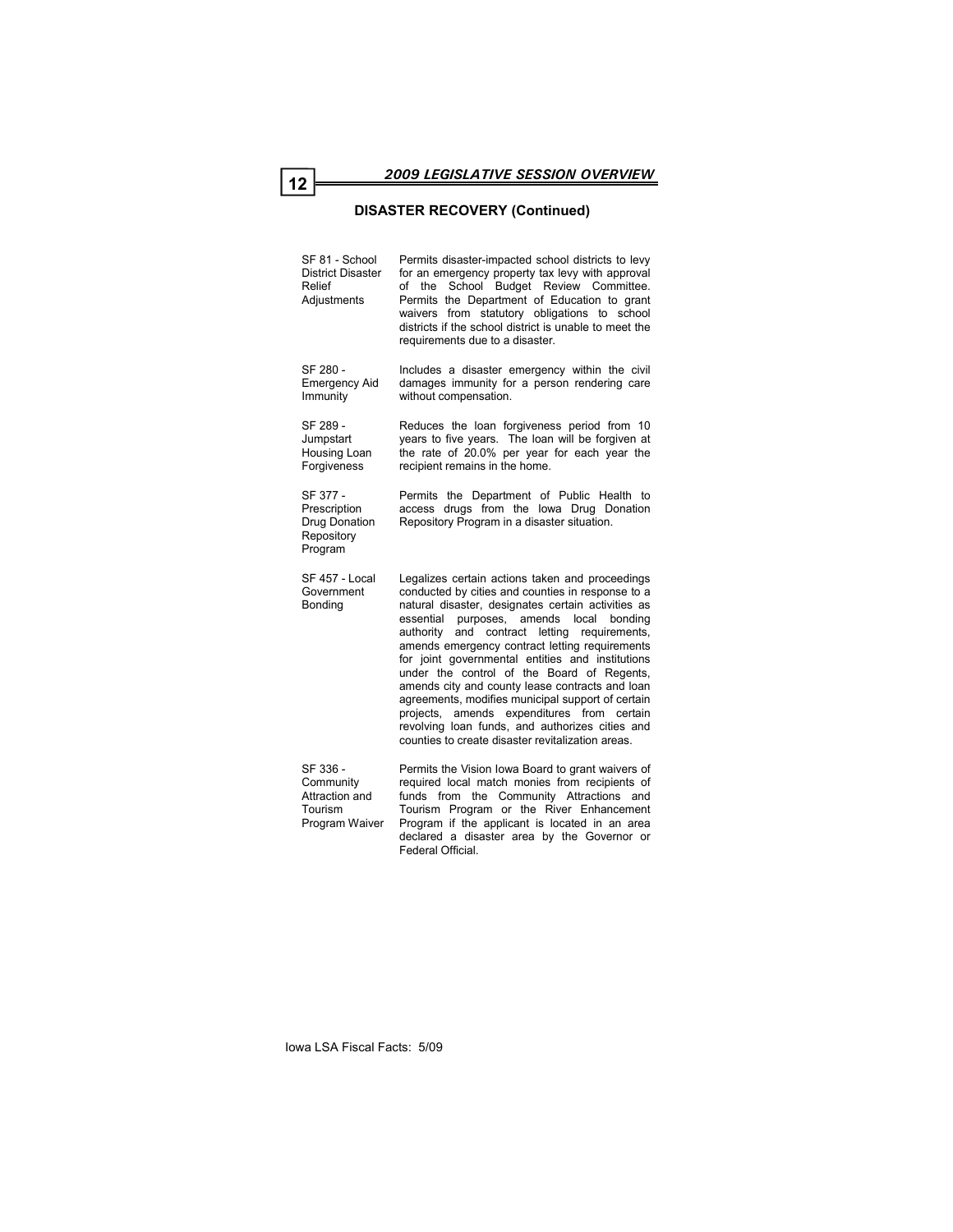## DISASTER RECOVERY (Continued)

| | |
|---|---|
| SF 81 - School District Disaster Relief Adjustments | Permits disaster-impacted school districts to levy for an emergency property tax levy with approval of the School Budget Review Committee. Permits the Department of Education to grant waivers from statutory obligations to school districts if the school district is unable to meet the requirements due to a disaster. |
| SF 280 - Emergency Aid Immunity | Includes a disaster emergency within the civil damages immunity for a person rendering care without compensation. |
| SF 289 - Jumpstart Housing Loan Forgiveness | Reduces the loan forgiveness period from 10 years to five years. The loan will be forgiven at the rate of 20.0% per year for each year the recipient remains in the home. |
| SF 377 - Prescription Drug Donation Repository Program | Permits the Department of Public Health to access drugs from the Iowa Drug Donation Repository Program in a disaster situation. |
| SF 457 - Local Government Bonding | Legalizes certain actions taken and proceedings conducted by cities and counties in response to a natural disaster, designates certain activities as essential purposes, amends local bonding authority and contract letting requirements, amends emergency contract letting requirements for joint governmental entities and institutions under the control of the Board of Regents, amends city and county lease contracts and loan agreements, modifies municipal support of certain projects, amends expenditures from certain revolving loan funds, and authorizes cities and counties to create disaster revitalization areas. |
| SF 336 - Community Attraction and Tourism Program Waiver | Permits the Vision Iowa Board to grant waivers of required local match monies from recipients of funds from the Community Attractions and Tourism Program or the River Enhancement Program if the applicant is located in an area declared a disaster area by the Governor or Federal Official. |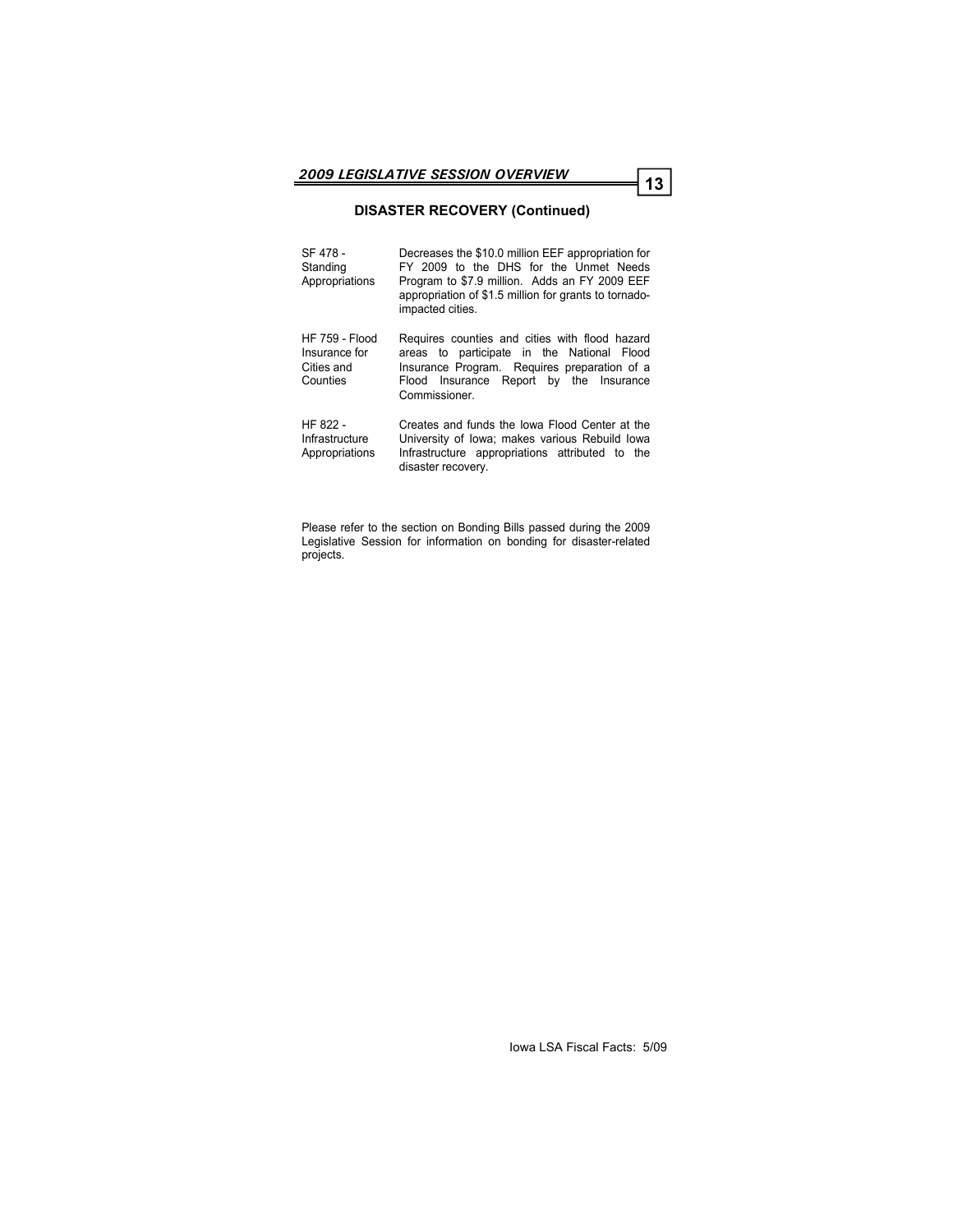## DISASTER RECOVERY (Continued)

| | |
|---|---|
| SF 478 - Standing Appropriations | Decreases the $10.0 million EEF appropriation for FY 2009 to the DHS for the Unmet Needs Program to $7.9 million. Adds an FY 2009 EEF appropriation of $1.5 million for grants to tornado-impacted cities. |
| HF 759 - Flood Insurance for Cities and Counties | Requires counties and cities with flood hazard areas to participate in the National Flood Insurance Program. Requires preparation of a Flood Insurance Report by the Insurance Commissioner. |
| HF 822 - Infrastructure Appropriations | Creates and funds the Iowa Flood Center at the University of Iowa; makes various Rebuild Iowa Infrastructure appropriations attributed to the disaster recovery. |

Please refer to the section on Bonding Bills passed during the 2009 Legislative Session for information on bonding for disaster-related projects.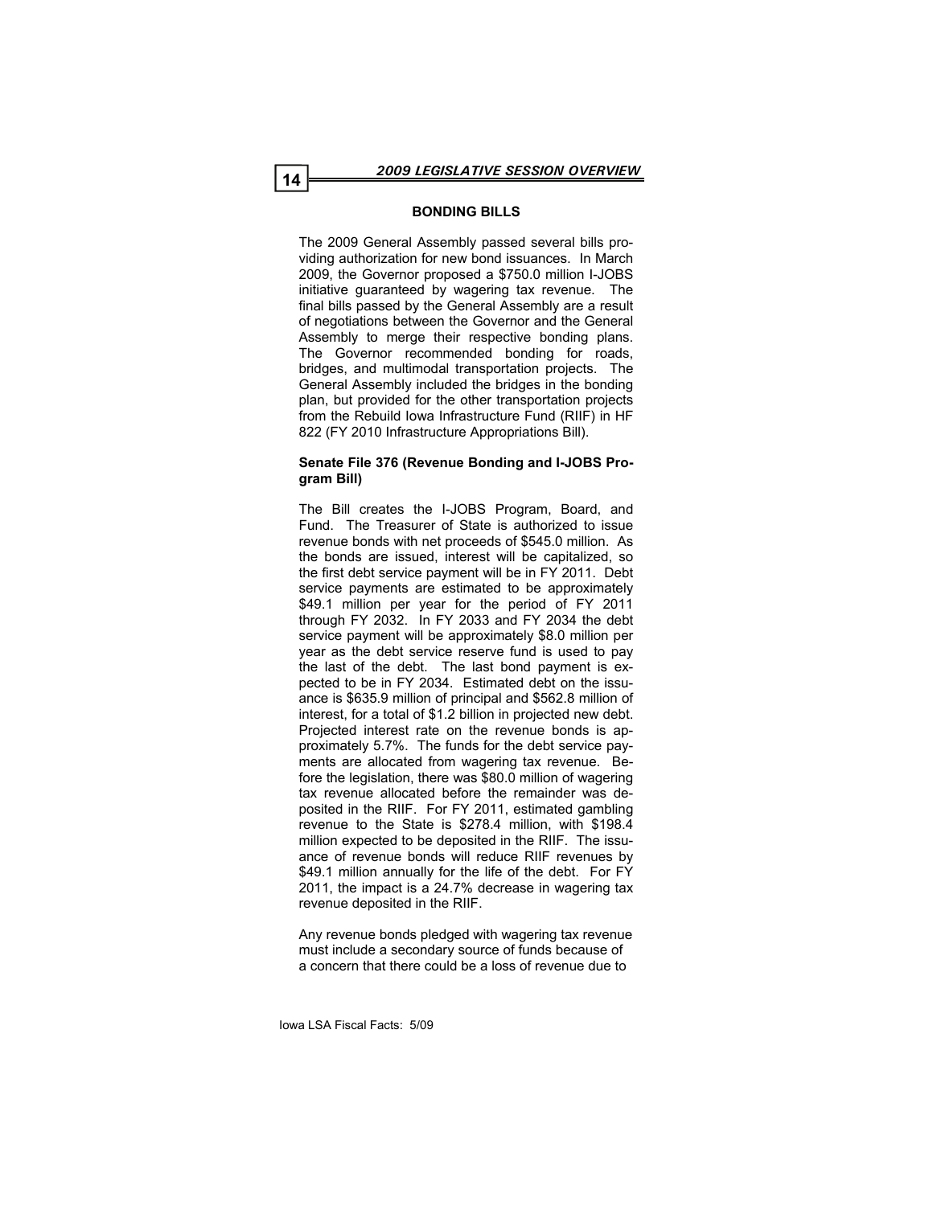## BONDING BILLS

The 2009 General Assembly passed several bills providing authorization for new bond issuances. In March 2009, the Governor proposed a $750.0 million I-JOBS initiative guaranteed by wagering tax revenue. The final bills passed by the General Assembly are a result of negotiations between the Governor and the General Assembly to merge their respective bonding plans. The Governor recommended bonding for roads, bridges, and multimodal transportation projects. The General Assembly included the bridges in the bonding plan, but provided for the other transportation projects from the Rebuild Iowa Infrastructure Fund (RIIF) in HF 822 (FY 2010 Infrastructure Appropriations Bill).

### Senate File 376 (Revenue Bonding and I-JOBS Program Bill)

The Bill creates the I-JOBS Program, Board, and Fund. The Treasurer of State is authorized to issue revenue bonds with net proceeds of $545.0 million. As the bonds are issued, interest will be capitalized, so the first debt service payment will be in FY 2011. Debt service payments are estimated to be approximately $49.1 million per year for the period of FY 2011 through FY 2032. In FY 2033 and FY 2034 the debt service payment will be approximately $8.0 million per year as the debt service reserve fund is used to pay the last of the debt. The last bond payment is expected to be in FY 2034. Estimated debt on the issuance is $635.9 million of principal and $562.8 million of interest, for a total of $1.2 billion in projected new debt. Projected interest rate on the revenue bonds is approximately 5.7%. The funds for the debt service payments are allocated from wagering tax revenue. Before the legislation, there was $80.0 million of wagering tax revenue allocated before the remainder was deposited in the RIIF. For FY 2011, estimated gambling revenue to the State is $278.4 million, with $198.4 million expected to be deposited in the RIIF. The issuance of revenue bonds will reduce RIIF revenues by $49.1 million annually for the life of the debt. For FY 2011, the impact is a 24.7% decrease in wagering tax revenue deposited in the RIIF.

Any revenue bonds pledged with wagering tax revenue must include a secondary source of funds because of a concern that there could be a loss of revenue due to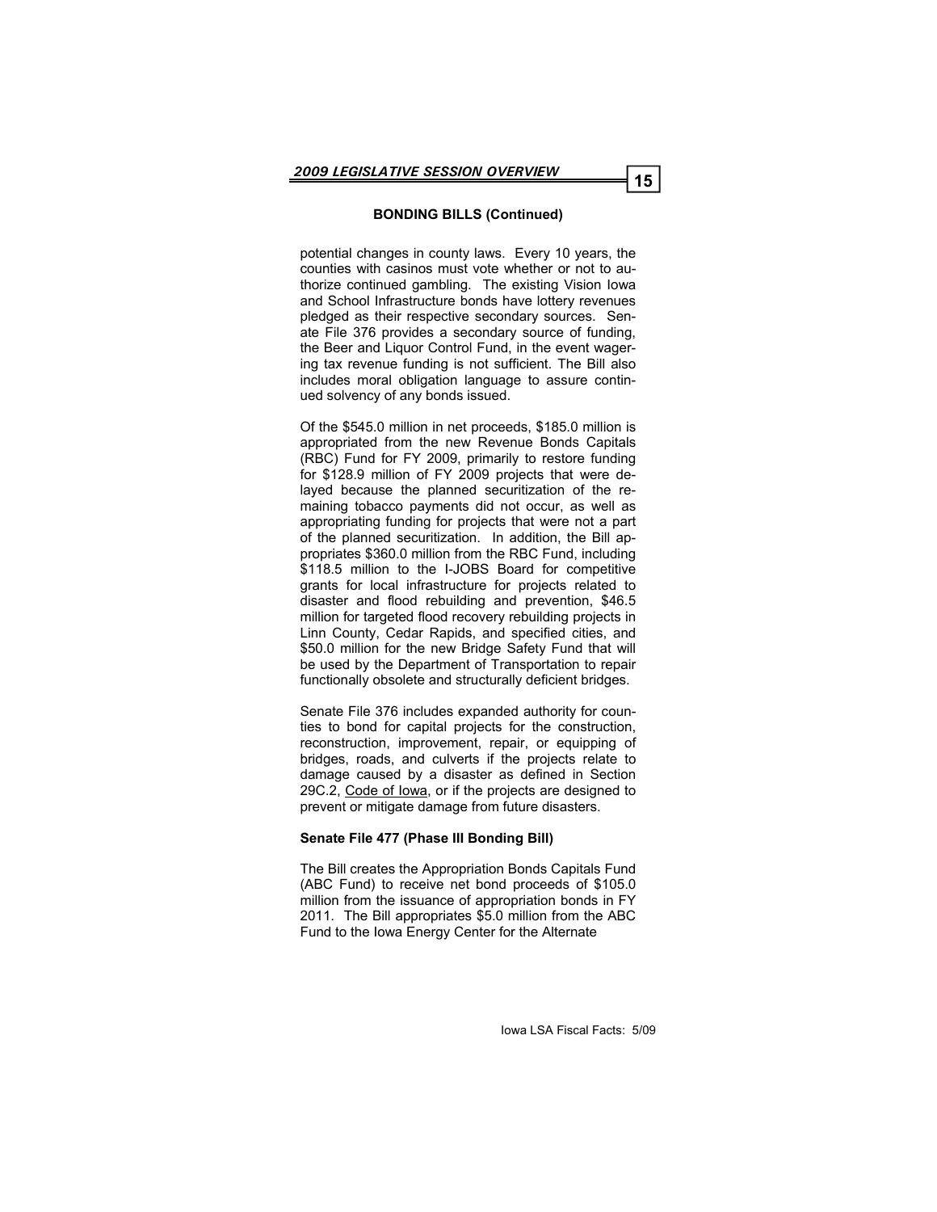### BONDING BILLS (Continued)

potential changes in county laws. Every 10 years, the counties with casinos must vote whether or not to authorize continued gambling. The existing Vision Iowa and School Infrastructure bonds have lottery revenues pledged as their respective secondary sources. Senate File 376 provides a secondary source of funding, the Beer and Liquor Control Fund, in the event wagering tax revenue funding is not sufficient. The Bill also includes moral obligation language to assure continued solvency of any bonds issued.

Of the $545.0 million in net proceeds, $185.0 million is appropriated from the new Revenue Bonds Capitals (RBC) Fund for FY 2009, primarily to restore funding for $128.9 million of FY 2009 projects that were delayed because the planned securitization of the remaining tobacco payments did not occur, as well as appropriating funding for projects that were not a part of the planned securitization. In addition, the Bill appropriates $360.0 million from the RBC Fund, including $118.5 million to the I-JOBS Board for competitive grants for local infrastructure for projects related to disaster and flood rebuilding and prevention, $46.5 million for targeted flood recovery rebuilding projects in Linn County, Cedar Rapids, and specified cities, and $50.0 million for the new Bridge Safety Fund that will be used by the Department of Transportation to repair functionally obsolete and structurally deficient bridges.

Senate File 376 includes expanded authority for counties to bond for capital projects for the construction, reconstruction, improvement, repair, or equipping of bridges, roads, and culverts if the projects relate to damage caused by a disaster as defined in Section 29C.2, Code of Iowa, or if the projects are designed to prevent or mitigate damage from future disasters.

**Senate File 477 (Phase III Bonding Bill)**

The Bill creates the Appropriation Bonds Capitals Fund (ABC Fund) to receive net bond proceeds of $105.0 million from the issuance of appropriation bonds in FY 2011. The Bill appropriates $5.0 million from the ABC Fund to the Iowa Energy Center for the Alternate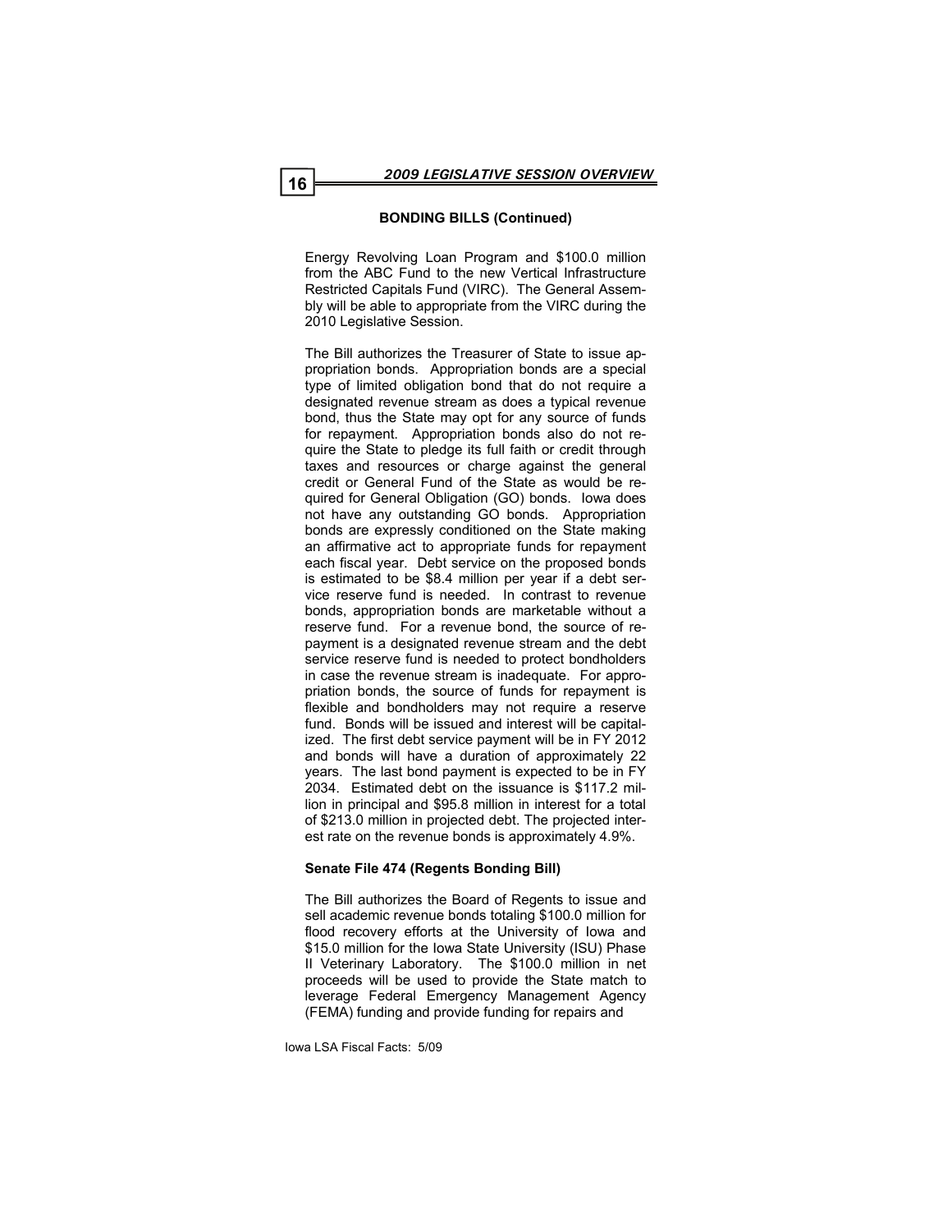**BONDING BILLS (Continued)**

Energy Revolving Loan Program and $100.0 million from the ABC Fund to the new Vertical Infrastructure Restricted Capitals Fund (VIRC). The General Assembly will be able to appropriate from the VIRC during the 2010 Legislative Session.

The Bill authorizes the Treasurer of State to issue appropriation bonds. Appropriation bonds are a special type of limited obligation bond that do not require a designated revenue stream as does a typical revenue bond, thus the State may opt for any source of funds for repayment. Appropriation bonds also do not require the State to pledge its full faith or credit through taxes and resources or charge against the general credit or General Fund of the State as would be required for General Obligation (GO) bonds. Iowa does not have any outstanding GO bonds. Appropriation bonds are expressly conditioned on the State making an affirmative act to appropriate funds for repayment each fiscal year. Debt service on the proposed bonds is estimated to be $8.4 million per year if a debt service reserve fund is needed. In contrast to revenue bonds, appropriation bonds are marketable without a reserve fund. For a revenue bond, the source of repayment is a designated revenue stream and the debt service reserve fund is needed to protect bondholders in case the revenue stream is inadequate. For appropriation bonds, the source of funds for repayment is flexible and bondholders may not require a reserve fund. Bonds will be issued and interest will be capitalized. The first debt service payment will be in FY 2012 and bonds will have a duration of approximately 22 years. The last bond payment is expected to be in FY 2034. Estimated debt on the issuance is $117.2 million in principal and $95.8 million in interest for a total of $213.0 million in projected debt. The projected interest rate on the revenue bonds is approximately 4.9%.

**Senate File 474 (Regents Bonding Bill)**

The Bill authorizes the Board of Regents to issue and sell academic revenue bonds totaling $100.0 million for flood recovery efforts at the University of Iowa and $15.0 million for the Iowa State University (ISU) Phase II Veterinary Laboratory. The $100.0 million in net proceeds will be used to provide the State match to leverage Federal Emergency Management Agency (FEMA) funding and provide funding for repairs and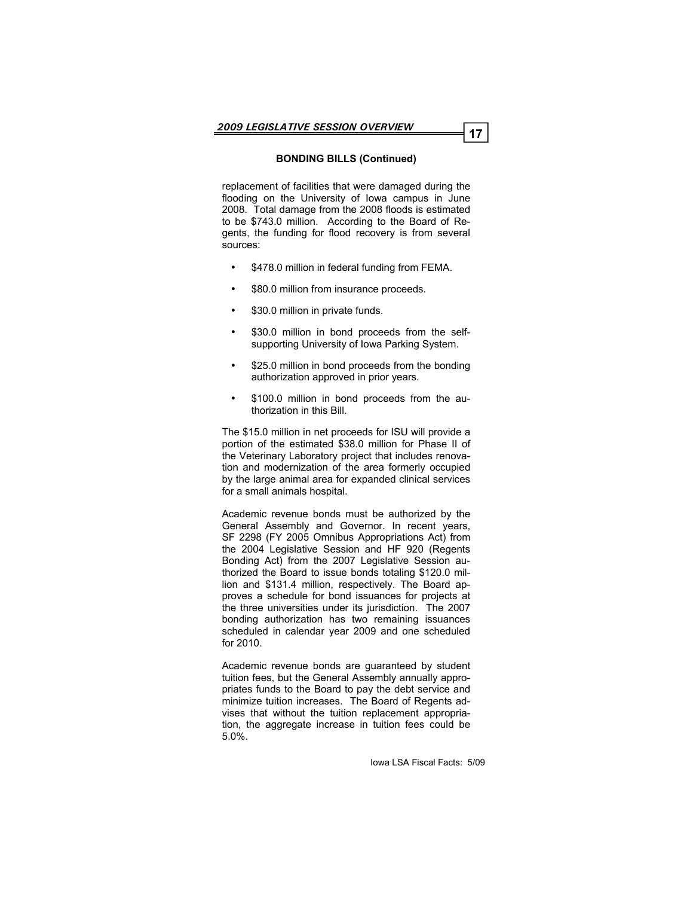**BONDING BILLS (Continued)**

replacement of facilities that were damaged during the flooding on the University of Iowa campus in June 2008. Total damage from the 2008 floods is estimated to be $743.0 million. According to the Board of Regents, the funding for flood recovery is from several sources:

- $478.0 million in federal funding from FEMA.
- $80.0 million from insurance proceeds.
- $30.0 million in private funds.
- $30.0 million in bond proceeds from the self-supporting University of Iowa Parking System.
- $25.0 million in bond proceeds from the bonding authorization approved in prior years.
- $100.0 million in bond proceeds from the authorization in this Bill.

The $15.0 million in net proceeds for ISU will provide a portion of the estimated $38.0 million for Phase II of the Veterinary Laboratory project that includes renovation and modernization of the area formerly occupied by the large animal area for expanded clinical services for a small animals hospital.

Academic revenue bonds must be authorized by the General Assembly and Governor. In recent years, SF 2298 (FY 2005 Omnibus Appropriations Act) from the 2004 Legislative Session and HF 920 (Regents Bonding Act) from the 2007 Legislative Session authorized the Board to issue bonds totaling $120.0 million and $131.4 million, respectively. The Board approves a schedule for bond issuances for projects at the three universities under its jurisdiction. The 2007 bonding authorization has two remaining issuances scheduled in calendar year 2009 and one scheduled for 2010.

Academic revenue bonds are guaranteed by student tuition fees, but the General Assembly annually appropriates funds to the Board to pay the debt service and minimize tuition increases. The Board of Regents advises that without the tuition replacement appropriation, the aggregate increase in tuition fees could be 5.0%.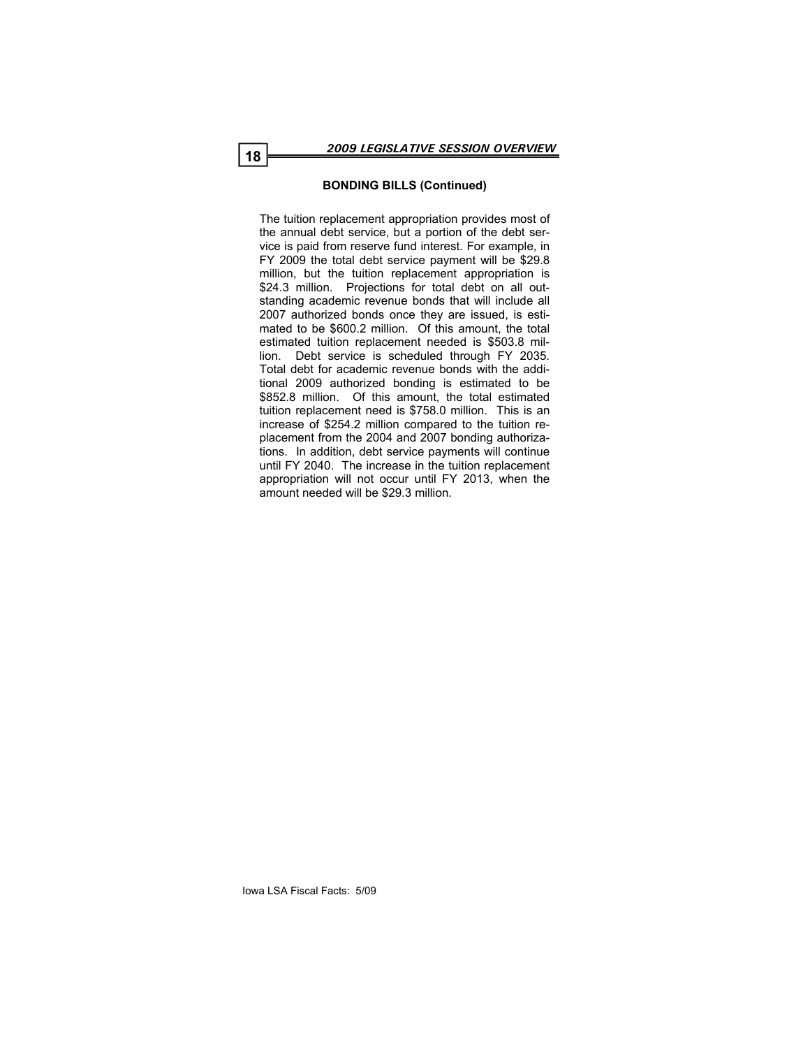### BONDING BILLS (Continued)

The tuition replacement appropriation provides most of the annual debt service, but a portion of the debt service is paid from reserve fund interest. For example, in FY 2009 the total debt service payment will be $29.8 million, but the tuition replacement appropriation is $24.3 million. Projections for total debt on all outstanding academic revenue bonds that will include all 2007 authorized bonds once they are issued, is estimated to be $600.2 million. Of this amount, the total estimated tuition replacement needed is $503.8 million. Debt service is scheduled through FY 2035. Total debt for academic revenue bonds with the additional 2009 authorized bonding is estimated to be $852.8 million. Of this amount, the total estimated tuition replacement need is $758.0 million. This is an increase of $254.2 million compared to the tuition replacement from the 2004 and 2007 bonding authorizations. In addition, debt service payments will continue until FY 2040. The increase in the tuition replacement appropriation will not occur until FY 2013, when the amount needed will be $29.3 million.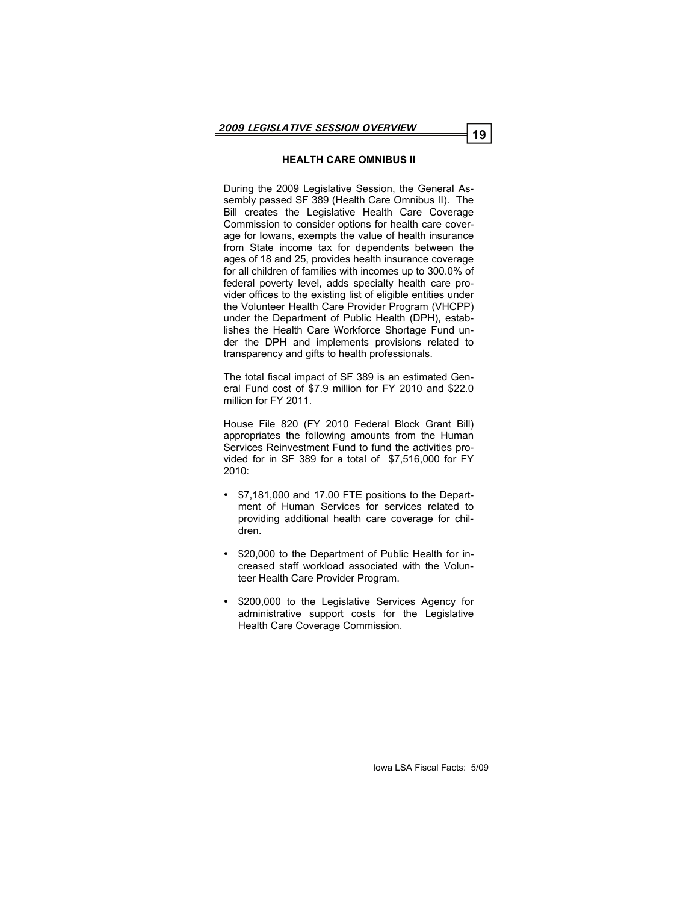## HEALTH CARE OMNIBUS II

During the 2009 Legislative Session, the General Assembly passed SF 389 (Health Care Omnibus II). The Bill creates the Legislative Health Care Coverage Commission to consider options for health care coverage for Iowans, exempts the value of health insurance from State income tax for dependents between the ages of 18 and 25, provides health insurance coverage for all children of families with incomes up to 300.0% of federal poverty level, adds specialty health care provider offices to the existing list of eligible entities under the Volunteer Health Care Provider Program (VHCPP) under the Department of Public Health (DPH), establishes the Health Care Workforce Shortage Fund under the DPH and implements provisions related to transparency and gifts to health professionals.

The total fiscal impact of SF 389 is an estimated General Fund cost of $7.9 million for FY 2010 and $22.0 million for FY 2011.

House File 820 (FY 2010 Federal Block Grant Bill) appropriates the following amounts from the Human Services Reinvestment Fund to fund the activities provided for in SF 389 for a total of $7,516,000 for FY 2010:

- $7,181,000 and 17.00 FTE positions to the Department of Human Services for services related to providing additional health care coverage for children.
- $20,000 to the Department of Public Health for increased staff workload associated with the Volunteer Health Care Provider Program.
- $200,000 to the Legislative Services Agency for administrative support costs for the Legislative Health Care Coverage Commission.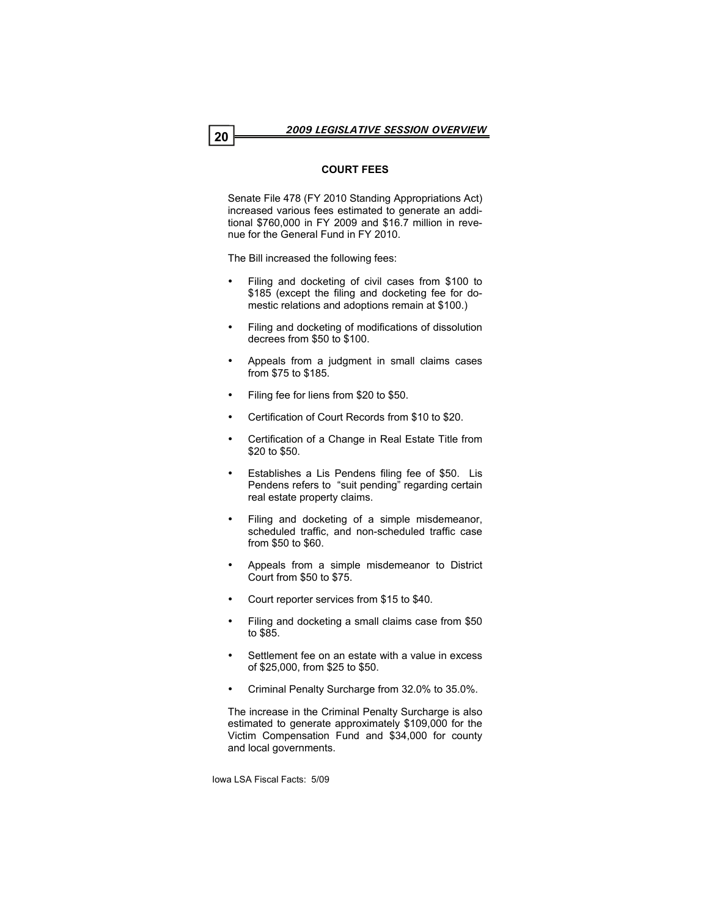## COURT FEES

Senate File 478 (FY 2010 Standing Appropriations Act) increased various fees estimated to generate an additional $760,000 in FY 2009 and $16.7 million in revenue for the General Fund in FY 2010.

The Bill increased the following fees:

- Filing and docketing of civil cases from $100 to $185 (except the filing and docketing fee for domestic relations and adoptions remain at $100.)
- Filing and docketing of modifications of dissolution decrees from $50 to $100.
- Appeals from a judgment in small claims cases from $75 to $185.
- Filing fee for liens from $20 to $50.
- Certification of Court Records from $10 to $20.
- Certification of a Change in Real Estate Title from $20 to $50.
- Establishes a Lis Pendens filing fee of $50. Lis Pendens refers to "suit pending" regarding certain real estate property claims.
- Filing and docketing of a simple misdemeanor, scheduled traffic, and non-scheduled traffic case from $50 to $60.
- Appeals from a simple misdemeanor to District Court from $50 to $75.
- Court reporter services from $15 to $40.
- Filing and docketing a small claims case from $50 to $85.
- Settlement fee on an estate with a value in excess of $25,000, from $25 to $50.
- Criminal Penalty Surcharge from 32.0% to 35.0%.

The increase in the Criminal Penalty Surcharge is also estimated to generate approximately $109,000 for the Victim Compensation Fund and $34,000 for county and local governments.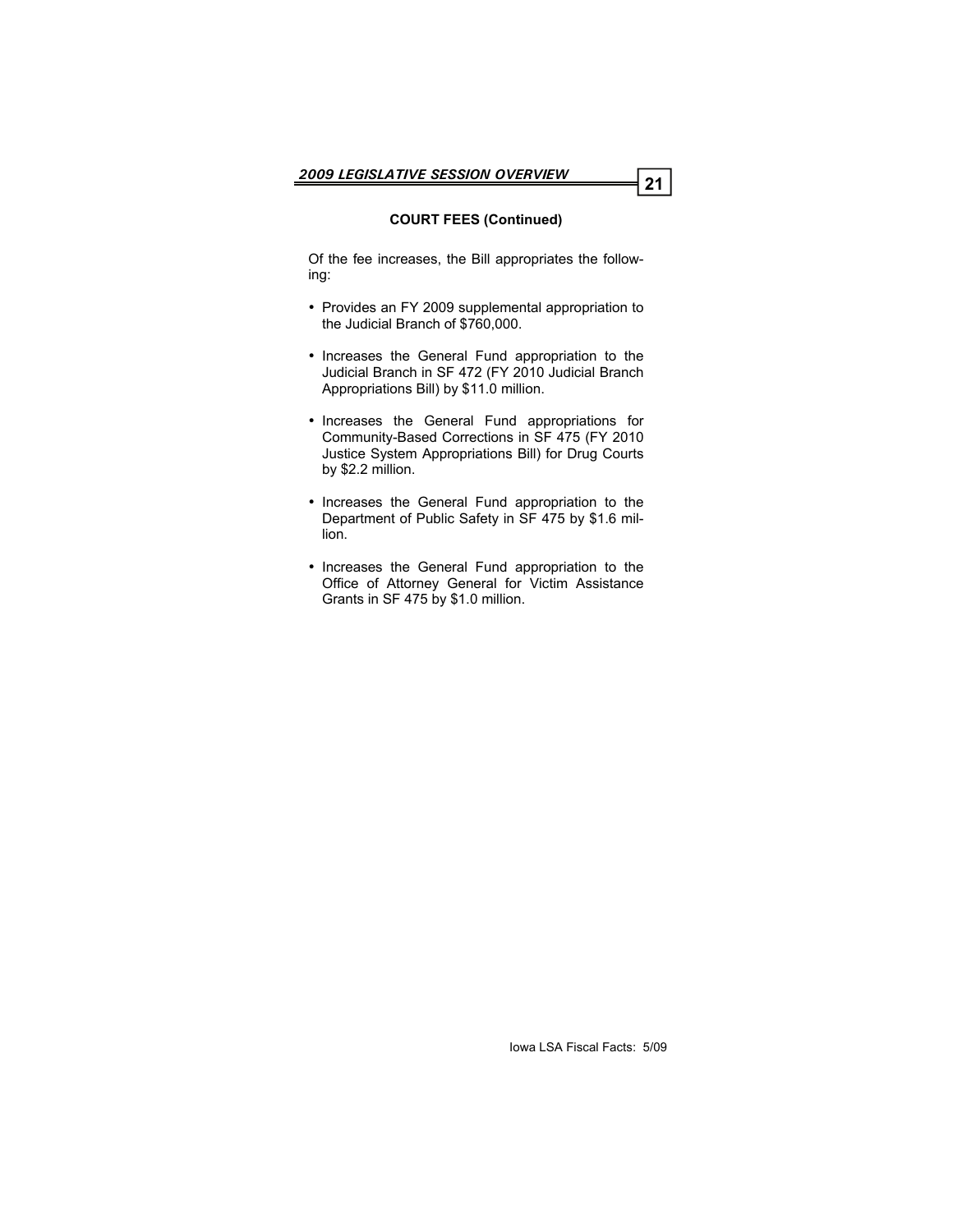## COURT FEES (Continued)

Of the fee increases, the Bill appropriates the following:

- Provides an FY 2009 supplemental appropriation to the Judicial Branch of $760,000.
- Increases the General Fund appropriation to the Judicial Branch in SF 472 (FY 2010 Judicial Branch Appropriations Bill) by $11.0 million.
- Increases the General Fund appropriations for Community-Based Corrections in SF 475 (FY 2010 Justice System Appropriations Bill) for Drug Courts by $2.2 million.
- Increases the General Fund appropriation to the Department of Public Safety in SF 475 by $1.6 million.
- Increases the General Fund appropriation to the Office of Attorney General for Victim Assistance Grants in SF 475 by $1.0 million.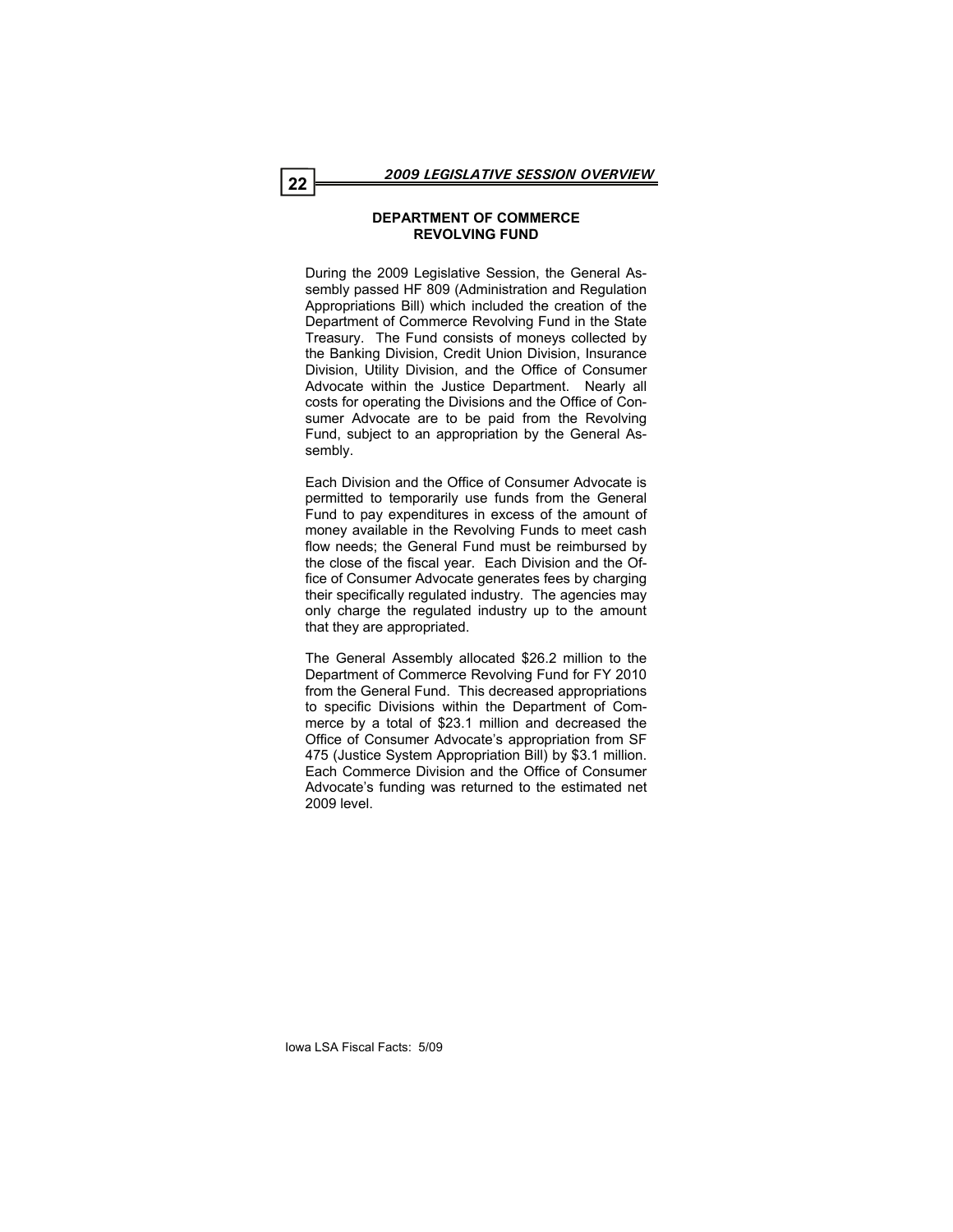## DEPARTMENT OF COMMERCE REVOLVING FUND

During the 2009 Legislative Session, the General Assembly passed HF 809 (Administration and Regulation Appropriations Bill) which included the creation of the Department of Commerce Revolving Fund in the State Treasury. The Fund consists of moneys collected by the Banking Division, Credit Union Division, Insurance Division, Utility Division, and the Office of Consumer Advocate within the Justice Department. Nearly all costs for operating the Divisions and the Office of Consumer Advocate are to be paid from the Revolving Fund, subject to an appropriation by the General Assembly.

Each Division and the Office of Consumer Advocate is permitted to temporarily use funds from the General Fund to pay expenditures in excess of the amount of money available in the Revolving Funds to meet cash flow needs; the General Fund must be reimbursed by the close of the fiscal year. Each Division and the Office of Consumer Advocate generates fees by charging their specifically regulated industry. The agencies may only charge the regulated industry up to the amount that they are appropriated.

The General Assembly allocated $26.2 million to the Department of Commerce Revolving Fund for FY 2010 from the General Fund. This decreased appropriations to specific Divisions within the Department of Commerce by a total of $23.1 million and decreased the Office of Consumer Advocate's appropriation from SF 475 (Justice System Appropriation Bill) by $3.1 million. Each Commerce Division and the Office of Consumer Advocate's funding was returned to the estimated net 2009 level.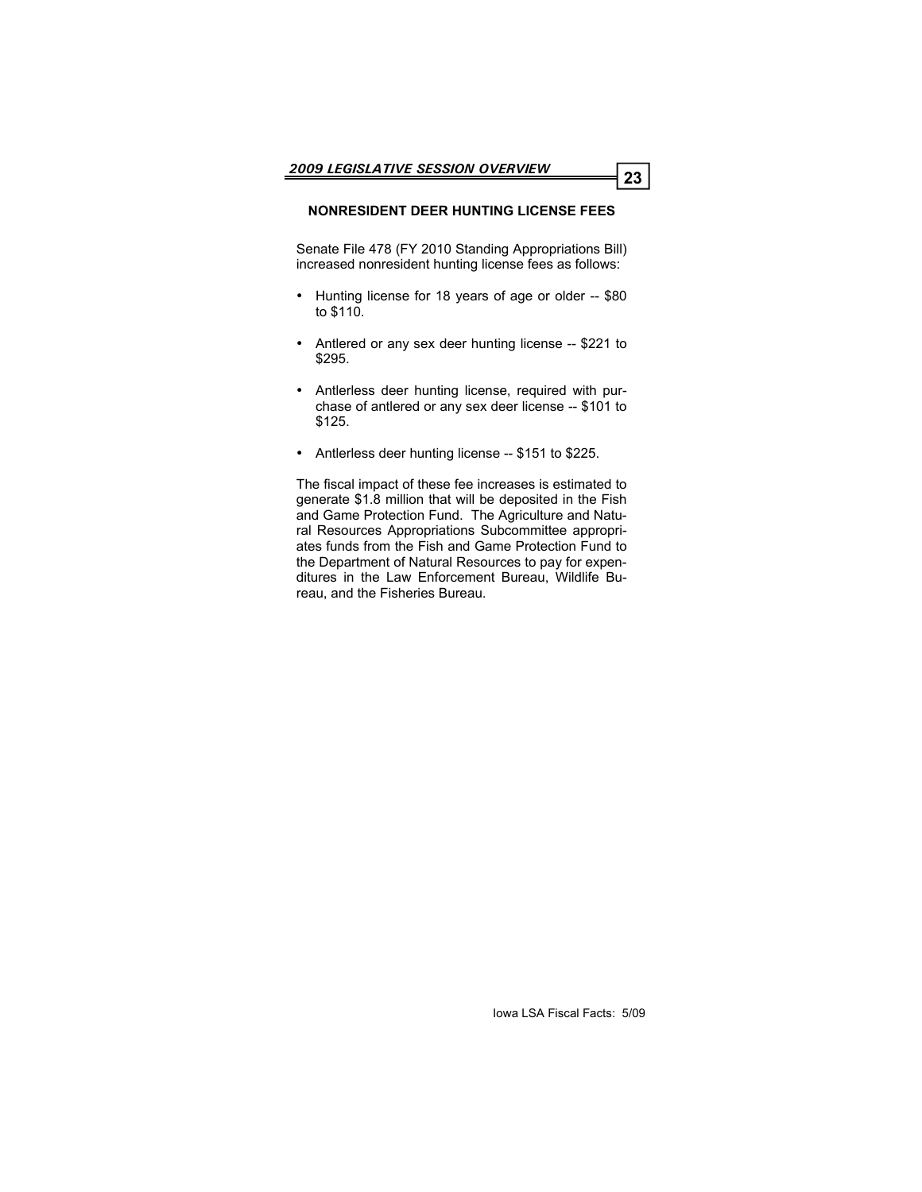## NONRESIDENT DEER HUNTING LICENSE FEES

Senate File 478 (FY 2010 Standing Appropriations Bill) increased nonresident hunting license fees as follows:

- Hunting license for 18 years of age or older -- $80 to $110.
- Antlered or any sex deer hunting license -- $221 to $295.
- Antlerless deer hunting license, required with purchase of antlered or any sex deer license -- $101 to $125.
- Antlerless deer hunting license -- $151 to $225.

The fiscal impact of these fee increases is estimated to generate $1.8 million that will be deposited in the Fish and Game Protection Fund. The Agriculture and Natural Resources Appropriations Subcommittee appropriates funds from the Fish and Game Protection Fund to the Department of Natural Resources to pay for expenditures in the Law Enforcement Bureau, Wildlife Bureau, and the Fisheries Bureau.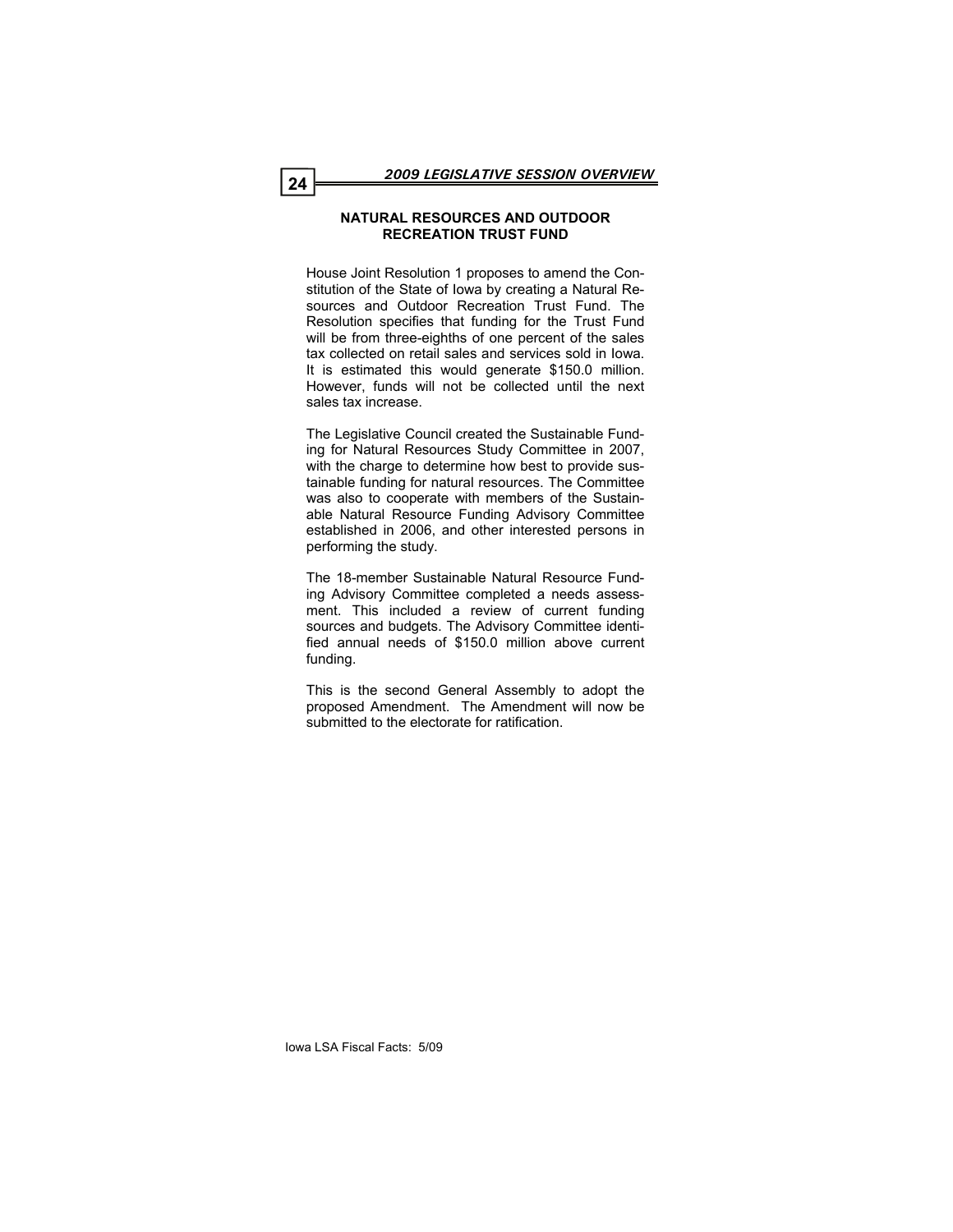## NATURAL RESOURCES AND OUTDOOR RECREATION TRUST FUND

House Joint Resolution 1 proposes to amend the Constitution of the State of Iowa by creating a Natural Resources and Outdoor Recreation Trust Fund. The Resolution specifies that funding for the Trust Fund will be from three-eighths of one percent of the sales tax collected on retail sales and services sold in Iowa. It is estimated this would generate $150.0 million. However, funds will not be collected until the next sales tax increase.

The Legislative Council created the Sustainable Funding for Natural Resources Study Committee in 2007, with the charge to determine how best to provide sustainable funding for natural resources. The Committee was also to cooperate with members of the Sustainable Natural Resource Funding Advisory Committee established in 2006, and other interested persons in performing the study.

The 18-member Sustainable Natural Resource Funding Advisory Committee completed a needs assessment. This included a review of current funding sources and budgets. The Advisory Committee identified annual needs of $150.0 million above current funding.

This is the second General Assembly to adopt the proposed Amendment. The Amendment will now be submitted to the electorate for ratification.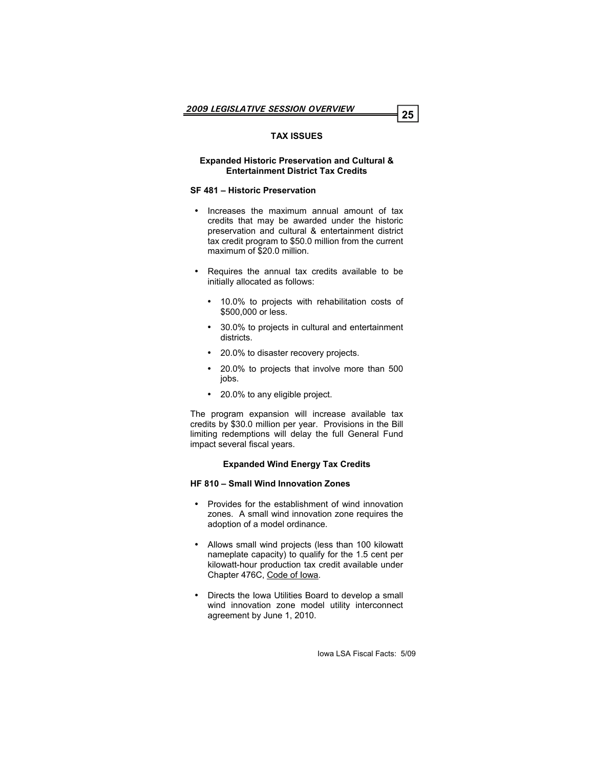## TAX ISSUES

### Expanded Historic Preservation and Cultural & Entertainment District Tax Credits

**SF 481 – Historic Preservation**

- Increases the maximum annual amount of tax credits that may be awarded under the historic preservation and cultural & entertainment district tax credit program to $50.0 million from the current maximum of $20.0 million.
- Requires the annual tax credits available to be initially allocated as follows:
  - 10.0% to projects with rehabilitation costs of $500,000 or less.
  - 30.0% to projects in cultural and entertainment districts.
  - 20.0% to disaster recovery projects.
  - 20.0% to projects that involve more than 500 jobs.
  - 20.0% to any eligible project.

The program expansion will increase available tax credits by $30.0 million per year. Provisions in the Bill limiting redemptions will delay the full General Fund impact several fiscal years.

### Expanded Wind Energy Tax Credits

**HF 810 – Small Wind Innovation Zones**

- Provides for the establishment of wind innovation zones. A small wind innovation zone requires the adoption of a model ordinance.
- Allows small wind projects (less than 100 kilowatt nameplate capacity) to qualify for the 1.5 cent per kilowatt-hour production tax credit available under Chapter 476C, Code of Iowa.
- Directs the Iowa Utilities Board to develop a small wind innovation zone model utility interconnect agreement by June 1, 2010.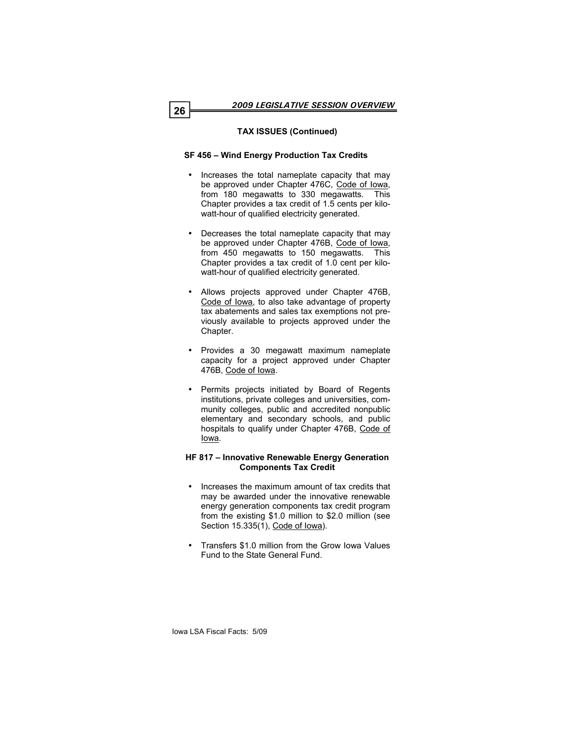### TAX ISSUES (Continued)

#### SF 456 – Wind Energy Production Tax Credits

- Increases the total nameplate capacity that may be approved under Chapter 476C, Code of Iowa, from 180 megawatts to 330 megawatts. This Chapter provides a tax credit of 1.5 cents per kilowatt-hour of qualified electricity generated.
- Decreases the total nameplate capacity that may be approved under Chapter 476B, Code of Iowa, from 450 megawatts to 150 megawatts. This Chapter provides a tax credit of 1.0 cent per kilowatt-hour of qualified electricity generated.
- Allows projects approved under Chapter 476B, Code of Iowa, to also take advantage of property tax abatements and sales tax exemptions not previously available to projects approved under the Chapter.
- Provides a 30 megawatt maximum nameplate capacity for a project approved under Chapter 476B, Code of Iowa.
- Permits projects initiated by Board of Regents institutions, private colleges and universities, community colleges, public and accredited nonpublic elementary and secondary schools, and public hospitals to qualify under Chapter 476B, Code of Iowa.

#### HF 817 – Innovative Renewable Energy Generation Components Tax Credit

- Increases the maximum amount of tax credits that may be awarded under the innovative renewable energy generation components tax credit program from the existing $1.0 million to $2.0 million (see Section 15.335(1), Code of Iowa).
- Transfers $1.0 million from the Grow Iowa Values Fund to the State General Fund.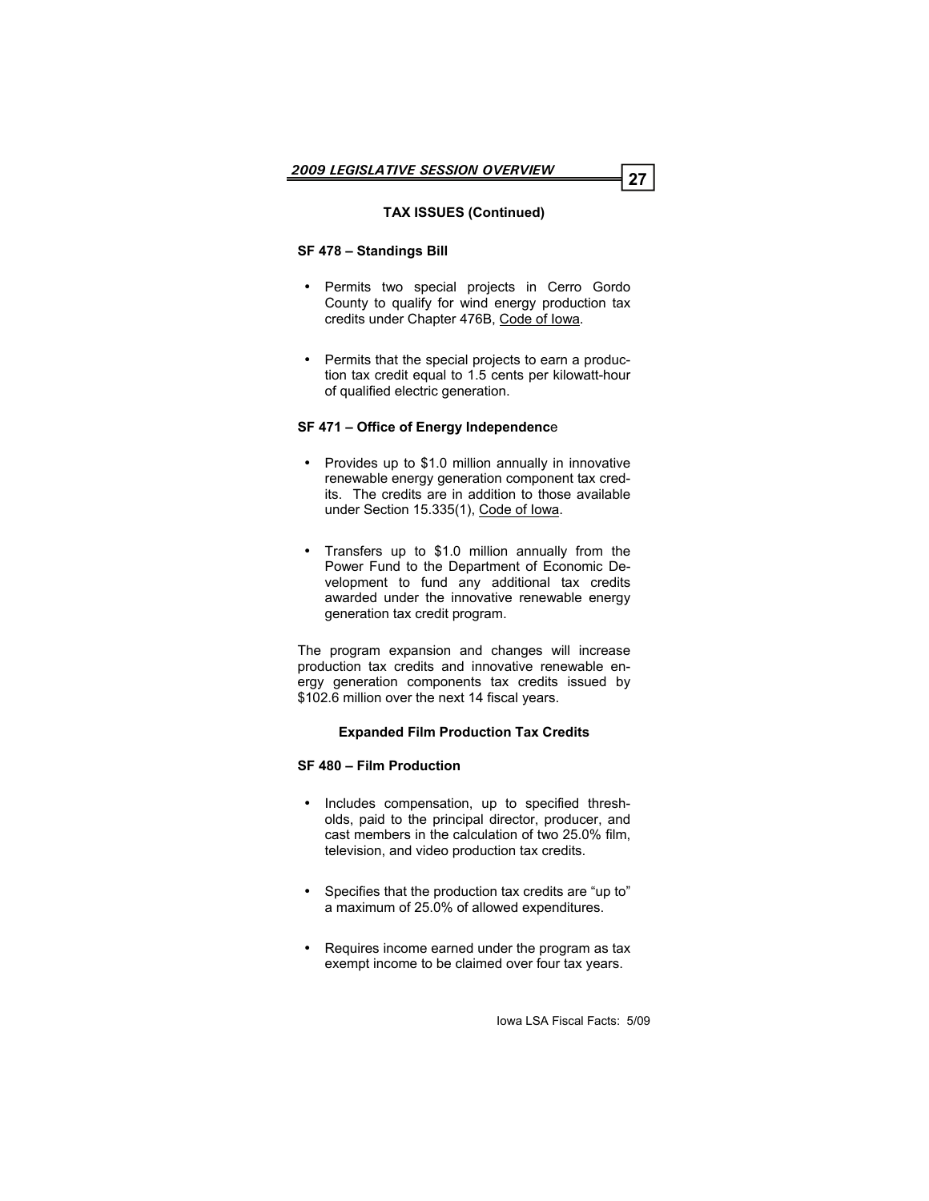**TAX ISSUES (Continued)**

**SF 478 – Standings Bill**

- Permits two special projects in Cerro Gordo County to qualify for wind energy production tax credits under Chapter 476B, Code of Iowa.
- Permits that the special projects to earn a production tax credit equal to 1.5 cents per kilowatt-hour of qualified electric generation.

**SF 471 – Office of Energy Independence**

- Provides up to $1.0 million annually in innovative renewable energy generation component tax credits. The credits are in addition to those available under Section 15.335(1), Code of Iowa.
- Transfers up to $1.0 million annually from the Power Fund to the Department of Economic Development to fund any additional tax credits awarded under the innovative renewable energy generation tax credit program.

The program expansion and changes will increase production tax credits and innovative renewable energy generation components tax credits issued by $102.6 million over the next 14 fiscal years.

**Expanded Film Production Tax Credits**

**SF 480 – Film Production**

- Includes compensation, up to specified thresholds, paid to the principal director, producer, and cast members in the calculation of two 25.0% film, television, and video production tax credits.
- Specifies that the production tax credits are "up to" a maximum of 25.0% of allowed expenditures.
- Requires income earned under the program as tax exempt income to be claimed over four tax years.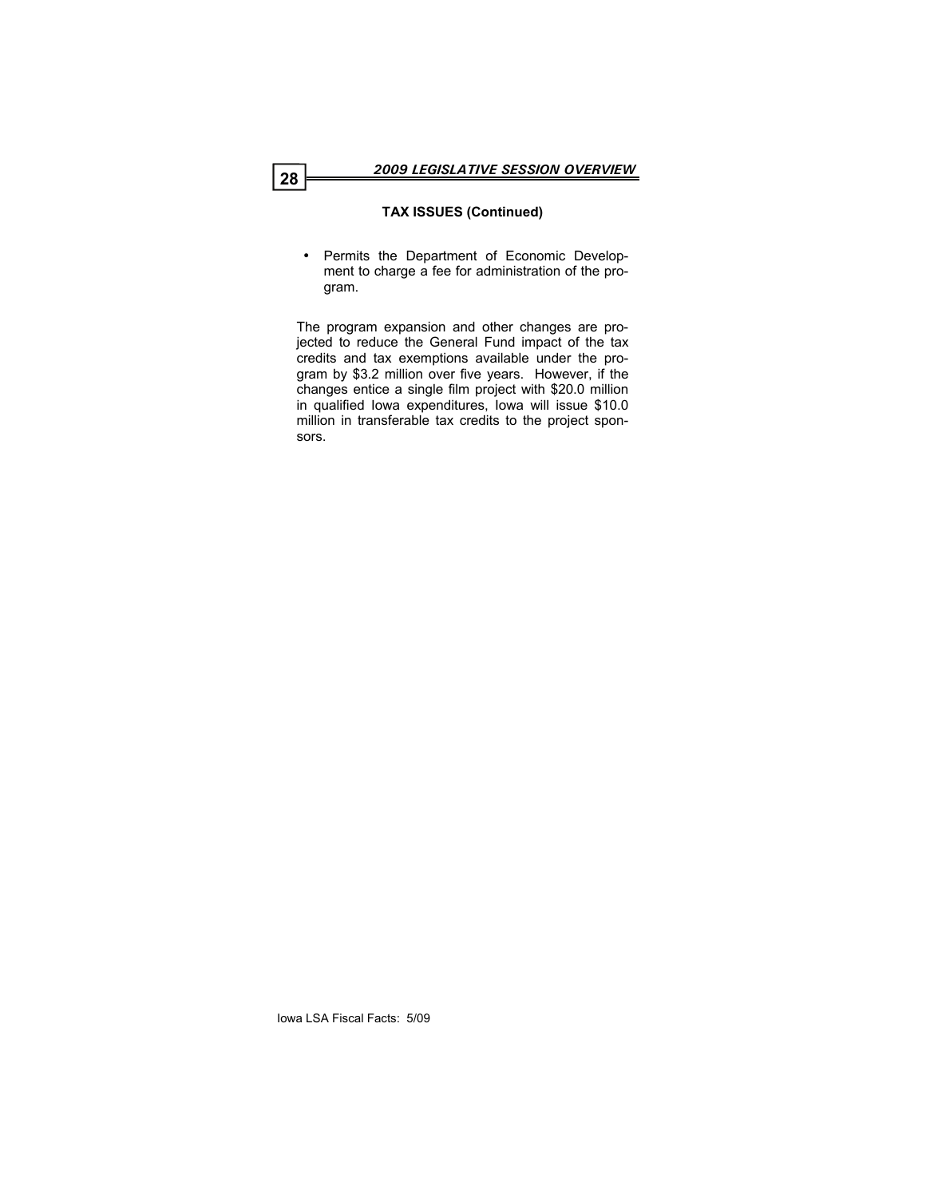**TAX ISSUES (Continued)**

- Permits the Department of Economic Development to charge a fee for administration of the program.

The program expansion and other changes are projected to reduce the General Fund impact of the tax credits and tax exemptions available under the program by $3.2 million over five years. However, if the changes entice a single film project with $20.0 million in qualified Iowa expenditures, Iowa will issue $10.0 million in transferable tax credits to the project sponsors.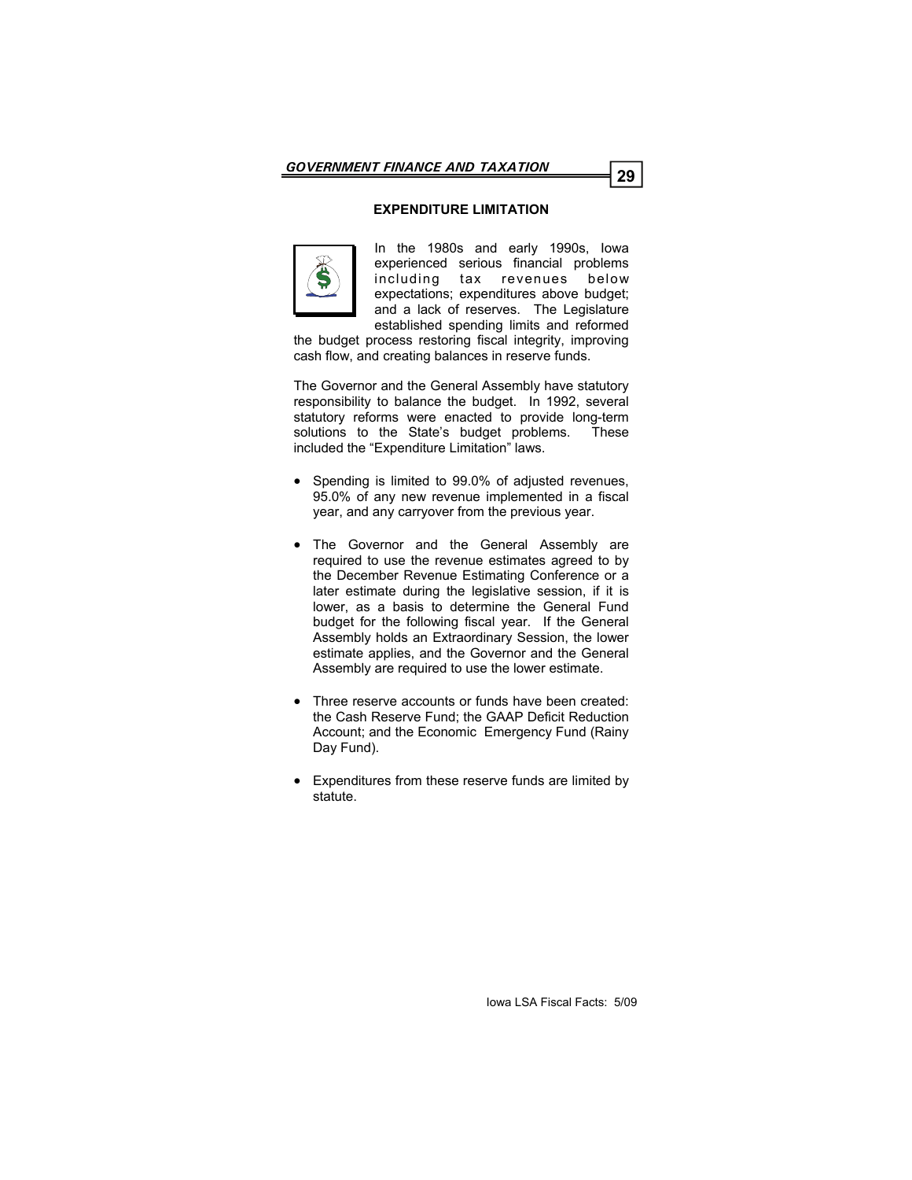## EXPENDITURE LIMITATION

In the 1980s and early 1990s, Iowa experienced serious financial problems including tax revenues below expectations; expenditures above budget; and a lack of reserves. The Legislature established spending limits and reformed the budget process restoring fiscal integrity, improving cash flow, and creating balances in reserve funds.

The Governor and the General Assembly have statutory responsibility to balance the budget. In 1992, several statutory reforms were enacted to provide long-term solutions to the State's budget problems. These included the "Expenditure Limitation" laws.

- Spending is limited to 99.0% of adjusted revenues, 95.0% of any new revenue implemented in a fiscal year, and any carryover from the previous year.
- The Governor and the General Assembly are required to use the revenue estimates agreed to by the December Revenue Estimating Conference or a later estimate during the legislative session, if it is lower, as a basis to determine the General Fund budget for the following fiscal year. If the General Assembly holds an Extraordinary Session, the lower estimate applies, and the Governor and the General Assembly are required to use the lower estimate.
- Three reserve accounts or funds have been created: the Cash Reserve Fund; the GAAP Deficit Reduction Account; and the Economic Emergency Fund (Rainy Day Fund).
- Expenditures from these reserve funds are limited by statute.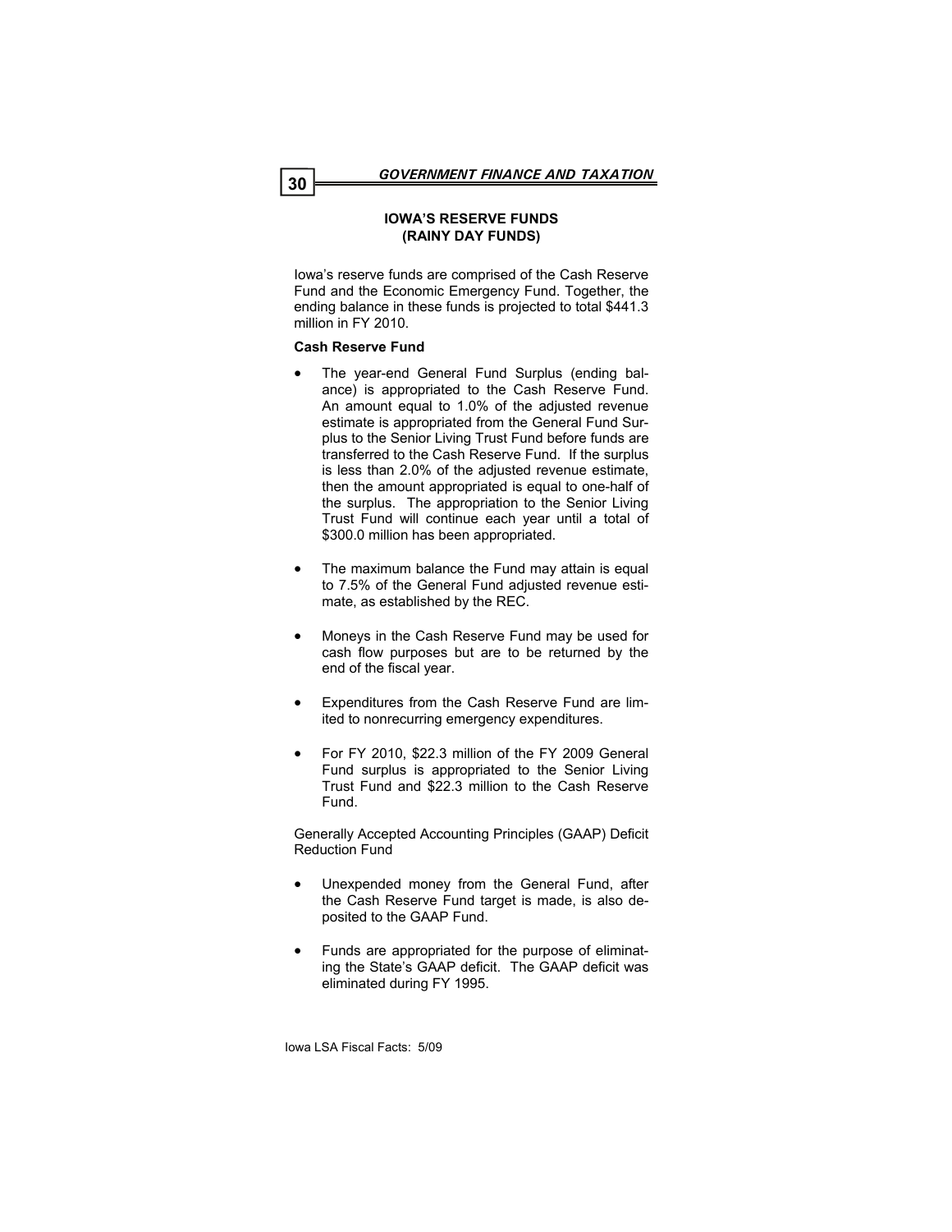## IOWA'S RESERVE FUNDS
## (RAINY DAY FUNDS)

Iowa's reserve funds are comprised of the Cash Reserve Fund and the Economic Emergency Fund. Together, the ending balance in these funds is projected to total $441.3 million in FY 2010.

**Cash Reserve Fund**

- The year-end General Fund Surplus (ending balance) is appropriated to the Cash Reserve Fund. An amount equal to 1.0% of the adjusted revenue estimate is appropriated from the General Fund Surplus to the Senior Living Trust Fund before funds are transferred to the Cash Reserve Fund. If the surplus is less than 2.0% of the adjusted revenue estimate, then the amount appropriated is equal to one-half of the surplus. The appropriation to the Senior Living Trust Fund will continue each year until a total of $300.0 million has been appropriated.

- The maximum balance the Fund may attain is equal to 7.5% of the General Fund adjusted revenue estimate, as established by the REC.

- Moneys in the Cash Reserve Fund may be used for cash flow purposes but are to be returned by the end of the fiscal year.

- Expenditures from the Cash Reserve Fund are limited to nonrecurring emergency expenditures.

- For FY 2010, $22.3 million of the FY 2009 General Fund surplus is appropriated to the Senior Living Trust Fund and $22.3 million to the Cash Reserve Fund.

Generally Accepted Accounting Principles (GAAP) Deficit Reduction Fund

- Unexpended money from the General Fund, after the Cash Reserve Fund target is made, is also deposited to the GAAP Fund.

- Funds are appropriated for the purpose of eliminating the State's GAAP deficit. The GAAP deficit was eliminated during FY 1995.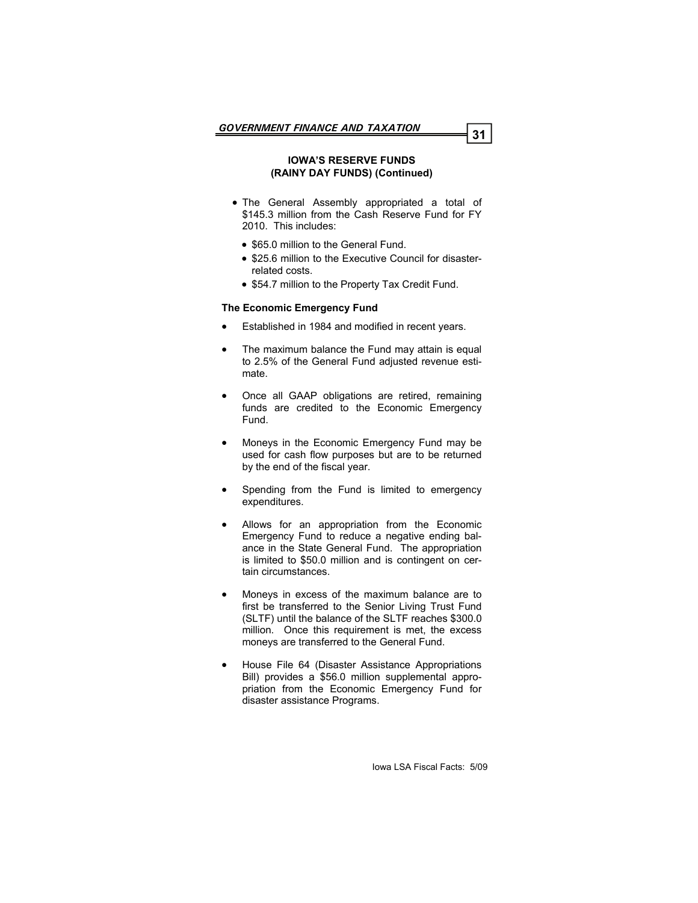## IOWA'S RESERVE FUNDS (RAINY DAY FUNDS) (Continued)

- The General Assembly appropriated a total of \$145.3 million from the Cash Reserve Fund for FY 2010. This includes:
  - \$65.0 million to the General Fund.
  - \$25.6 million to the Executive Council for disaster-related costs.
  - \$54.7 million to the Property Tax Credit Fund.

**The Economic Emergency Fund**

- Established in 1984 and modified in recent years.
- The maximum balance the Fund may attain is equal to 2.5% of the General Fund adjusted revenue estimate.
- Once all GAAP obligations are retired, remaining funds are credited to the Economic Emergency Fund.
- Moneys in the Economic Emergency Fund may be used for cash flow purposes but are to be returned by the end of the fiscal year.
- Spending from the Fund is limited to emergency expenditures.
- Allows for an appropriation from the Economic Emergency Fund to reduce a negative ending balance in the State General Fund. The appropriation is limited to \$50.0 million and is contingent on certain circumstances.
- Moneys in excess of the maximum balance are to first be transferred to the Senior Living Trust Fund (SLTF) until the balance of the SLTF reaches \$300.0 million. Once this requirement is met, the excess moneys are transferred to the General Fund.
- House File 64 (Disaster Assistance Appropriations Bill) provides a \$56.0 million supplemental appropriation from the Economic Emergency Fund for disaster assistance Programs.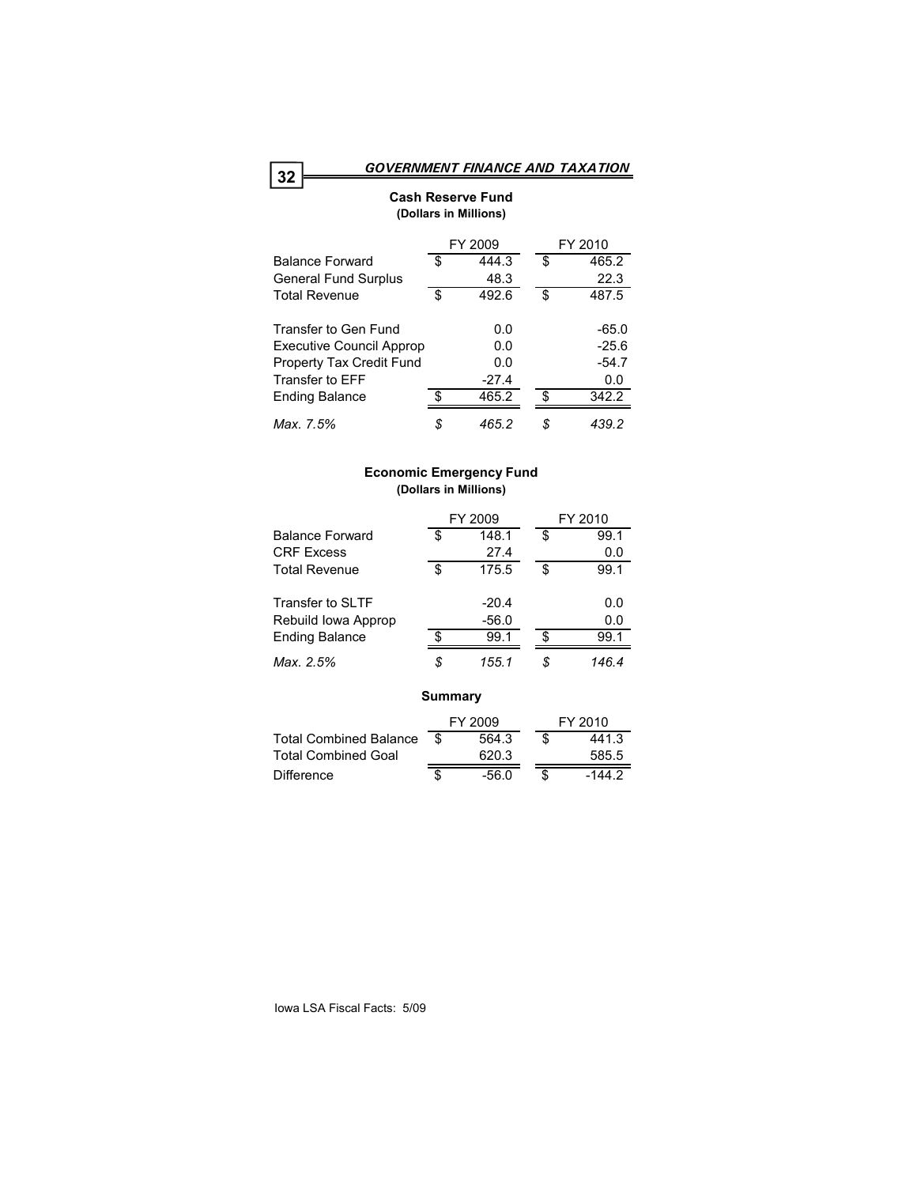## GOVERNMENT FINANCE AND TAXATION

### Cash Reserve Fund
**(Dollars in Millions)**

| | FY 2009 | FY 2010 |
|---|---|---|
| Balance Forward | $ 444.3 | $ 465.2 |
| General Fund Surplus | 48.3 | 22.3 |
| Total Revenue | $ 492.6 | $ 487.5 |
| | | |
| Transfer to Gen Fund | 0.0 | -65.0 |
| Executive Council Approp | 0.0 | -25.6 |
| Property Tax Credit Fund | 0.0 | -54.7 |
| Transfer to EFF | -27.4 | 0.0 |
| Ending Balance | $ 465.2 | $ 342.2 |
| *Max. 7.5%* | *$ 465.2* | *$ 439.2* |

### Economic Emergency Fund
**(Dollars in Millions)**

| | FY 2009 | FY 2010 |
|---|---|---|
| Balance Forward | $ 148.1 | $ 99.1 |
| CRF Excess | 27.4 | 0.0 |
| Total Revenue | $ 175.5 | $ 99.1 |
| | | |
| Transfer to SLTF | -20.4 | 0.0 |
| Rebuild Iowa Approp | -56.0 | 0.0 |
| Ending Balance | $ 99.1 | $ 99.1 |
| *Max. 2.5%* | *$ 155.1* | *$ 146.4* |

### Summary

| | FY 2009 | FY 2010 |
|---|---|---|
| Total Combined Balance | $ 564.3 | $ 441.3 |
| Total Combined Goal | 620.3 | 585.5 |
| Difference | $ -56.0 | $ -144.2 |

Iowa LSA Fiscal Facts: 5/09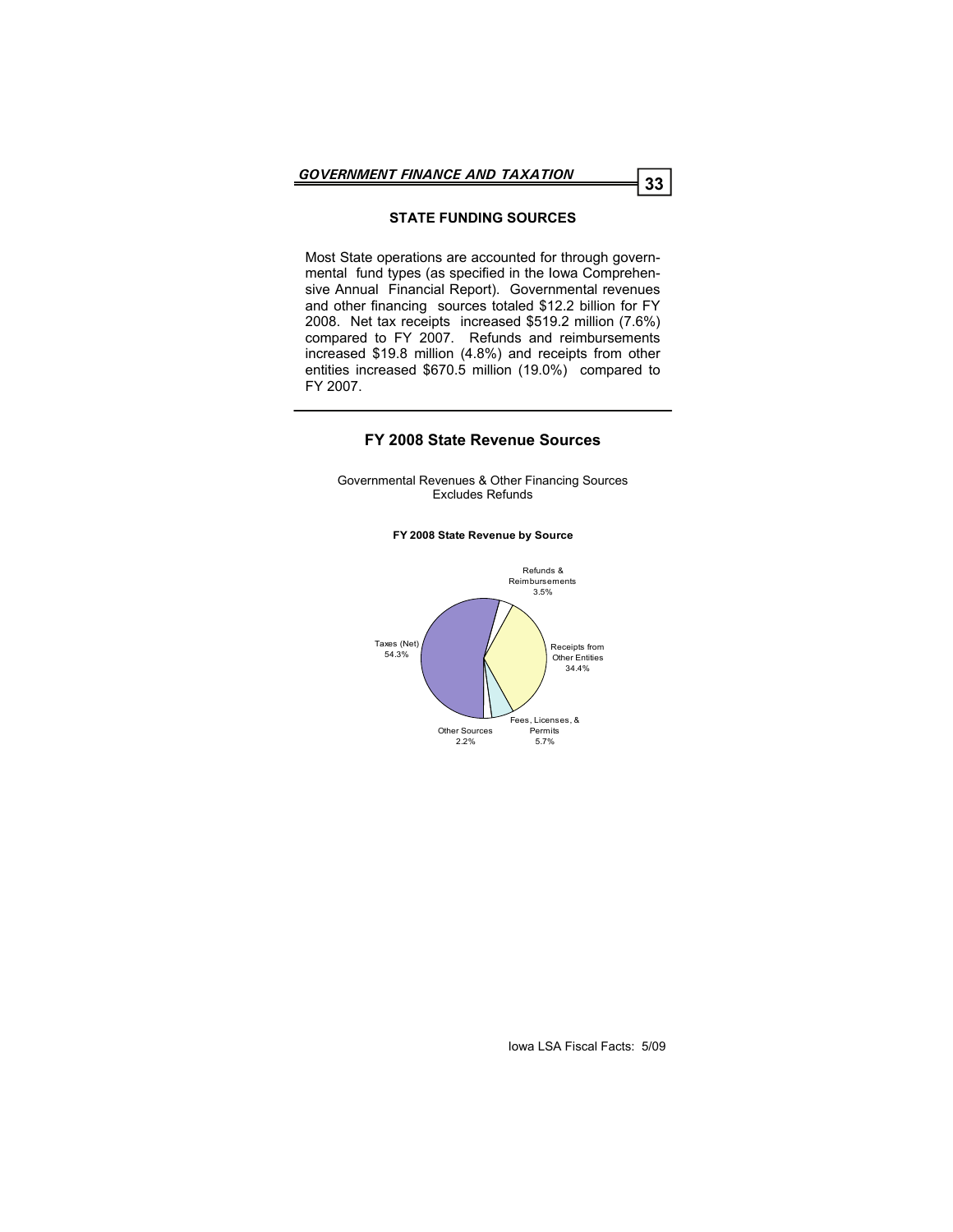## STATE FUNDING SOURCES

Most State operations are accounted for through governmental fund types (as specified in the Iowa Comprehensive Annual Financial Report). Governmental revenues and other financing sources totaled $12.2 billion for FY 2008. Net tax receipts increased $519.2 million (7.6%) compared to FY 2007. Refunds and reimbursements increased $19.8 million (4.8%) and receipts from other entities increased $670.5 million (19.0%) compared to FY 2007.

---

## FY 2008 State Revenue Sources

Governmental Revenues & Other Financing Sources
Excludes Refunds

**FY 2008 State Revenue by Source**

| Source | Percent |
|---|---|
| Taxes (Net) | 54.3% |
| Receipts from Other Entities | 34.4% |
| Fees, Licenses, & Permits | 5.7% |
| Refunds & Reimbursements | 3.5% |
| Other Sources | 2.2% |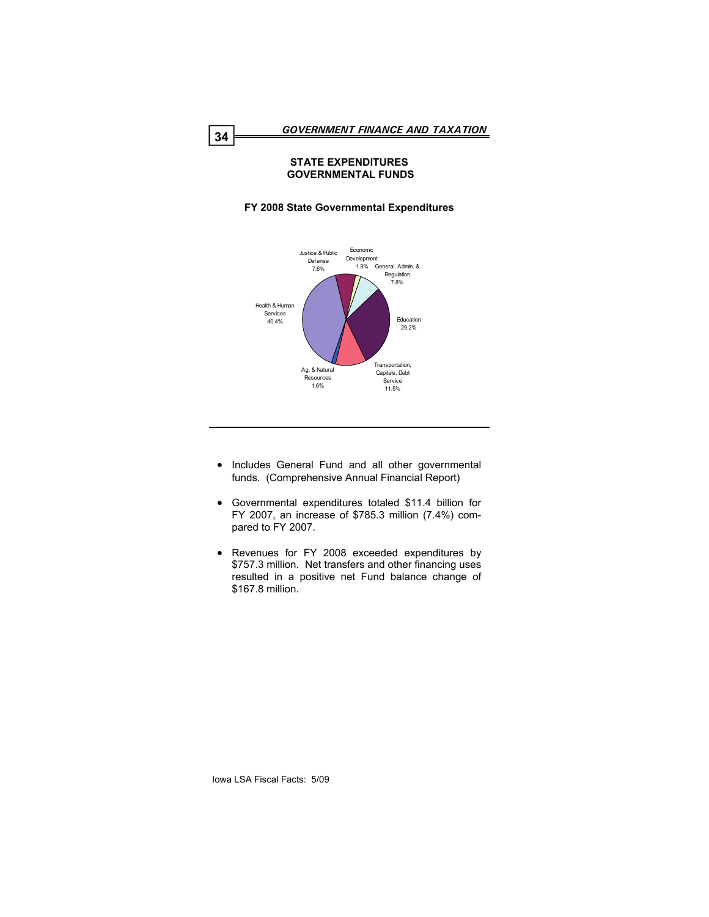## STATE EXPENDITURES
## GOVERNMENTAL FUNDS

**FY 2008 State Governmental Expenditures**

Justice & Public Defense 7.6%

Economic Development 1.9%

General, Admin. & Regulation 7.8%

Education 29.2%

Transportation, Capitals, Debt Service 11.5%

Ag. & Natural Resources 1.6%

Health & Human Services 40.4%

---

- Includes General Fund and all other governmental funds. (Comprehensive Annual Financial Report)
- Governmental expenditures totaled $11.4 billion for FY 2007, an increase of $785.3 million (7.4%) compared to FY 2007.
- Revenues for FY 2008 exceeded expenditures by $757.3 million. Net transfers and other financing uses resulted in a positive net Fund balance change of $167.8 million.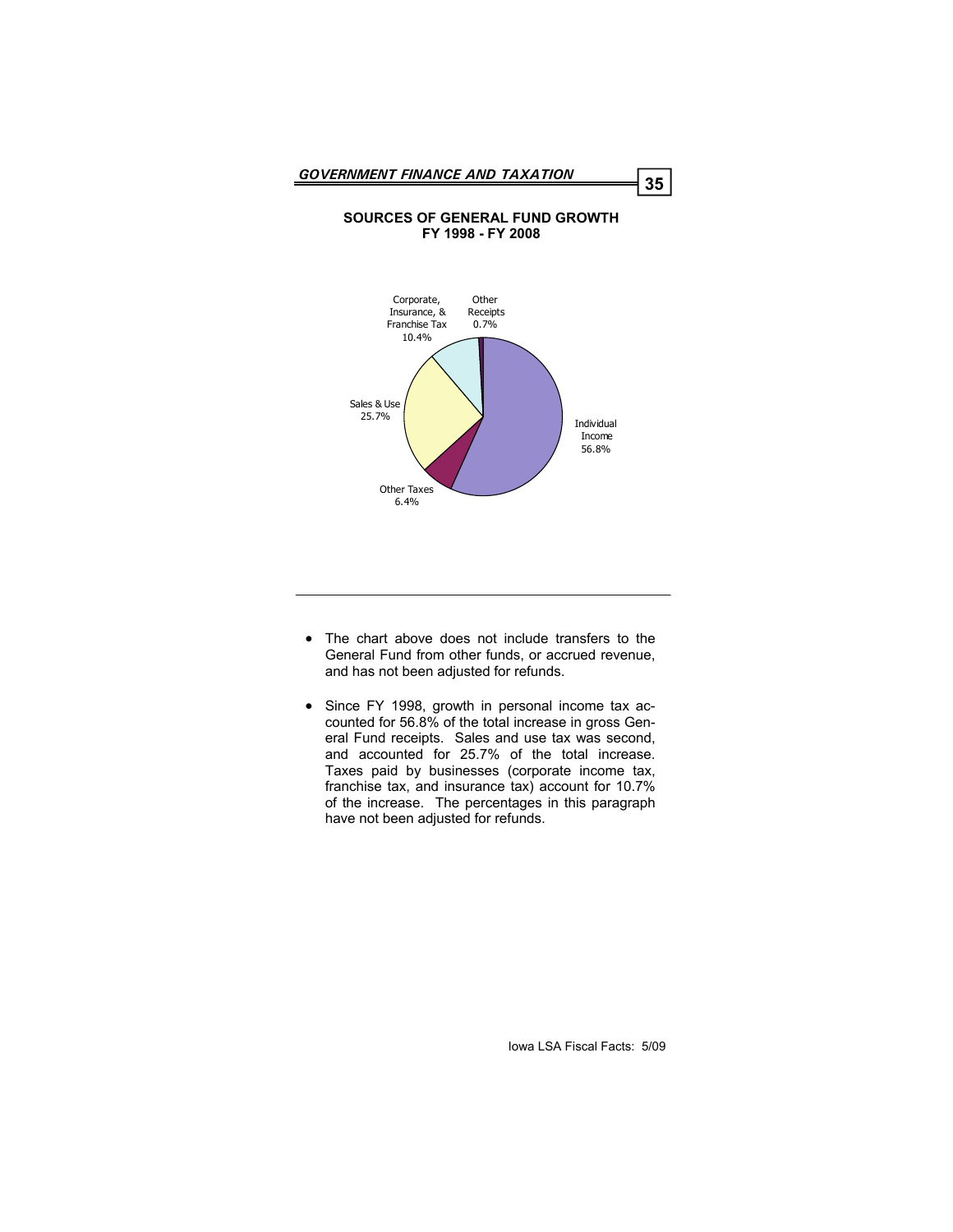## SOURCES OF GENERAL FUND GROWTH
## FY 1998 - FY 2008

Corporate, Insurance, & Franchise Tax 10.4%

Other Receipts 0.7%

Sales & Use 25.7%

Individual Income 56.8%

Other Taxes 6.4%

---

- The chart above does not include transfers to the General Fund from other funds, or accrued revenue, and has not been adjusted for refunds.
- Since FY 1998, growth in personal income tax accounted for 56.8% of the total increase in gross General Fund receipts. Sales and use tax was second, and accounted for 25.7% of the total increase. Taxes paid by businesses (corporate income tax, franchise tax, and insurance tax) account for 10.7% of the increase. The percentages in this paragraph have not been adjusted for refunds.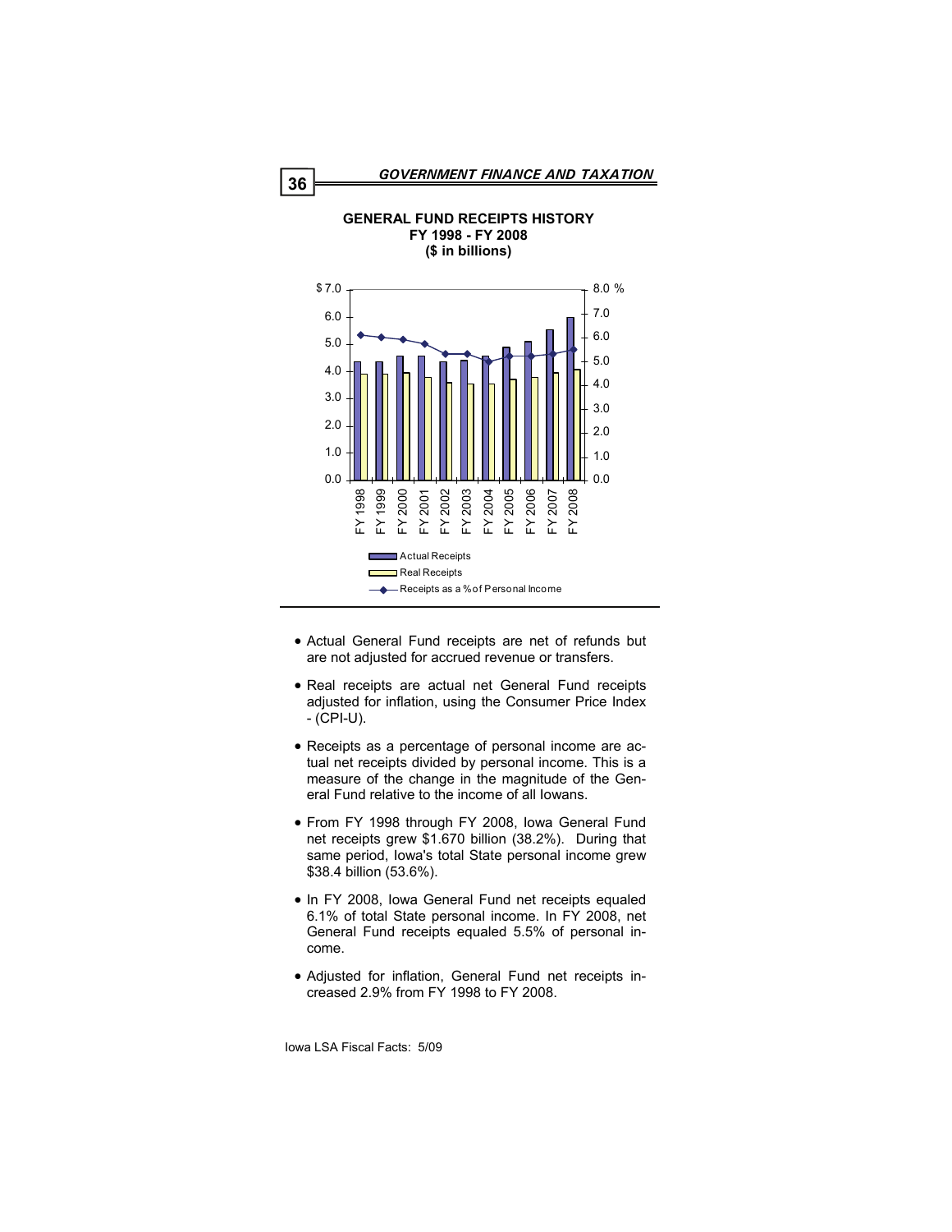## GENERAL FUND RECEIPTS HISTORY
## FY 1998 - FY 2008
## ($ in billions)

- Actual General Fund receipts are net of refunds but are not adjusted for accrued revenue or transfers.
- Real receipts are actual net General Fund receipts adjusted for inflation, using the Consumer Price Index - (CPI-U).
- Receipts as a percentage of personal income are actual net receipts divided by personal income. This is a measure of the change in the magnitude of the General Fund relative to the income of all Iowans.
- From FY 1998 through FY 2008, Iowa General Fund net receipts grew $1.670 billion (38.2%). During that same period, Iowa's total State personal income grew $38.4 billion (53.6%).
- In FY 2008, Iowa General Fund net receipts equaled 6.1% of total State personal income. In FY 2008, net General Fund receipts equaled 5.5% of personal income.
- Adjusted for inflation, General Fund net receipts increased 2.9% from FY 1998 to FY 2008.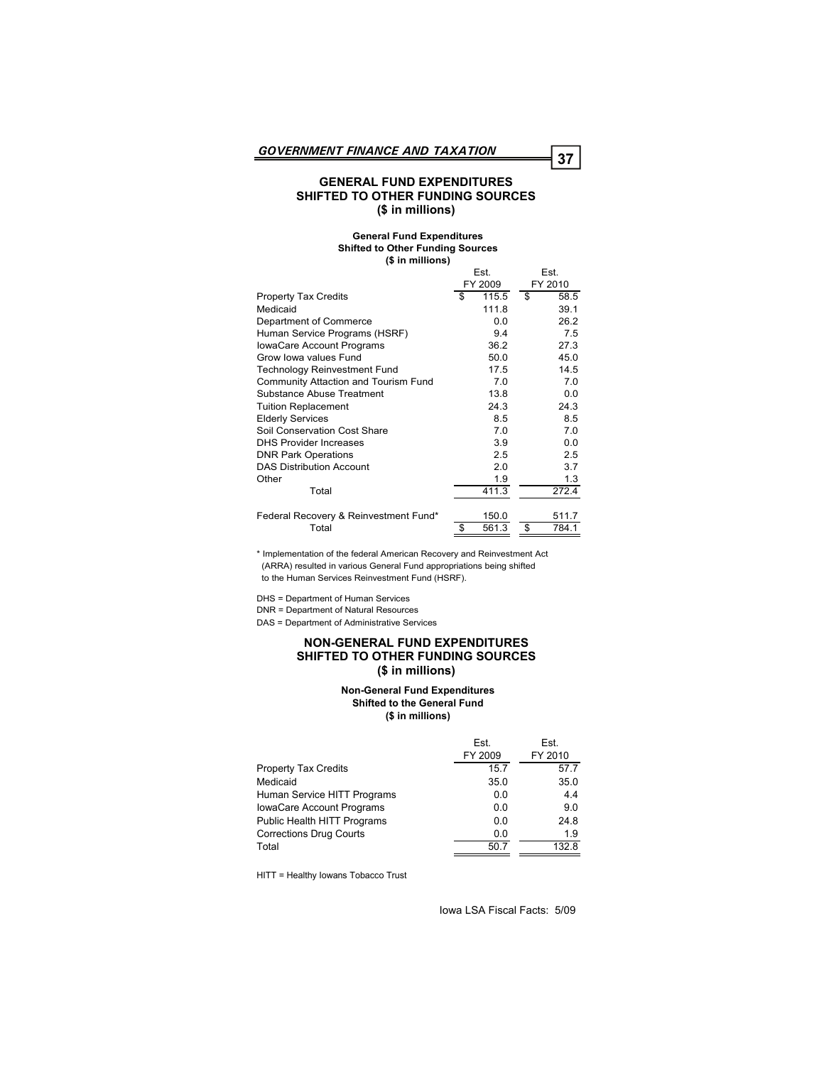# GENERAL FUND EXPENDITURES SHIFTED TO OTHER FUNDING SOURCES ($ in millions)

**General Fund Expenditures Shifted to Other Funding Sources ($ in millions)**

| | Est. FY 2009 | Est. FY 2010 |
|---|---|---|
| Property Tax Credits | $ 115.5 | $ 58.5 |
| Medicaid | 111.8 | 39.1 |
| Department of Commerce | 0.0 | 26.2 |
| Human Service Programs (HSRF) | 9.4 | 7.5 |
| IowaCare Account Programs | 36.2 | 27.3 |
| Grow Iowa values Fund | 50.0 | 45.0 |
| Technology Reinvestment Fund | 17.5 | 14.5 |
| Community Attaction and Tourism Fund | 7.0 | 7.0 |
| Substance Abuse Treatment | 13.8 | 0.0 |
| Tuition Replacement | 24.3 | 24.3 |
| Elderly Services | 8.5 | 8.5 |
| Soil Conservation Cost Share | 7.0 | 7.0 |
| DHS Provider Increases | 3.9 | 0.0 |
| DNR Park Operations | 2.5 | 2.5 |
| DAS Distribution Account | 2.0 | 3.7 |
| Other | 1.9 | 1.3 |
| Total | 411.3 | 272.4 |
| Federal Recovery & Reinvestment Fund* | 150.0 | 511.7 |
| Total | $ 561.3 | $ 784.1 |

\* Implementation of the federal American Recovery and Reinvestment Act (ARRA) resulted in various General Fund appropriations being shifted to the Human Services Reinvestment Fund (HSRF).

DHS = Department of Human Services
DNR = Department of Natural Resources
DAS = Department of Administrative Services

# NON-GENERAL FUND EXPENDITURES SHIFTED TO OTHER FUNDING SOURCES ($ in millions)

**Non-General Fund Expenditures Shifted to the General Fund ($ in millions)**

| | Est. FY 2009 | Est. FY 2010 |
|---|---|---|
| Property Tax Credits | 15.7 | 57.7 |
| Medicaid | 35.0 | 35.0 |
| Human Service HITT Programs | 0.0 | 4.4 |
| IowaCare Account Programs | 0.0 | 9.0 |
| Public Health HITT Programs | 0.0 | 24.8 |
| Corrections Drug Courts | 0.0 | 1.9 |
| Total | 50.7 | 132.8 |

HITT = Healthy Iowans Tobacco Trust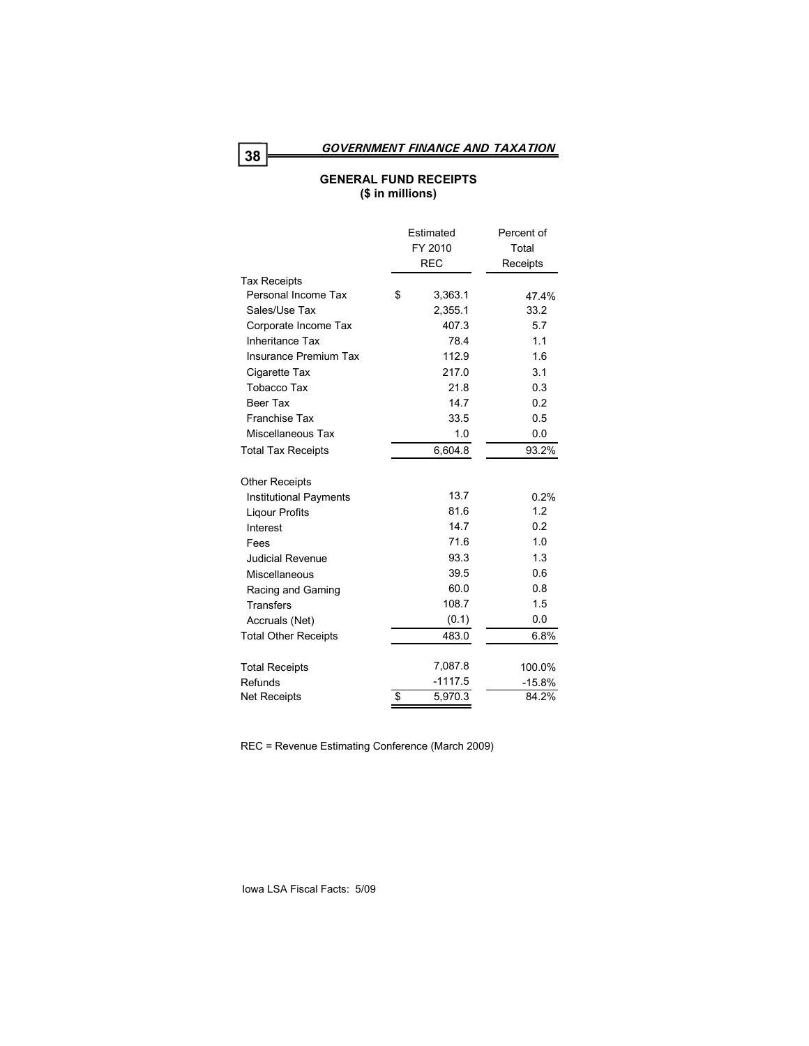## GOVERNMENT FINANCE AND TAXATION

### GENERAL FUND RECEIPTS
### ($ in millions)

| | Estimated FY 2010 REC | Percent of Total Receipts |
|---|---|---|
| **Tax Receipts** | | |
| Personal Income Tax | $ 3,363.1 | 47.4% |
| Sales/Use Tax | 2,355.1 | 33.2 |
| Corporate Income Tax | 407.3 | 5.7 |
| Inheritance Tax | 78.4 | 1.1 |
| Insurance Premium Tax | 112.9 | 1.6 |
| Cigarette Tax | 217.0 | 3.1 |
| Tobacco Tax | 21.8 | 0.3 |
| Beer Tax | 14.7 | 0.2 |
| Franchise Tax | 33.5 | 0.5 |
| Miscellaneous Tax | 1.0 | 0.0 |
| Total Tax Receipts | 6,604.8 | 93.2% |
| **Other Receipts** | | |
| Institutional Payments | 13.7 | 0.2% |
| Liqour Profits | 81.6 | 1.2 |
| Interest | 14.7 | 0.2 |
| Fees | 71.6 | 1.0 |
| Judicial Revenue | 93.3 | 1.3 |
| Miscellaneous | 39.5 | 0.6 |
| Racing and Gaming | 60.0 | 0.8 |
| Transfers | 108.7 | 1.5 |
| Accruals (Net) | (0.1) | 0.0 |
| Total Other Receipts | 483.0 | 6.8% |
| Total Receipts | 7,087.8 | 100.0% |
| Refunds | -1117.5 | -15.8% |
| Net Receipts | $ 5,970.3 | 84.2% |

REC = Revenue Estimating Conference (March 2009)

Iowa LSA Fiscal Facts: 5/09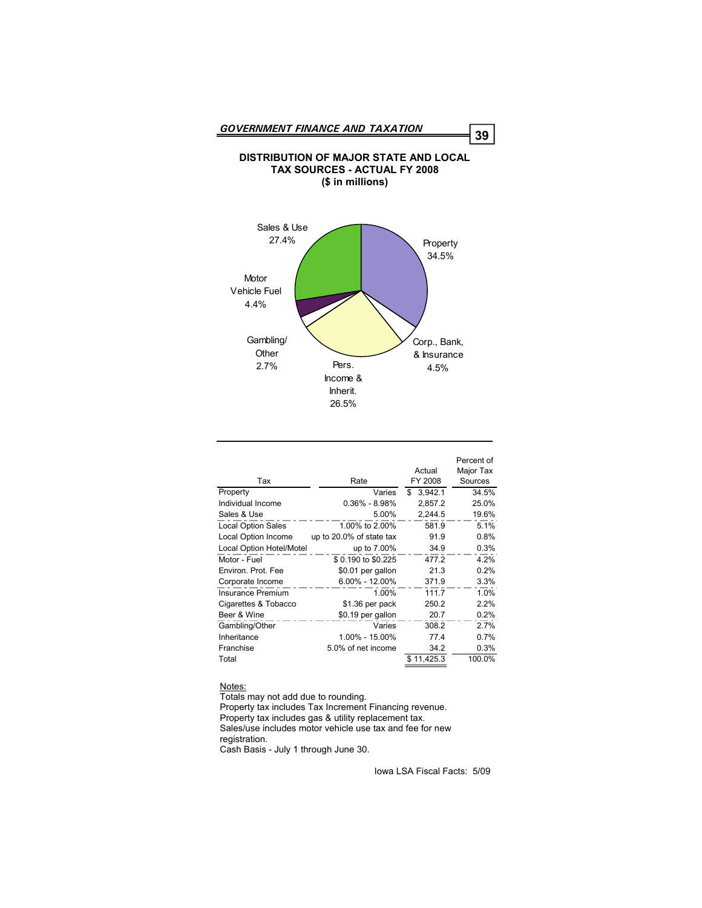## DISTRIBUTION OF MAJOR STATE AND LOCAL TAX SOURCES - ACTUAL FY 2008
### ($ in millions)

Sales & Use 27.4%

Property 34.5%

Motor Vehicle Fuel 4.4%

Gambling/ Other 2.7%

Corp., Bank, & Insurance 4.5%

Pers. Income & Inherit. 26.5%

| Tax | Rate | Actual FY 2008 | Percent of Major Tax Sources |
|---|---|---|---|
| Property | Varies | $ 3,942.1 | 34.5% |
| Individual Income | 0.36% - 8.98% | 2,857.2 | 25.0% |
| Sales & Use | 5.00% | 2,244.5 | 19.6% |
| Local Option Sales | 1.00% to 2.00% | 581.9 | 5.1% |
| Local Option Income | up to 20.0% of state tax | 91.9 | 0.8% |
| Local Option Hotel/Motel | up to 7.00% | 34.9 | 0.3% |
| Motor - Fuel | $ 0.190 to $0.225 | 477.2 | 4.2% |
| Environ. Prot. Fee | $0.01 per gallon | 21.3 | 0.2% |
| Corporate Income | 6.00% - 12.00% | 371.9 | 3.3% |
| Insurance Premium | 1.00% | 111.7 | 1.0% |
| Cigarettes & Tobacco | $1.36 per pack | 250.2 | 2.2% |
| Beer & Wine | $0.19 per gallon | 20.7 | 0.2% |
| Gambling/Other | Varies | 308.2 | 2.7% |
| Inheritance | 1.00% - 15.00% | 77.4 | 0.7% |
| Franchise | 5.0% of net income | 34.2 | 0.3% |
| Total | | $ 11,425.3 | 100.0% |

Notes:
Totals may not add due to rounding.
Property tax includes Tax Increment Financing revenue.
Property tax includes gas & utility replacement tax.
Sales/use includes motor vehicle use tax and fee for new registration.
Cash Basis - July 1 through June 30.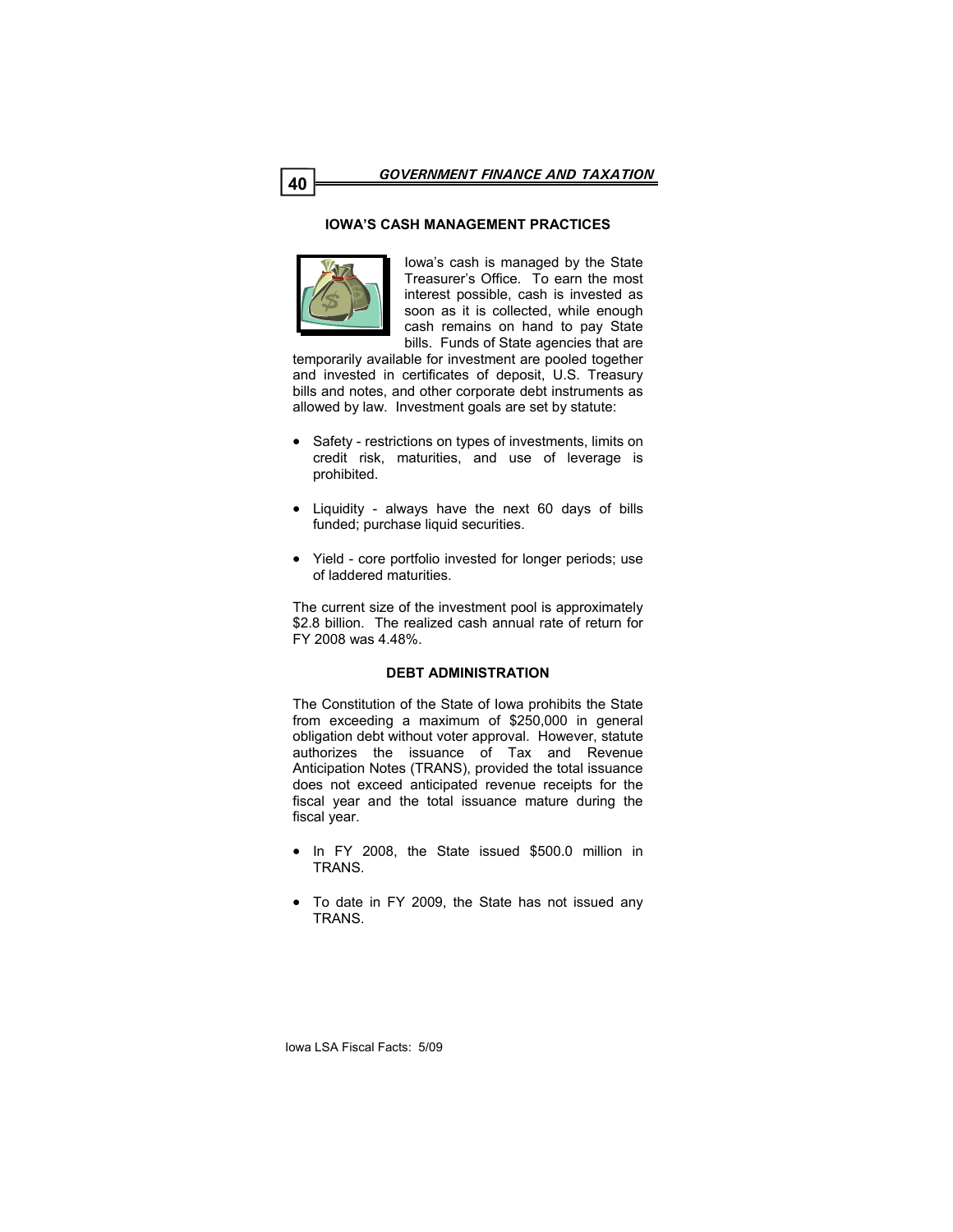## IOWA'S CASH MANAGEMENT PRACTICES

Iowa's cash is managed by the State Treasurer's Office. To earn the most interest possible, cash is invested as soon as it is collected, while enough cash remains on hand to pay State bills. Funds of State agencies that are temporarily available for investment are pooled together and invested in certificates of deposit, U.S. Treasury bills and notes, and other corporate debt instruments as allowed by law. Investment goals are set by statute:

- Safety - restrictions on types of investments, limits on credit risk, maturities, and use of leverage is prohibited.
- Liquidity - always have the next 60 days of bills funded; purchase liquid securities.
- Yield - core portfolio invested for longer periods; use of laddered maturities.

The current size of the investment pool is approximately $2.8 billion. The realized cash annual rate of return for FY 2008 was 4.48%.

## DEBT ADMINISTRATION

The Constitution of the State of Iowa prohibits the State from exceeding a maximum of $250,000 in general obligation debt without voter approval. However, statute authorizes the issuance of Tax and Revenue Anticipation Notes (TRANS), provided the total issuance does not exceed anticipated revenue receipts for the fiscal year and the total issuance mature during the fiscal year.

- In FY 2008, the State issued $500.0 million in TRANS.
- To date in FY 2009, the State has not issued any TRANS.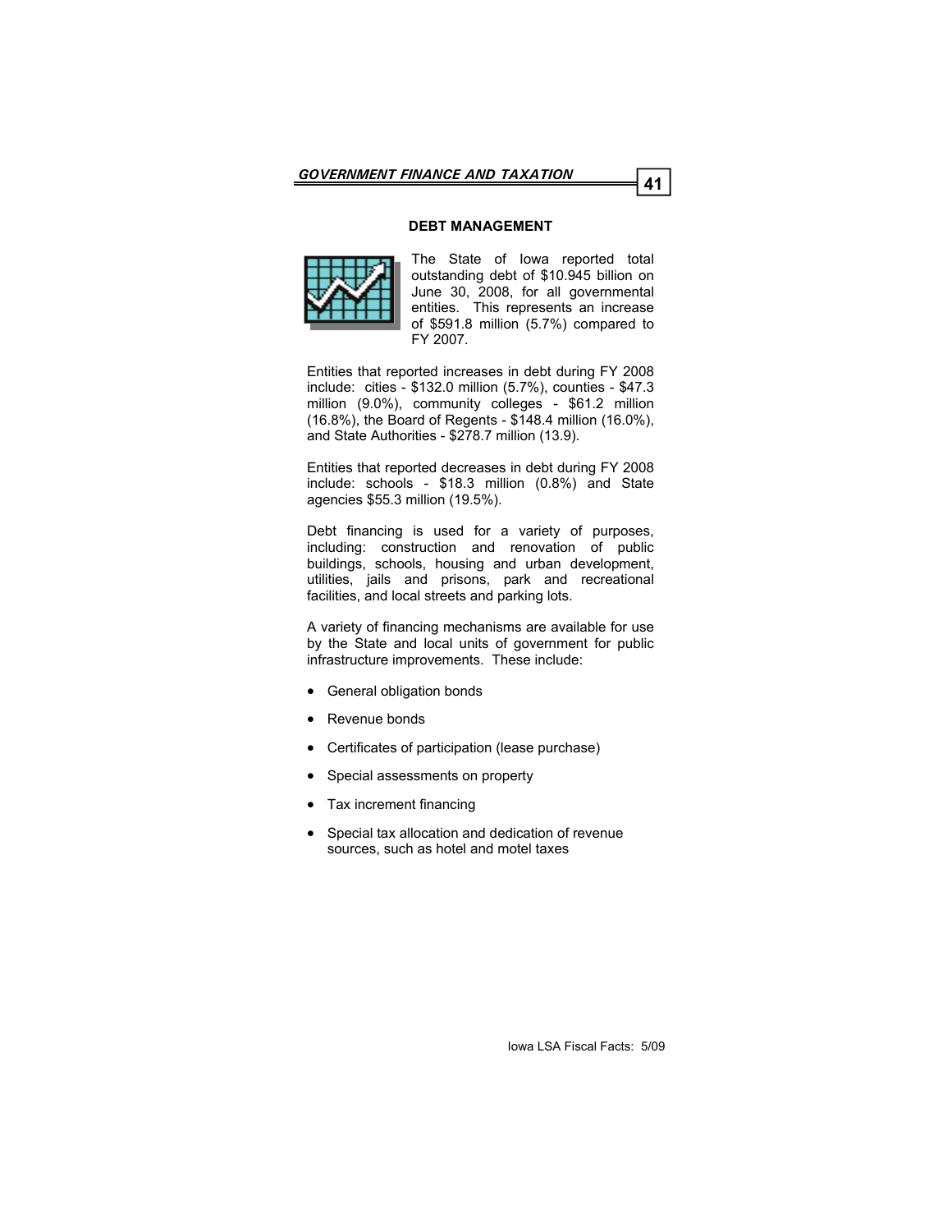## DEBT MANAGEMENT

The State of Iowa reported total outstanding debt of $10.945 billion on June 30, 2008, for all governmental entities. This represents an increase of $591.8 million (5.7%) compared to FY 2007.

Entities that reported increases in debt during FY 2008 include: cities - $132.0 million (5.7%), counties - $47.3 million (9.0%), community colleges - $61.2 million (16.8%), the Board of Regents - $148.4 million (16.0%), and State Authorities - $278.7 million (13.9).

Entities that reported decreases in debt during FY 2008 include: schools - $18.3 million (0.8%) and State agencies $55.3 million (19.5%).

Debt financing is used for a variety of purposes, including: construction and renovation of public buildings, schools, housing and urban development, utilities, jails and prisons, park and recreational facilities, and local streets and parking lots.

A variety of financing mechanisms are available for use by the State and local units of government for public infrastructure improvements. These include:

- General obligation bonds
- Revenue bonds
- Certificates of participation (lease purchase)
- Special assessments on property
- Tax increment financing
- Special tax allocation and dedication of revenue sources, such as hotel and motel taxes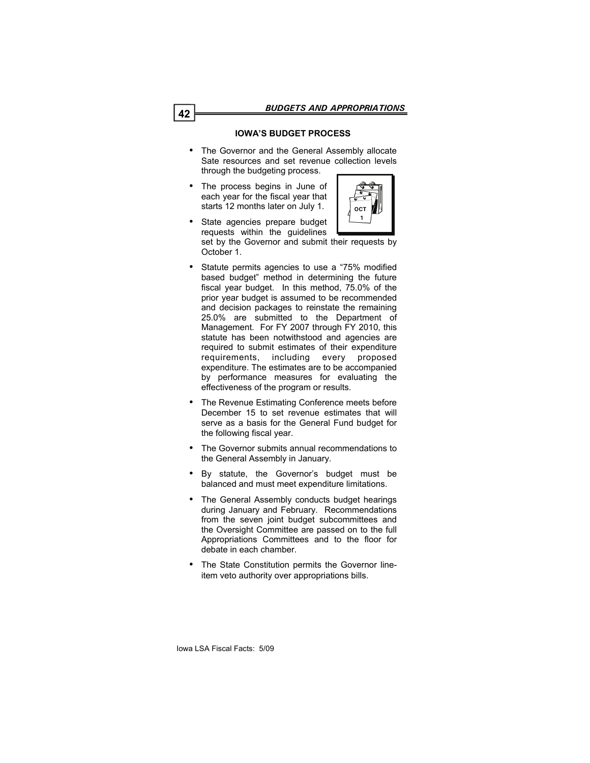## IOWA'S BUDGET PROCESS

- The Governor and the General Assembly allocate Sate resources and set revenue collection levels through the budgeting process.
- The process begins in June of each year for the fiscal year that starts 12 months later on July 1.
- State agencies prepare budget requests within the guidelines set by the Governor and submit their requests by October 1.
- Statute permits agencies to use a "75% modified based budget" method in determining the future fiscal year budget. In this method, 75.0% of the prior year budget is assumed to be recommended and decision packages to reinstate the remaining 25.0% are submitted to the Department of Management. For FY 2007 through FY 2010, this statute has been notwithstood and agencies are required to submit estimates of their expenditure requirements, including every proposed expenditure. The estimates are to be accompanied by performance measures for evaluating the effectiveness of the program or results.
- The Revenue Estimating Conference meets before December 15 to set revenue estimates that will serve as a basis for the General Fund budget for the following fiscal year.
- The Governor submits annual recommendations to the General Assembly in January.
- By statute, the Governor's budget must be balanced and must meet expenditure limitations.
- The General Assembly conducts budget hearings during January and February. Recommendations from the seven joint budget subcommittees and the Oversight Committee are passed on to the full Appropriations Committees and to the floor for debate in each chamber.
- The State Constitution permits the Governor line-item veto authority over appropriations bills.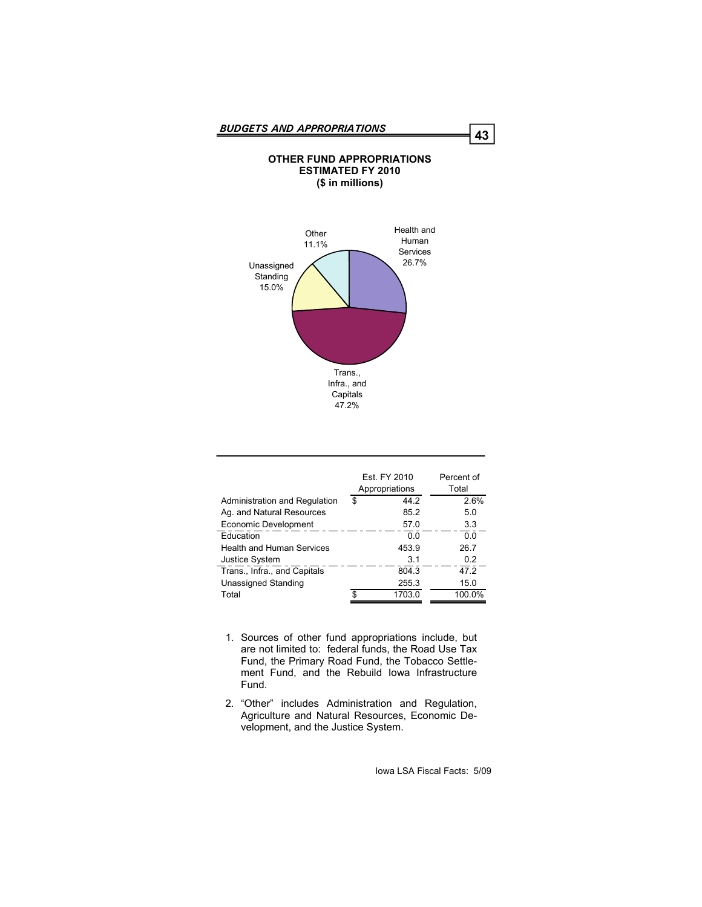## OTHER FUND APPROPRIATIONS ESTIMATED FY 2010 ($ in millions)

Other 11.1%

Health and Human Services 26.7%

Unassigned Standing 15.0%

Trans., Infra., and Capitals 47.2%

| | Est. FY 2010 Appropriations | Percent of Total |
|---|---|---|
| Administration and Regulation | $ 44.2 | 2.6% |
| Ag. and Natural Resources | 85.2 | 5.0 |
| Economic Development | 57.0 | 3.3 |
| Education | 0.0 | 0.0 |
| Health and Human Services | 453.9 | 26.7 |
| Justice System | 3.1 | 0.2 |
| Trans., Infra., and Capitals | 804.3 | 47.2 |
| Unassigned Standing | 255.3 | 15.0 |
| Total | $ 1703.0 | 100.0% |

1. Sources of other fund appropriations include, but are not limited to: federal funds, the Road Use Tax Fund, the Primary Road Fund, the Tobacco Settlement Fund, and the Rebuild Iowa Infrastructure Fund.

2. "Other" includes Administration and Regulation, Agriculture and Natural Resources, Economic Development, and the Justice System.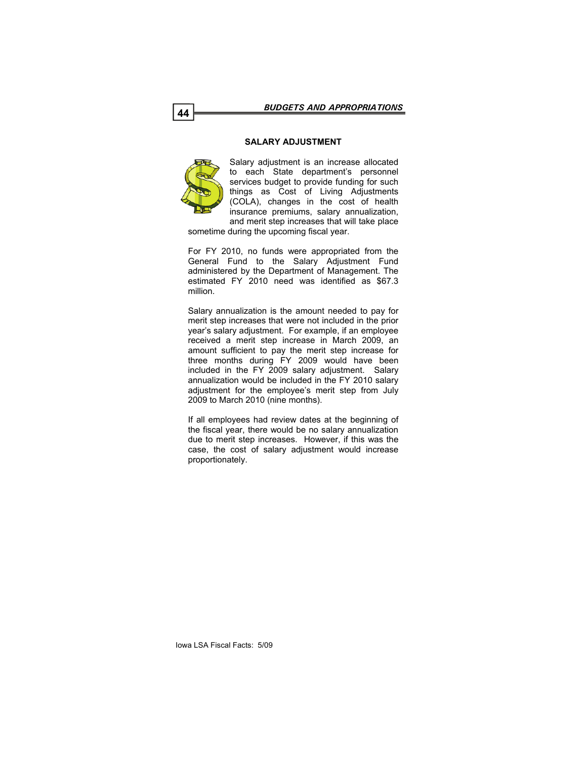## SALARY ADJUSTMENT

Salary adjustment is an increase allocated to each State department's personnel services budget to provide funding for such things as Cost of Living Adjustments (COLA), changes in the cost of health insurance premiums, salary annualization, and merit step increases that will take place sometime during the upcoming fiscal year.

For FY 2010, no funds were appropriated from the General Fund to the Salary Adjustment Fund administered by the Department of Management. The estimated FY 2010 need was identified as $67.3 million.

Salary annualization is the amount needed to pay for merit step increases that were not included in the prior year's salary adjustment. For example, if an employee received a merit step increase in March 2009, an amount sufficient to pay the merit step increase for three months during FY 2009 would have been included in the FY 2009 salary adjustment. Salary annualization would be included in the FY 2010 salary adjustment for the employee's merit step from July 2009 to March 2010 (nine months).

If all employees had review dates at the beginning of the fiscal year, there would be no salary annualization due to merit step increases. However, if this was the case, the cost of salary adjustment would increase proportionately.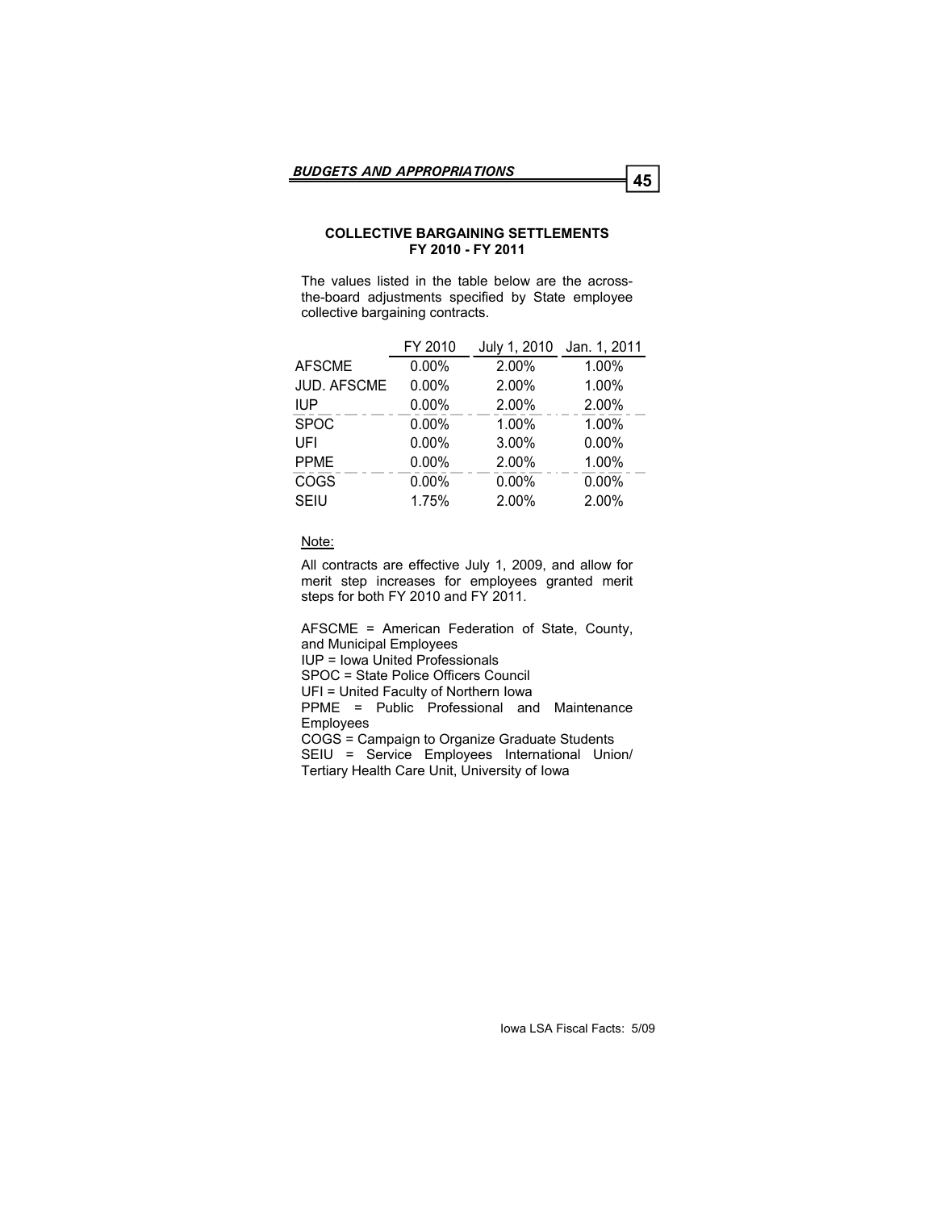## COLLECTIVE BARGAINING SETTLEMENTS
### FY 2010 - FY 2011

The values listed in the table below are the across-the-board adjustments specified by State employee collective bargaining contracts.

| | FY 2010 | July 1, 2010 | Jan. 1, 2011 |
|---|---|---|---|
| AFSCME | 0.00% | 2.00% | 1.00% |
| JUD. AFSCME | 0.00% | 2.00% | 1.00% |
| IUP | 0.00% | 2.00% | 2.00% |
| SPOC | 0.00% | 1.00% | 1.00% |
| UFI | 0.00% | 3.00% | 0.00% |
| PPME | 0.00% | 2.00% | 1.00% |
| COGS | 0.00% | 0.00% | 0.00% |
| SEIU | 1.75% | 2.00% | 2.00% |

Note:

All contracts are effective July 1, 2009, and allow for merit step increases for employees granted merit steps for both FY 2010 and FY 2011.

AFSCME = American Federation of State, County, and Municipal Employees
IUP = Iowa United Professionals
SPOC = State Police Officers Council
UFI = United Faculty of Northern Iowa
PPME = Public Professional and Maintenance Employees
COGS = Campaign to Organize Graduate Students
SEIU = Service Employees International Union/ Tertiary Health Care Unit, University of Iowa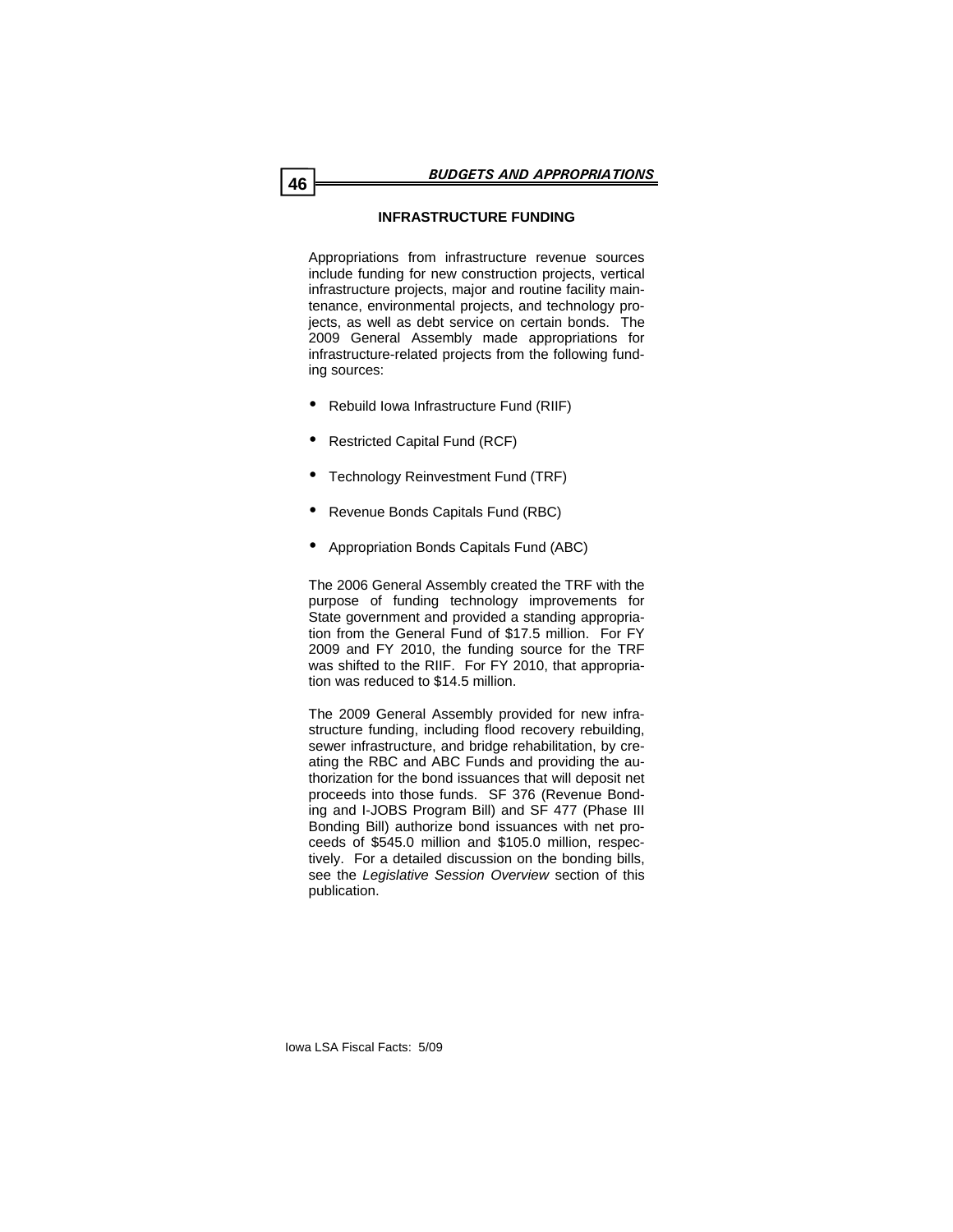## INFRASTRUCTURE FUNDING

Appropriations from infrastructure revenue sources include funding for new construction projects, vertical infrastructure projects, major and routine facility maintenance, environmental projects, and technology projects, as well as debt service on certain bonds. The 2009 General Assembly made appropriations for infrastructure-related projects from the following funding sources:

- Rebuild Iowa Infrastructure Fund (RIIF)
- Restricted Capital Fund (RCF)
- Technology Reinvestment Fund (TRF)
- Revenue Bonds Capitals Fund (RBC)
- Appropriation Bonds Capitals Fund (ABC)

The 2006 General Assembly created the TRF with the purpose of funding technology improvements for State government and provided a standing appropriation from the General Fund of $17.5 million. For FY 2009 and FY 2010, the funding source for the TRF was shifted to the RIIF. For FY 2010, that appropriation was reduced to $14.5 million.

The 2009 General Assembly provided for new infrastructure funding, including flood recovery rebuilding, sewer infrastructure, and bridge rehabilitation, by creating the RBC and ABC Funds and providing the authorization for the bond issuances that will deposit net proceeds into those funds. SF 376 (Revenue Bonding and I-JOBS Program Bill) and SF 477 (Phase III Bonding Bill) authorize bond issuances with net proceeds of $545.0 million and $105.0 million, respectively. For a detailed discussion on the bonding bills, see the *Legislative Session Overview* section of this publication.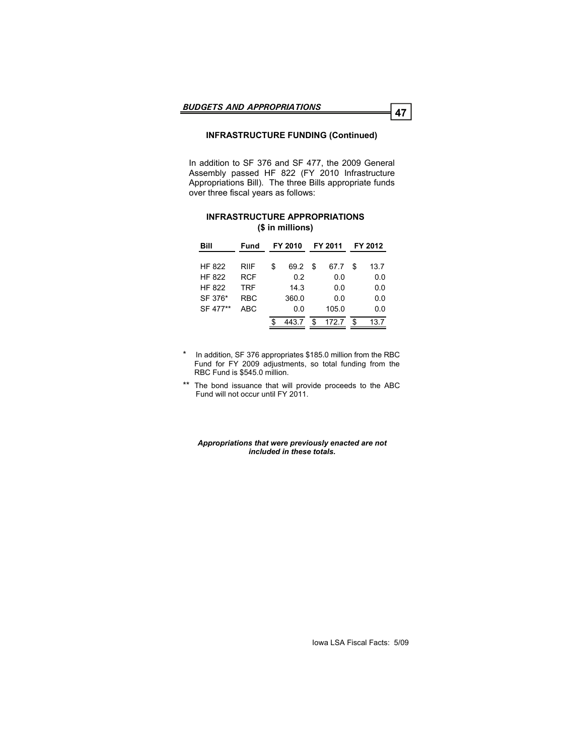## INFRASTRUCTURE FUNDING (Continued)

In addition to SF 376 and SF 477, the 2009 General Assembly passed HF 822 (FY 2010 Infrastructure Appropriations Bill). The three Bills appropriate funds over three fiscal years as follows:

### INFRASTRUCTURE APPROPRIATIONS
### ($ in millions)

| Bill | Fund | FY 2010 | FY 2011 | FY 2012 |
|---|---|---|---|---|
| HF 822 | RIIF | $ 69.2 | $ 67.7 | $ 13.7 |
| HF 822 | RCF | 0.2 | 0.0 | 0.0 |
| HF 822 | TRF | 14.3 | 0.0 | 0.0 |
| SF 376* | RBC | 360.0 | 0.0 | 0.0 |
| SF 477** | ABC | 0.0 | 105.0 | 0.0 |
| | | $ 443.7 | $ 172.7 | $ 13.7 |

\* In addition, SF 376 appropriates $185.0 million from the RBC Fund for FY 2009 adjustments, so total funding from the RBC Fund is $545.0 million.

\*\* The bond issuance that will provide proceeds to the ABC Fund will not occur until FY 2011.

***Appropriations that were previously enacted are not included in these totals.***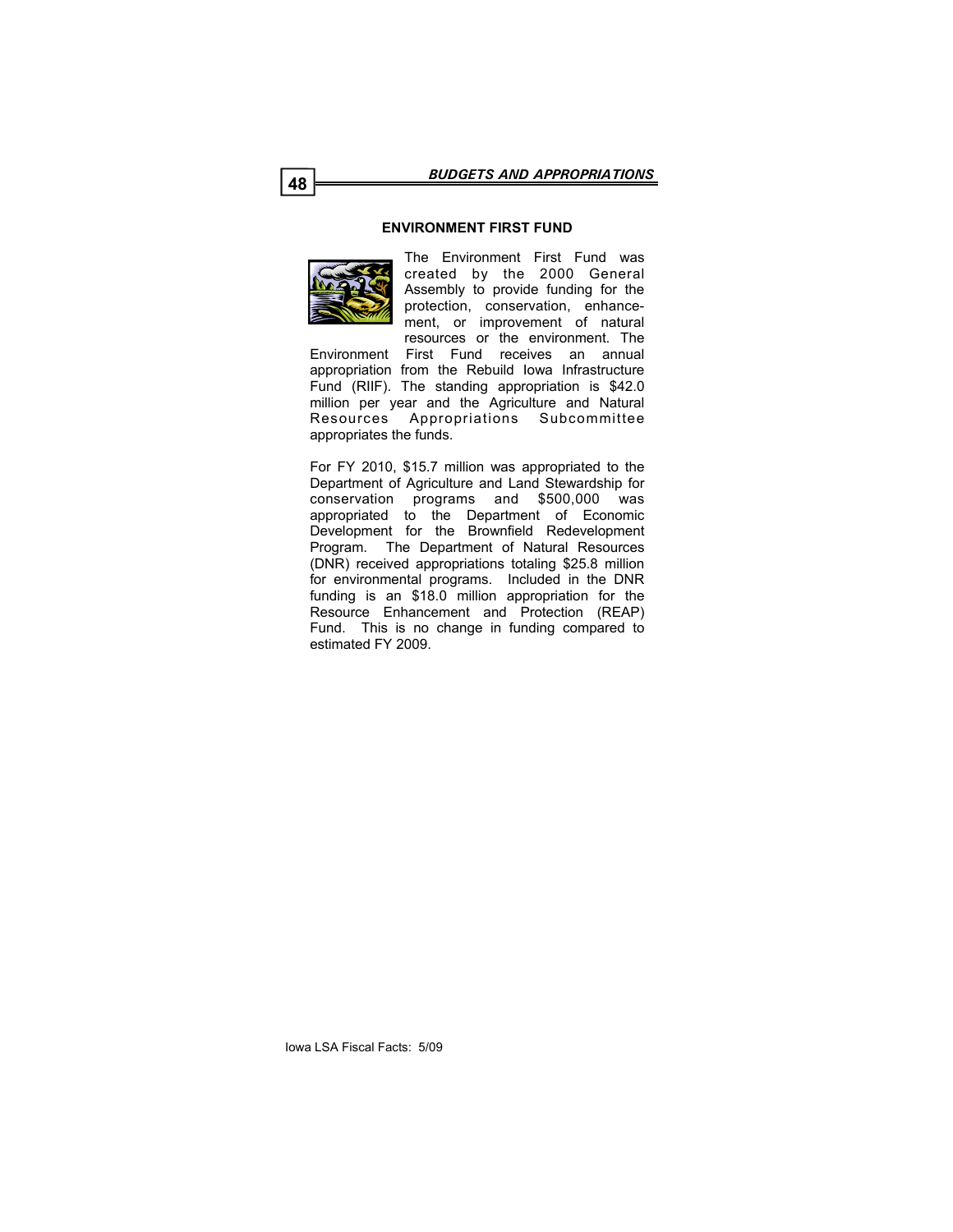## ENVIRONMENT FIRST FUND

The Environment First Fund was created by the 2000 General Assembly to provide funding for the protection, conservation, enhancement, or improvement of natural resources or the environment. The Environment First Fund receives an annual appropriation from the Rebuild Iowa Infrastructure Fund (RIIF). The standing appropriation is $42.0 million per year and the Agriculture and Natural Resources Appropriations Subcommittee appropriates the funds.

For FY 2010, $15.7 million was appropriated to the Department of Agriculture and Land Stewardship for conservation programs and $500,000 was appropriated to the Department of Economic Development for the Brownfield Redevelopment Program. The Department of Natural Resources (DNR) received appropriations totaling $25.8 million for environmental programs. Included in the DNR funding is an $18.0 million appropriation for the Resource Enhancement and Protection (REAP) Fund. This is no change in funding compared to estimated FY 2009.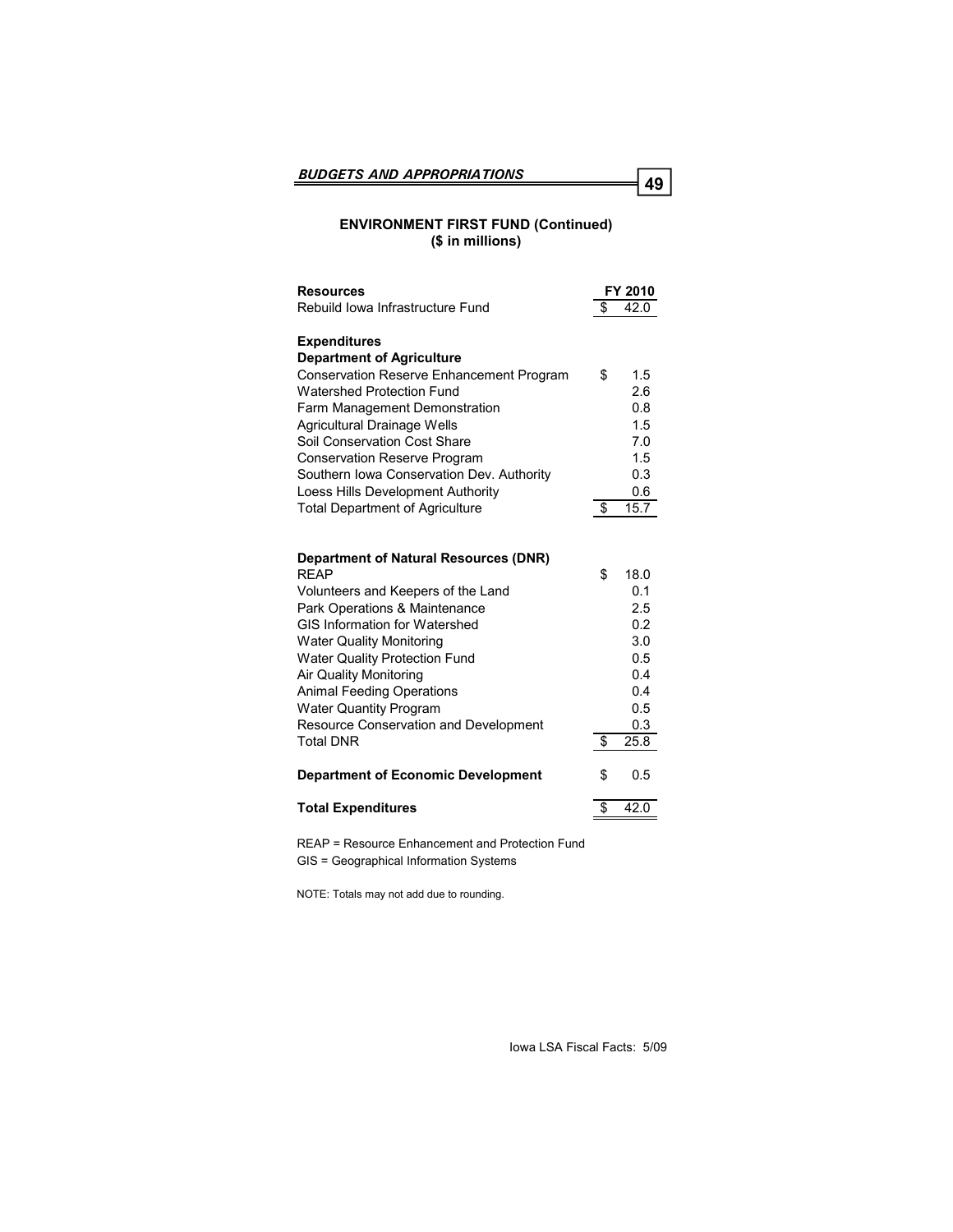## ENVIRONMENT FIRST FUND (Continued)
### ($ in millions)

| Resources | FY 2010 |
| --- | --- |
| Rebuild Iowa Infrastructure Fund | $ 42.0 |
| | |
| **Expenditures** | |
| **Department of Agriculture** | |
| Conservation Reserve Enhancement Program | $ 1.5 |
| Watershed Protection Fund | 2.6 |
| Farm Management Demonstration | 0.8 |
| Agricultural Drainage Wells | 1.5 |
| Soil Conservation Cost Share | 7.0 |
| Conservation Reserve Program | 1.5 |
| Southern Iowa Conservation Dev. Authority | 0.3 |
| Loess Hills Development Authority | 0.6 |
| Total Department of Agriculture | $ 15.7 |
| | |
| **Department of Natural Resources (DNR)** | |
| REAP | $ 18.0 |
| Volunteers and Keepers of the Land | 0.1 |
| Park Operations & Maintenance | 2.5 |
| GIS Information for Watershed | 0.2 |
| Water Quality Monitoring | 3.0 |
| Water Quality Protection Fund | 0.5 |
| Air Quality Monitoring | 0.4 |
| Animal Feeding Operations | 0.4 |
| Water Quantity Program | 0.5 |
| Resource Conservation and Development | 0.3 |
| Total DNR | $ 25.8 |
| | |
| **Department of Economic Development** | $ 0.5 |
| | |
| **Total Expenditures** | $ 42.0 |

REAP = Resource Enhancement and Protection Fund

GIS = Geographical Information Systems

NOTE: Totals may not add due to rounding.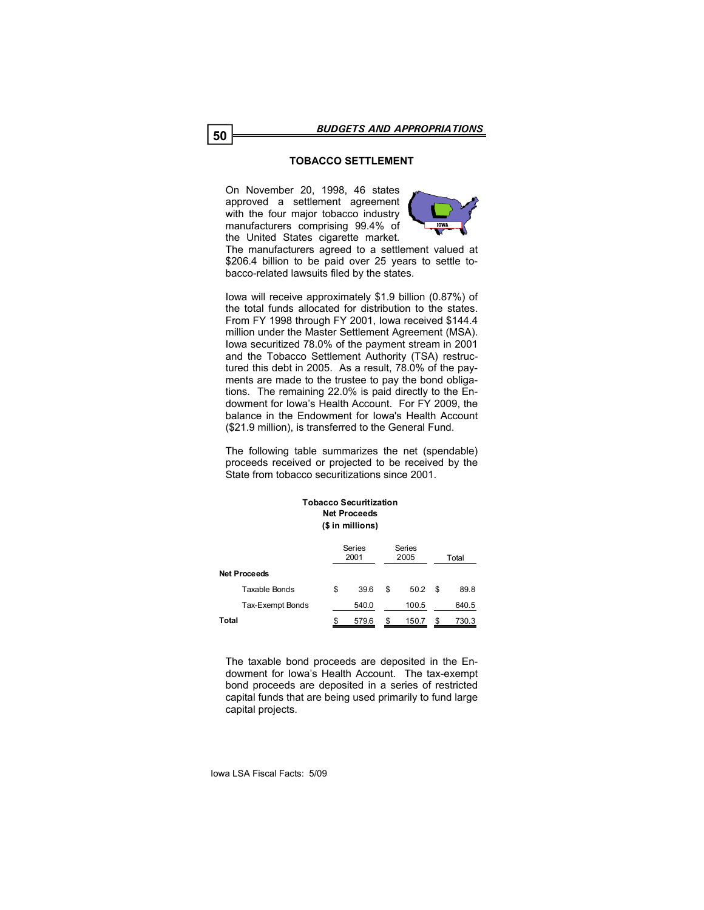## TOBACCO SETTLEMENT

On November 20, 1998, 46 states approved a settlement agreement with the four major tobacco industry manufacturers comprising 99.4% of the United States cigarette market. The manufacturers agreed to a settlement valued at $206.4 billion to be paid over 25 years to settle tobacco-related lawsuits filed by the states.

Iowa will receive approximately $1.9 billion (0.87%) of the total funds allocated for distribution to the states. From FY 1998 through FY 2001, Iowa received $144.4 million under the Master Settlement Agreement (MSA). Iowa securitized 78.0% of the payment stream in 2001 and the Tobacco Settlement Authority (TSA) restructured this debt in 2005. As a result, 78.0% of the payments are made to the trustee to pay the bond obligations. The remaining 22.0% is paid directly to the Endowment for Iowa's Health Account. For FY 2009, the balance in the Endowment for Iowa's Health Account ($21.9 million), is transferred to the General Fund.

The following table summarizes the net (spendable) proceeds received or projected to be received by the State from tobacco securitizations since 2001.

**Tobacco Securitization**
**Net Proceeds**
**($ in millions)**

| | Series 2001 | Series 2005 | Total |
|---|---|---|---|
| **Net Proceeds** | | | |
| Taxable Bonds | $ 39.6 | $ 50.2 | $ 89.8 |
| Tax-Exempt Bonds | 540.0 | 100.5 | 640.5 |
| **Total** | $ 579.6 | $ 150.7 | $ 730.3 |

The taxable bond proceeds are deposited in the Endowment for Iowa's Health Account. The tax-exempt bond proceeds are deposited in a series of restricted capital funds that are being used primarily to fund large capital projects.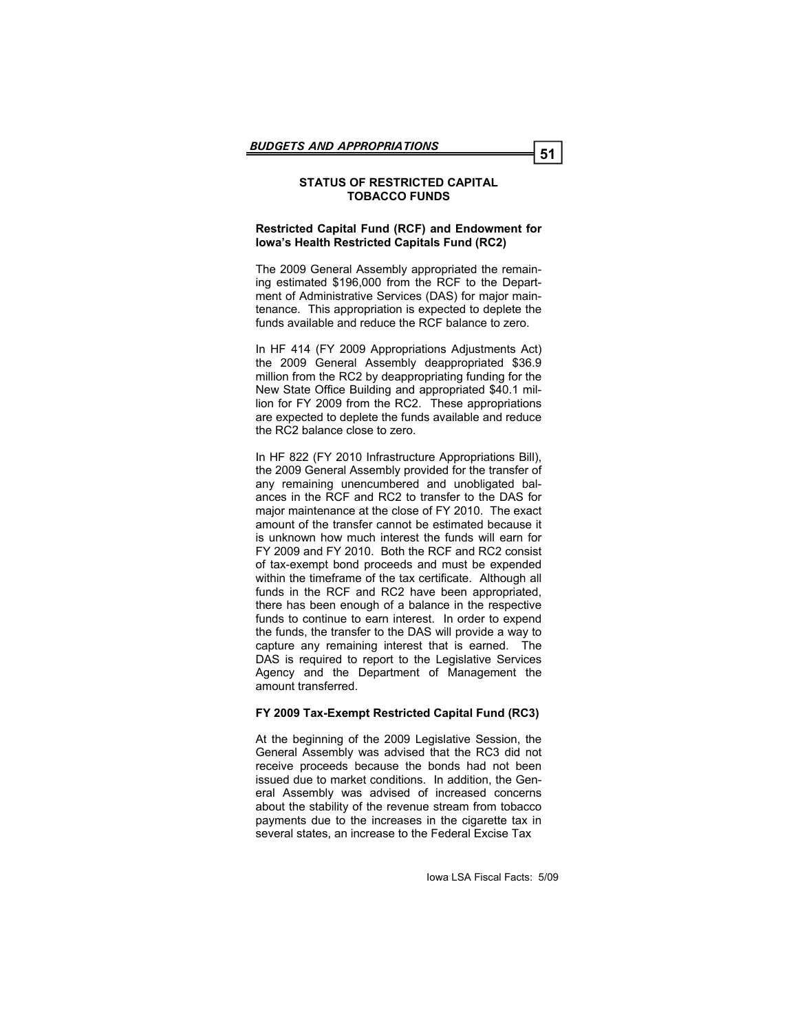## STATUS OF RESTRICTED CAPITAL TOBACCO FUNDS

**Restricted Capital Fund (RCF) and Endowment for Iowa's Health Restricted Capitals Fund (RC2)**

The 2009 General Assembly appropriated the remaining estimated $196,000 from the RCF to the Department of Administrative Services (DAS) for major maintenance. This appropriation is expected to deplete the funds available and reduce the RCF balance to zero.

In HF 414 (FY 2009 Appropriations Adjustments Act) the 2009 General Assembly deappropriated $36.9 million from the RC2 by deappropriating funding for the New State Office Building and appropriated $40.1 million for FY 2009 from the RC2. These appropriations are expected to deplete the funds available and reduce the RC2 balance close to zero.

In HF 822 (FY 2010 Infrastructure Appropriations Bill), the 2009 General Assembly provided for the transfer of any remaining unencumbered and unobligated balances in the RCF and RC2 to transfer to the DAS for major maintenance at the close of FY 2010. The exact amount of the transfer cannot be estimated because it is unknown how much interest the funds will earn for FY 2009 and FY 2010. Both the RCF and RC2 consist of tax-exempt bond proceeds and must be expended within the timeframe of the tax certificate. Although all funds in the RCF and RC2 have been appropriated, there has been enough of a balance in the respective funds to continue to earn interest. In order to expend the funds, the transfer to the DAS will provide a way to capture any remaining interest that is earned. The DAS is required to report to the Legislative Services Agency and the Department of Management the amount transferred.

**FY 2009 Tax-Exempt Restricted Capital Fund (RC3)**

At the beginning of the 2009 Legislative Session, the General Assembly was advised that the RC3 did not receive proceeds because the bonds had not been issued due to market conditions. In addition, the General Assembly was advised of increased concerns about the stability of the revenue stream from tobacco payments due to the increases in the cigarette tax in several states, an increase to the Federal Excise Tax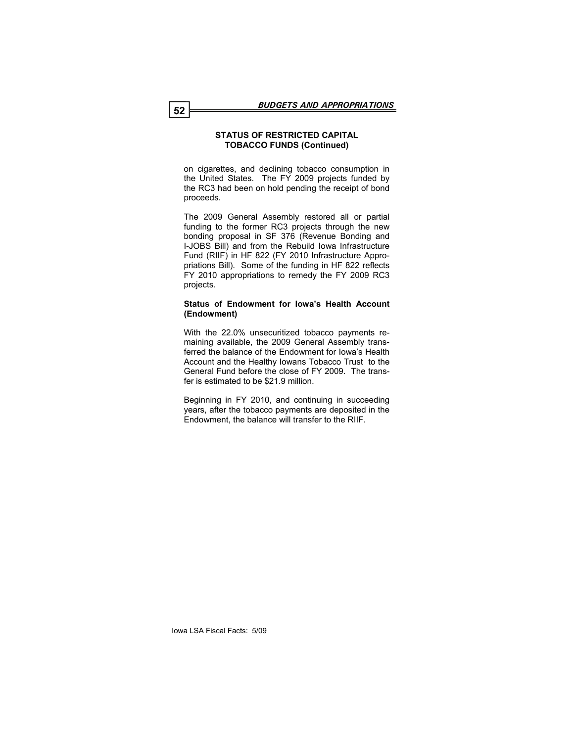## STATUS OF RESTRICTED CAPITAL TOBACCO FUNDS (Continued)

on cigarettes, and declining tobacco consumption in the United States. The FY 2009 projects funded by the RC3 had been on hold pending the receipt of bond proceeds.

The 2009 General Assembly restored all or partial funding to the former RC3 projects through the new bonding proposal in SF 376 (Revenue Bonding and I-JOBS Bill) and from the Rebuild Iowa Infrastructure Fund (RIIF) in HF 822 (FY 2010 Infrastructure Appropriations Bill). Some of the funding in HF 822 reflects FY 2010 appropriations to remedy the FY 2009 RC3 projects.

### Status of Endowment for Iowa's Health Account (Endowment)

With the 22.0% unsecuritized tobacco payments remaining available, the 2009 General Assembly transferred the balance of the Endowment for Iowa's Health Account and the Healthy Iowans Tobacco Trust to the General Fund before the close of FY 2009. The transfer is estimated to be $21.9 million.

Beginning in FY 2010, and continuing in succeeding years, after the tobacco payments are deposited in the Endowment, the balance will transfer to the RIIF.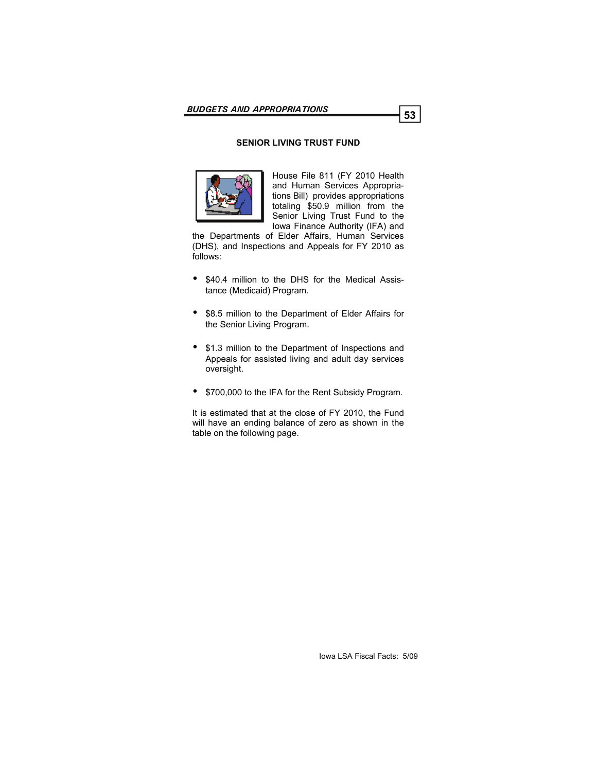## SENIOR LIVING TRUST FUND

House File 811 (FY 2010 Health and Human Services Appropriations Bill) provides appropriations totaling $50.9 million from the Senior Living Trust Fund to the Iowa Finance Authority (IFA) and the Departments of Elder Affairs, Human Services (DHS), and Inspections and Appeals for FY 2010 as follows:

- $40.4 million to the DHS for the Medical Assistance (Medicaid) Program.
- $8.5 million to the Department of Elder Affairs for the Senior Living Program.
- $1.3 million to the Department of Inspections and Appeals for assisted living and adult day services oversight.
- $700,000 to the IFA for the Rent Subsidy Program.

It is estimated that at the close of FY 2010, the Fund will have an ending balance of zero as shown in the table on the following page.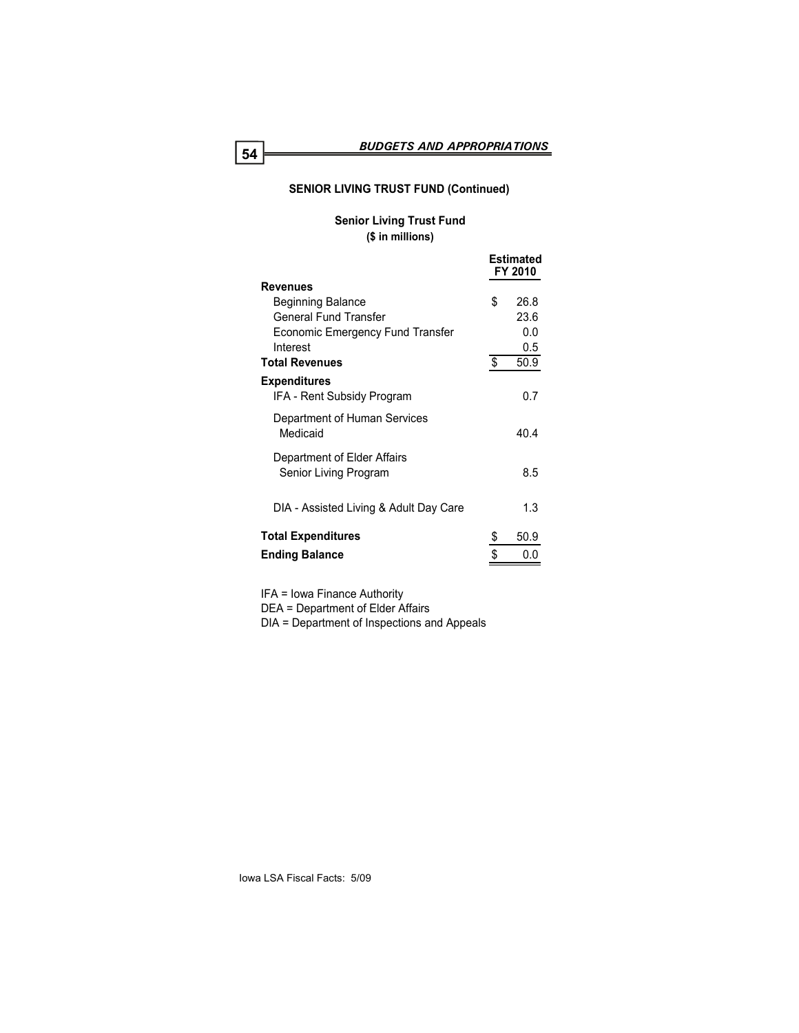## SENIOR LIVING TRUST FUND (Continued)

### Senior Living Trust Fund
**($ in millions)**

| | Estimated FY 2010 |
|---|---|
| **Revenues** | |
| Beginning Balance | $ 26.8 |
| General Fund Transfer | 23.6 |
| Economic Emergency Fund Transfer | 0.0 |
| Interest | 0.5 |
| **Total Revenues** | $ 50.9 |
| **Expenditures** | |
| IFA - Rent Subsidy Program | 0.7 |
| Department of Human Services | |
| Medicaid | 40.4 |
| Department of Elder Affairs | |
| Senior Living Program | 8.5 |
| DIA - Assisted Living & Adult Day Care | 1.3 |
| **Total Expenditures** | $ 50.9 |
| **Ending Balance** | $ 0.0 |

IFA = Iowa Finance Authority
DEA = Department of Elder Affairs
DIA = Department of Inspections and Appeals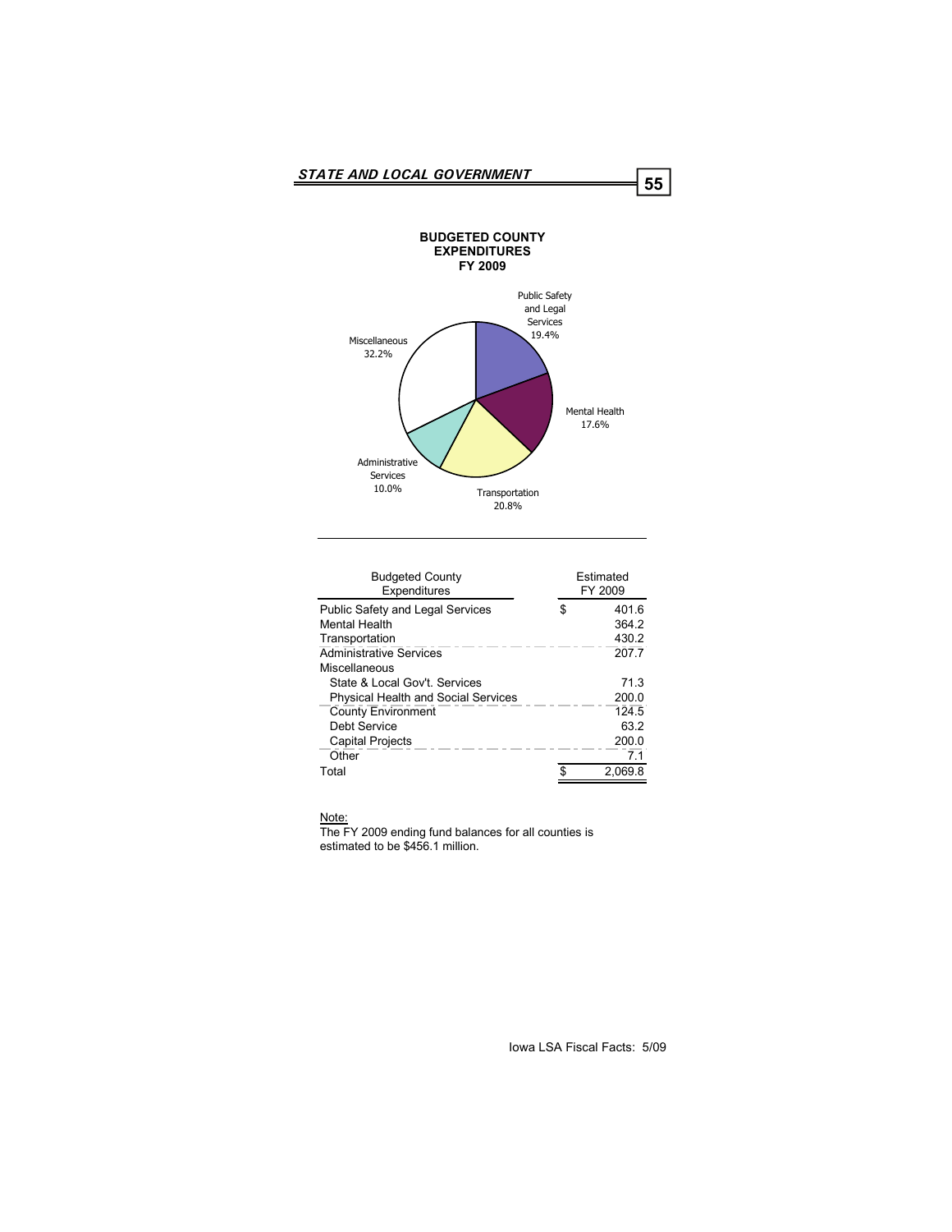## BUDGETED COUNTY EXPENDITURES FY 2009

Public Safety and Legal Services 19.4%

Mental Health 17.6%

Transportation 20.8%

Administrative Services 10.0%

Miscellaneous 32.2%

| Budgeted County Expenditures | | Estimated FY 2009 |
|---|---|---|
| Public Safety and Legal Services | $ | 401.6 |
| Mental Health | | 364.2 |
| Transportation | | 430.2 |
| Administrative Services | | 207.7 |
| Miscellaneous | | |
| State & Local Gov't. Services | | 71.3 |
| Physical Health and Social Services | | 200.0 |
| County Environment | | 124.5 |
| Debt Service | | 63.2 |
| Capital Projects | | 200.0 |
| Other | | 7.1 |
| Total | $ | 2,069.8 |

Note:
The FY 2009 ending fund balances for all counties is estimated to be $456.1 million.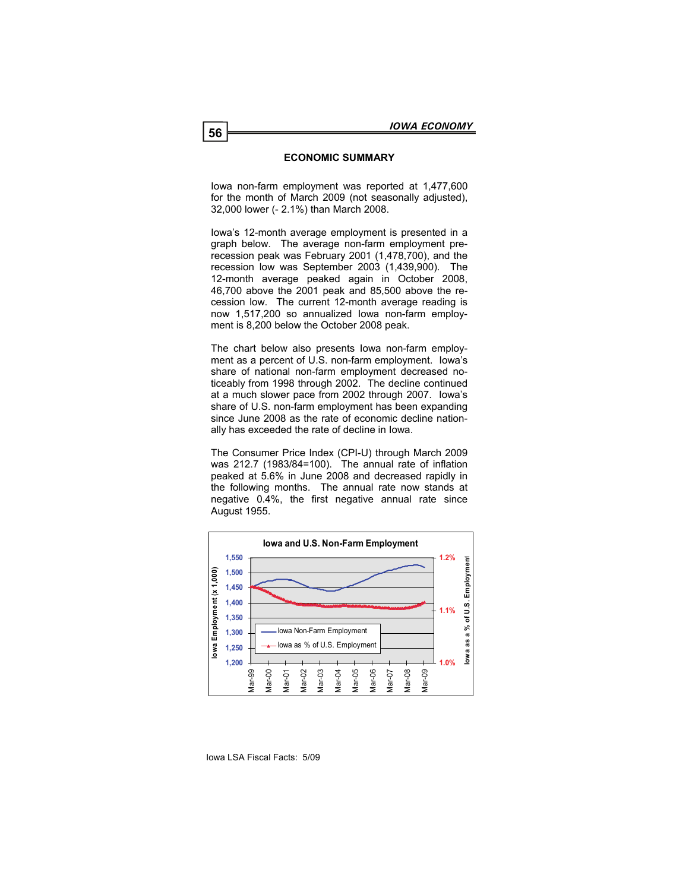## ECONOMIC SUMMARY

Iowa non-farm employment was reported at 1,477,600 for the month of March 2009 (not seasonally adjusted), 32,000 lower (- 2.1%) than March 2008.

Iowa's 12-month average employment is presented in a graph below. The average non-farm employment pre-recession peak was February 2001 (1,478,700), and the recession low was September 2003 (1,439,900). The 12-month average peaked again in October 2008, 46,700 above the 2001 peak and 85,500 above the recession low. The current 12-month average reading is now 1,517,200 so annualized Iowa non-farm employment is 8,200 below the October 2008 peak.

The chart below also presents Iowa non-farm employment as a percent of U.S. non-farm employment. Iowa's share of national non-farm employment decreased noticeably from 1998 through 2002. The decline continued at a much slower pace from 2002 through 2007. Iowa's share of U.S. non-farm employment has been expanding since June 2008 as the rate of economic decline nationally has exceeded the rate of decline in Iowa.

The Consumer Price Index (CPI-U) through March 2009 was 212.7 (1983/84=100). The annual rate of inflation peaked at 5.6% in June 2008 and decreased rapidly in the following months. The annual rate now stands at negative 0.4%, the first negative annual rate since August 1955.

**Iowa and U.S. Non-Farm Employment**

Left axis: Iowa Employment (x 1,000) — 1,200 to 1,550
Right axis: Iowa as a % of U.S. Employment — 1.0% to 1.2%
X-axis: Mar-99, Mar-00, Mar-01, Mar-02, Mar-03, Mar-04, Mar-05, Mar-06, Mar-07, Mar-08, Mar-09

Legend: Iowa Non-Farm Employment; Iowa as % of U.S. Employment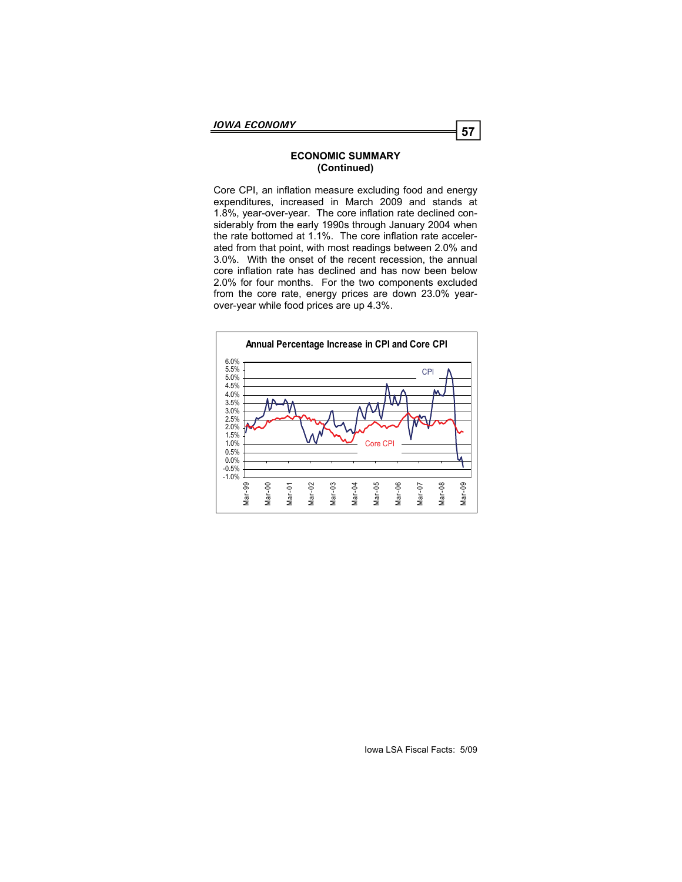## ECONOMIC SUMMARY
## (Continued)

Core CPI, an inflation measure excluding food and energy expenditures, increased in March 2009 and stands at 1.8%, year-over-year. The core inflation rate declined considerably from the early 1990s through January 2004 when the rate bottomed at 1.1%. The core inflation rate accelerated from that point, with most readings between 2.0% and 3.0%. With the onset of the recent recession, the annual core inflation rate has declined and has now been below 2.0% for four months. For the two components excluded from the core rate, energy prices are down 23.0% year-over-year while food prices are up 4.3%.

**Annual Percentage Increase in CPI and Core CPI**

Series: CPI, Core CPI

Y-axis: -1.0% to 6.0%

X-axis: Mar-99, Mar-00, Mar-01, Mar-02, Mar-03, Mar-04, Mar-05, Mar-06, Mar-07, Mar-08, Mar-09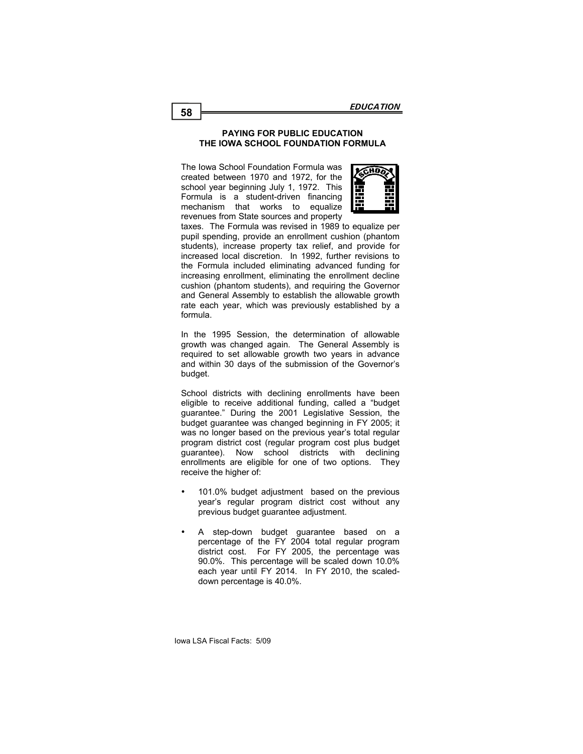## PAYING FOR PUBLIC EDUCATION
## THE IOWA SCHOOL FOUNDATION FORMULA

The Iowa School Foundation Formula was created between 1970 and 1972, for the school year beginning July 1, 1972. This Formula is a student-driven financing mechanism that works to equalize revenues from State sources and property taxes. The Formula was revised in 1989 to equalize per pupil spending, provide an enrollment cushion (phantom students), increase property tax relief, and provide for increased local discretion. In 1992, further revisions to the Formula included eliminating advanced funding for increasing enrollment, eliminating the enrollment decline cushion (phantom students), and requiring the Governor and General Assembly to establish the allowable growth rate each year, which was previously established by a formula.

In the 1995 Session, the determination of allowable growth was changed again. The General Assembly is required to set allowable growth two years in advance and within 30 days of the submission of the Governor's budget.

School districts with declining enrollments have been eligible to receive additional funding, called a "budget guarantee." During the 2001 Legislative Session, the budget guarantee was changed beginning in FY 2005; it was no longer based on the previous year's total regular program district cost (regular program cost plus budget guarantee). Now school districts with declining enrollments are eligible for one of two options. They receive the higher of:

- 101.0% budget adjustment based on the previous year's regular program district cost without any previous budget guarantee adjustment.
- A step-down budget guarantee based on a percentage of the FY 2004 total regular program district cost. For FY 2005, the percentage was 90.0%. This percentage will be scaled down 10.0% each year until FY 2014. In FY 2010, the scaled-down percentage is 40.0%.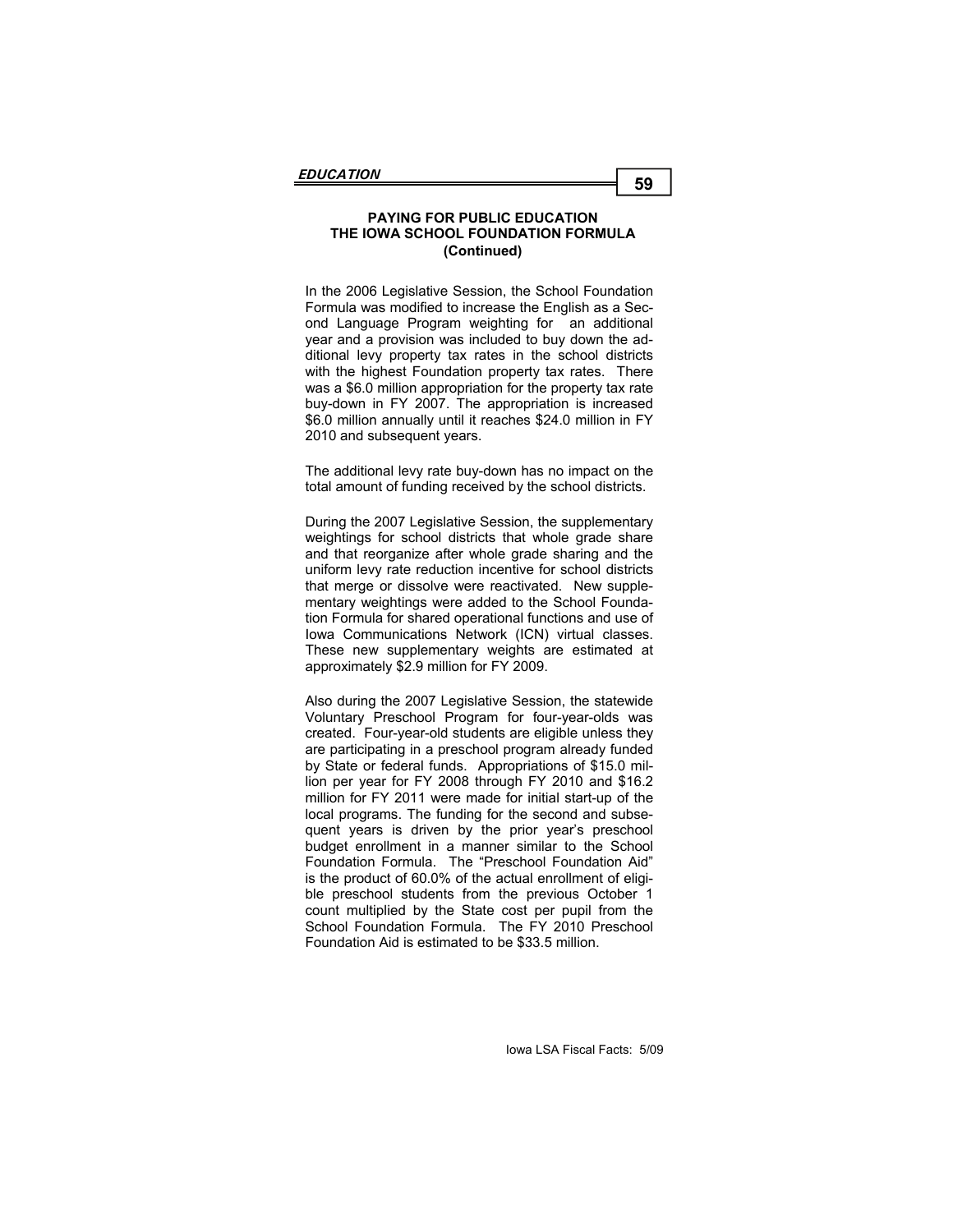## PAYING FOR PUBLIC EDUCATION THE IOWA SCHOOL FOUNDATION FORMULA (Continued)

In the 2006 Legislative Session, the School Foundation Formula was modified to increase the English as a Second Language Program weighting for an additional year and a provision was included to buy down the additional levy property tax rates in the school districts with the highest Foundation property tax rates. There was a $6.0 million appropriation for the property tax rate buy-down in FY 2007. The appropriation is increased $6.0 million annually until it reaches $24.0 million in FY 2010 and subsequent years.

The additional levy rate buy-down has no impact on the total amount of funding received by the school districts.

During the 2007 Legislative Session, the supplementary weightings for school districts that whole grade share and that reorganize after whole grade sharing and the uniform levy rate reduction incentive for school districts that merge or dissolve were reactivated. New supplementary weightings were added to the School Foundation Formula for shared operational functions and use of Iowa Communications Network (ICN) virtual classes. These new supplementary weights are estimated at approximately $2.9 million for FY 2009.

Also during the 2007 Legislative Session, the statewide Voluntary Preschool Program for four-year-olds was created. Four-year-old students are eligible unless they are participating in a preschool program already funded by State or federal funds. Appropriations of $15.0 million per year for FY 2008 through FY 2010 and $16.2 million for FY 2011 were made for initial start-up of the local programs. The funding for the second and subsequent years is driven by the prior year's preschool budget enrollment in a manner similar to the School Foundation Formula. The "Preschool Foundation Aid" is the product of 60.0% of the actual enrollment of eligible preschool students from the previous October 1 count multiplied by the State cost per pupil from the School Foundation Formula. The FY 2010 Preschool Foundation Aid is estimated to be $33.5 million.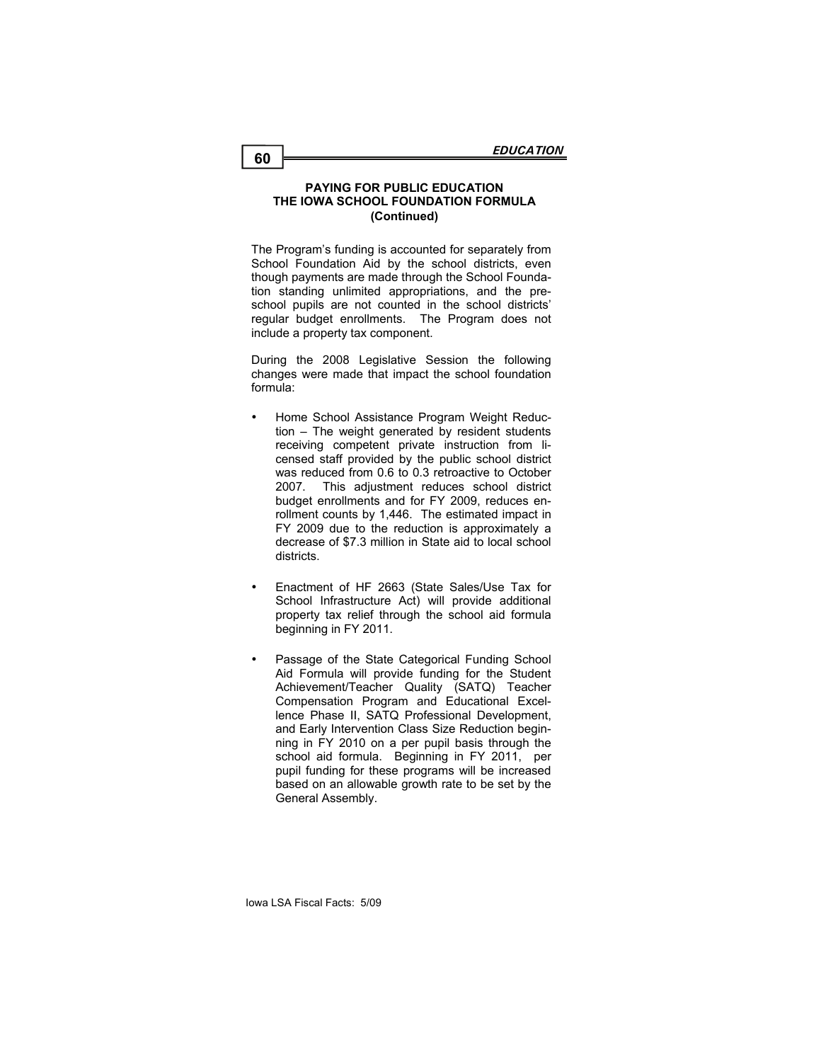### PAYING FOR PUBLIC EDUCATION
### THE IOWA SCHOOL FOUNDATION FORMULA
### (Continued)

The Program's funding is accounted for separately from School Foundation Aid by the school districts, even though payments are made through the School Foundation standing unlimited appropriations, and the preschool pupils are not counted in the school districts' regular budget enrollments. The Program does not include a property tax component.

During the 2008 Legislative Session the following changes were made that impact the school foundation formula:

- Home School Assistance Program Weight Reduction – The weight generated by resident students receiving competent private instruction from licensed staff provided by the public school district was reduced from 0.6 to 0.3 retroactive to October 2007. This adjustment reduces school district budget enrollments and for FY 2009, reduces enrollment counts by 1,446. The estimated impact in FY 2009 due to the reduction is approximately a decrease of $7.3 million in State aid to local school districts.

- Enactment of HF 2663 (State Sales/Use Tax for School Infrastructure Act) will provide additional property tax relief through the school aid formula beginning in FY 2011.

- Passage of the State Categorical Funding School Aid Formula will provide funding for the Student Achievement/Teacher Quality (SATQ) Teacher Compensation Program and Educational Excellence Phase II, SATQ Professional Development, and Early Intervention Class Size Reduction beginning in FY 2010 on a per pupil basis through the school aid formula. Beginning in FY 2011, per pupil funding for these programs will be increased based on an allowable growth rate to be set by the General Assembly.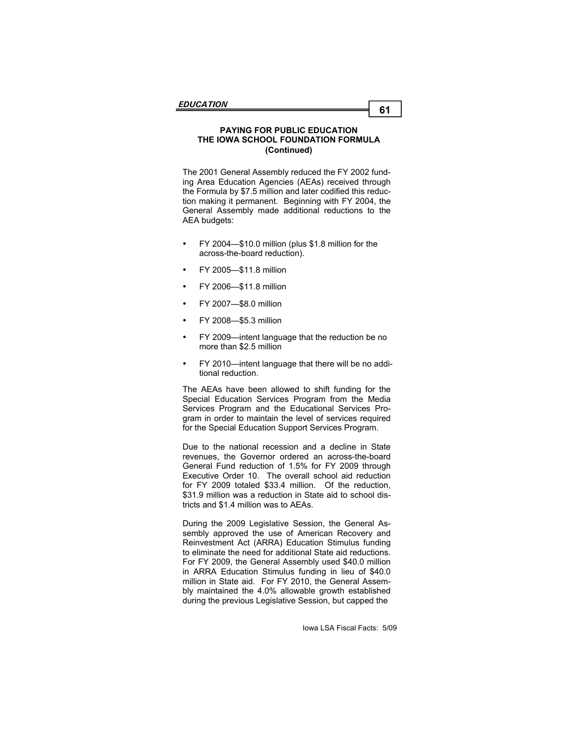## PAYING FOR PUBLIC EDUCATION THE IOWA SCHOOL FOUNDATION FORMULA (Continued)

The 2001 General Assembly reduced the FY 2002 funding Area Education Agencies (AEAs) received through the Formula by $7.5 million and later codified this reduction making it permanent. Beginning with FY 2004, the General Assembly made additional reductions to the AEA budgets:

- FY 2004—$10.0 million (plus $1.8 million for the across-the-board reduction).
- FY 2005—$11.8 million
- FY 2006—$11.8 million
- FY 2007—$8.0 million
- FY 2008—$5.3 million
- FY 2009—intent language that the reduction be no more than $2.5 million
- FY 2010—intent language that there will be no additional reduction.

The AEAs have been allowed to shift funding for the Special Education Services Program from the Media Services Program and the Educational Services Program in order to maintain the level of services required for the Special Education Support Services Program.

Due to the national recession and a decline in State revenues, the Governor ordered an across-the-board General Fund reduction of 1.5% for FY 2009 through Executive Order 10. The overall school aid reduction for FY 2009 totaled $33.4 million. Of the reduction, $31.9 million was a reduction in State aid to school districts and $1.4 million was to AEAs.

During the 2009 Legislative Session, the General Assembly approved the use of American Recovery and Reinvestment Act (ARRA) Education Stimulus funding to eliminate the need for additional State aid reductions. For FY 2009, the General Assembly used $40.0 million in ARRA Education Stimulus funding in lieu of $40.0 million in State aid. For FY 2010, the General Assembly maintained the 4.0% allowable growth established during the previous Legislative Session, but capped the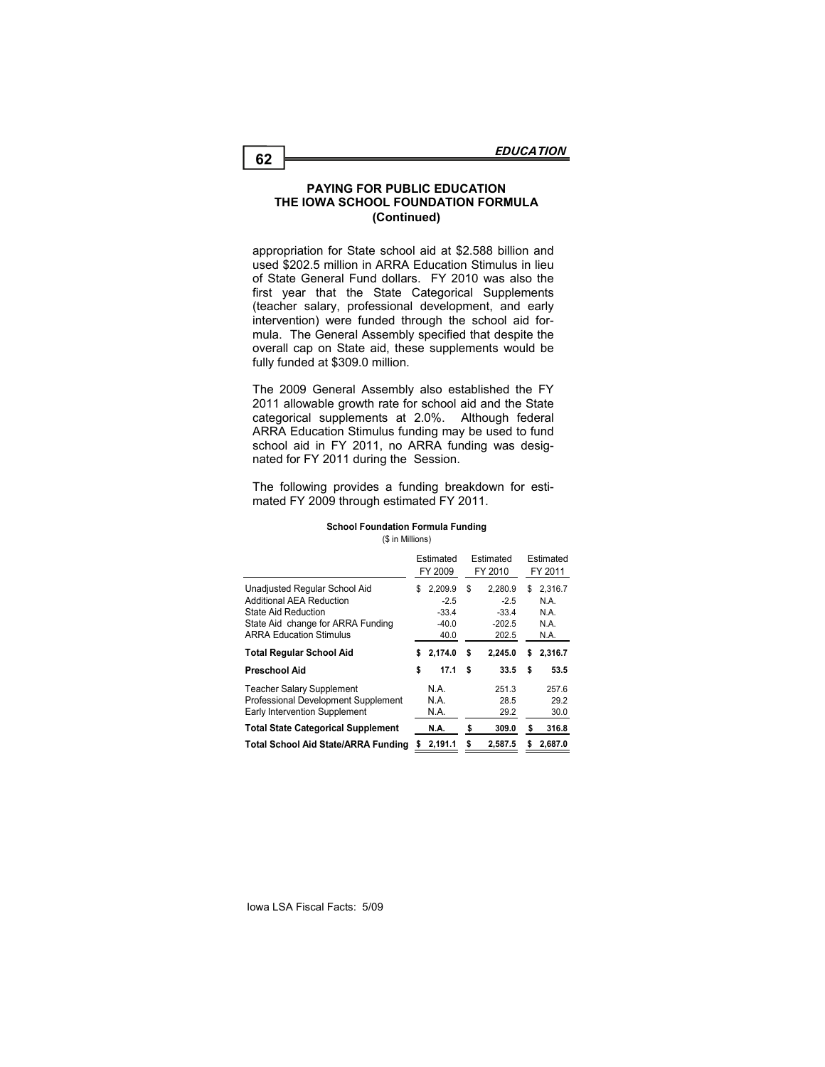## PAYING FOR PUBLIC EDUCATION
## THE IOWA SCHOOL FOUNDATION FORMULA
## (Continued)

appropriation for State school aid at $2.588 billion and used $202.5 million in ARRA Education Stimulus in lieu of State General Fund dollars. FY 2010 was also the first year that the State Categorical Supplements (teacher salary, professional development, and early intervention) were funded through the school aid formula. The General Assembly specified that despite the overall cap on State aid, these supplements would be fully funded at $309.0 million.

The 2009 General Assembly also established the FY 2011 allowable growth rate for school aid and the State categorical supplements at 2.0%. Although federal ARRA Education Stimulus funding may be used to fund school aid in FY 2011, no ARRA funding was designated for FY 2011 during the Session.

The following provides a funding breakdown for estimated FY 2009 through estimated FY 2011.

**School Foundation Formula Funding**
($ in Millions)

| | Estimated FY 2009 | Estimated FY 2010 | Estimated FY 2011 |
|---|---|---|---|
| Unadjusted Regular School Aid | $ 2,209.9 | $ 2,280.9 | $ 2,316.7 |
| Additional AEA Reduction | -2.5 | -2.5 | N.A. |
| State Aid Reduction | -33.4 | -33.4 | N.A. |
| State Aid change for ARRA Funding | -40.0 | -202.5 | N.A. |
| ARRA Education Stimulus | 40.0 | 202.5 | N.A. |
| **Total Regular School Aid** | **$ 2,174.0** | **$ 2,245.0** | **$ 2,316.7** |
| **Preschool Aid** | **$ 17.1** | **$ 33.5** | **$ 53.5** |
| Teacher Salary Supplement | N.A. | 251.3 | 257.6 |
| Professional Development Supplement | N.A. | 28.5 | 29.2 |
| Early Intervention Supplement | N.A. | 29.2 | 30.0 |
| **Total State Categorical Supplement** | **N.A.** | **$ 309.0** | **$ 316.8** |
| **Total School Aid State/ARRA Funding** | **$ 2,191.1** | **$ 2,587.5** | **$ 2,687.0** |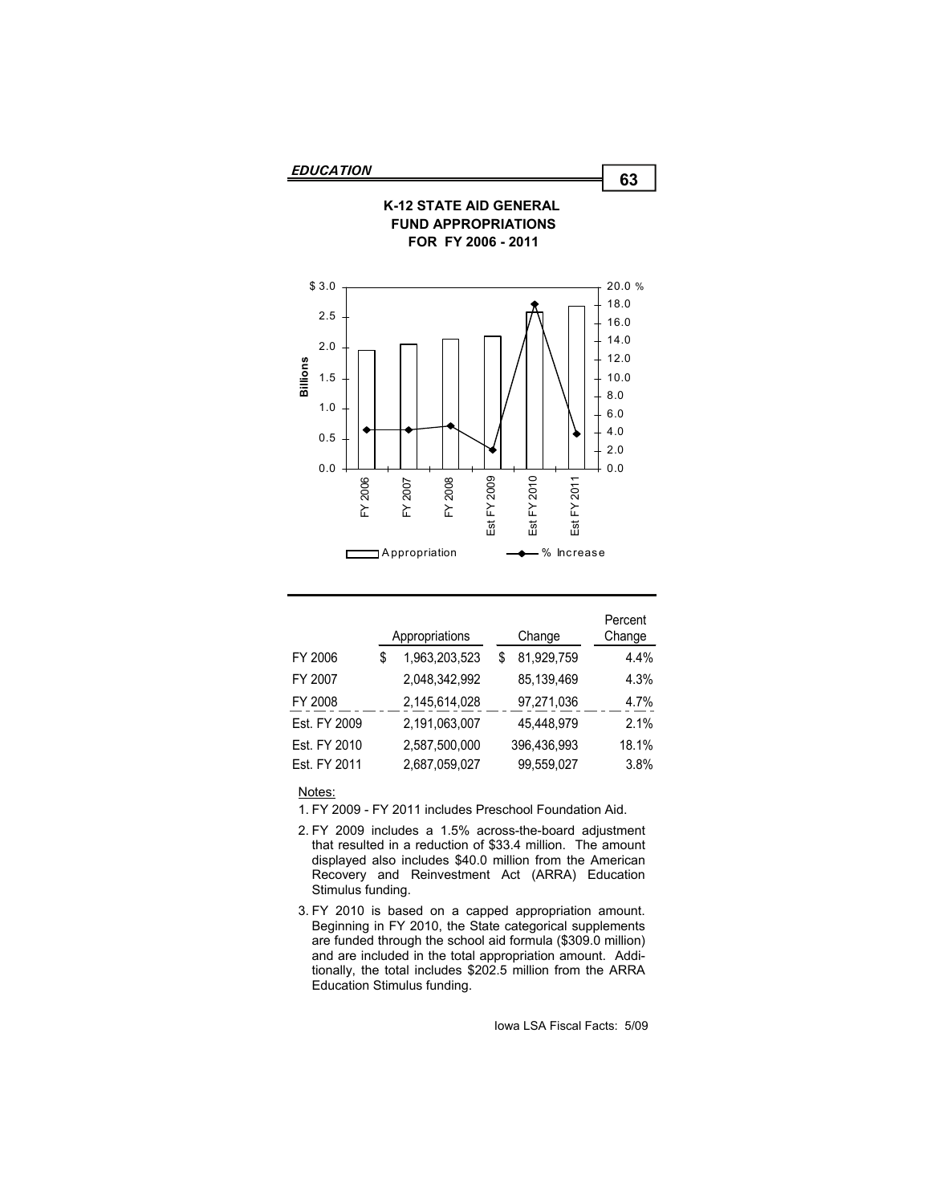## K-12 STATE AID GENERAL FUND APPROPRIATIONS FOR FY 2006 - 2011

| | Appropriations | Change | Percent Change |
|---|---|---|---|
| FY 2006 | $ 1,963,203,523 | $ 81,929,759 | 4.4% |
| FY 2007 | 2,048,342,992 | 85,139,469 | 4.3% |
| FY 2008 | 2,145,614,028 | 97,271,036 | 4.7% |
| Est. FY 2009 | 2,191,063,007 | 45,448,979 | 2.1% |
| Est. FY 2010 | 2,587,500,000 | 396,436,993 | 18.1% |
| Est. FY 2011 | 2,687,059,027 | 99,559,027 | 3.8% |

Notes:

1. FY 2009 - FY 2011 includes Preschool Foundation Aid.
2. FY 2009 includes a 1.5% across-the-board adjustment that resulted in a reduction of $33.4 million. The amount displayed also includes $40.0 million from the American Recovery and Reinvestment Act (ARRA) Education Stimulus funding.
3. FY 2010 is based on a capped appropriation amount. Beginning in FY 2010, the State categorical supplements are funded through the school aid formula ($309.0 million) and are included in the total appropriation amount. Additionally, the total includes $202.5 million from the ARRA Education Stimulus funding.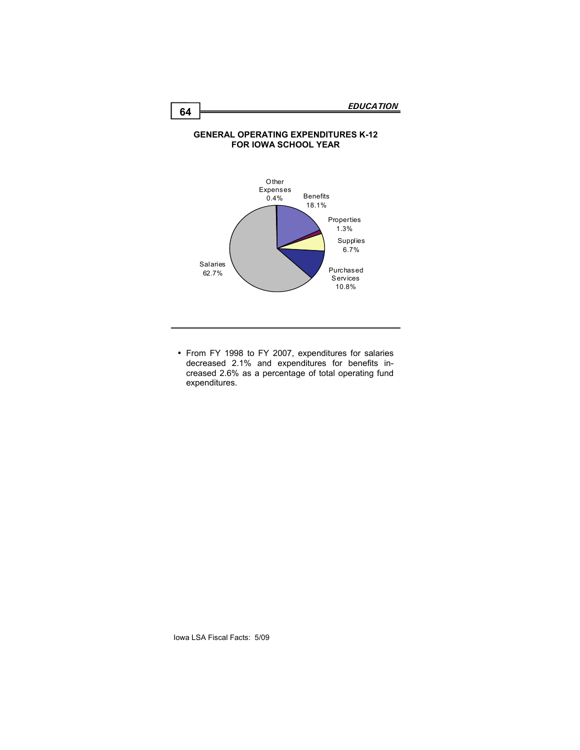## GENERAL OPERATING EXPENDITURES K-12 FOR IOWA SCHOOL YEAR

Other Expenses 0.4%

Benefits 18.1%

Properties 1.3%

Supplies 6.7%

Purchased Services 10.8%

Salaries 62.7%

- From FY 1998 to FY 2007, expenditures for salaries decreased 2.1% and expenditures for benefits increased 2.6% as a percentage of total operating fund expenditures.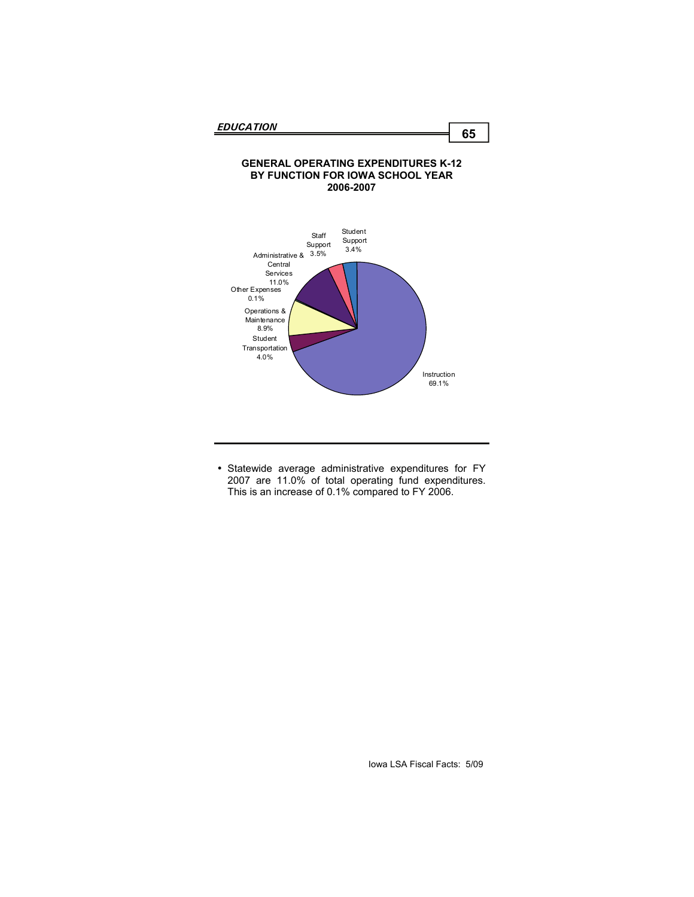## GENERAL OPERATING EXPENDITURES K-12 BY FUNCTION FOR IOWA SCHOOL YEAR 2006-2007

| Function | Percent |
|---|---|
| Instruction | 69.1% |
| Administrative & Central Services | 11.0% |
| Operations & Maintenance | 8.9% |
| Student Transportation | 4.0% |
| Staff Support | 3.5% |
| Student Support | 3.4% |
| Other Expenses | 0.1% |

- Statewide average administrative expenditures for FY 2007 are 11.0% of total operating fund expenditures. This is an increase of 0.1% compared to FY 2006.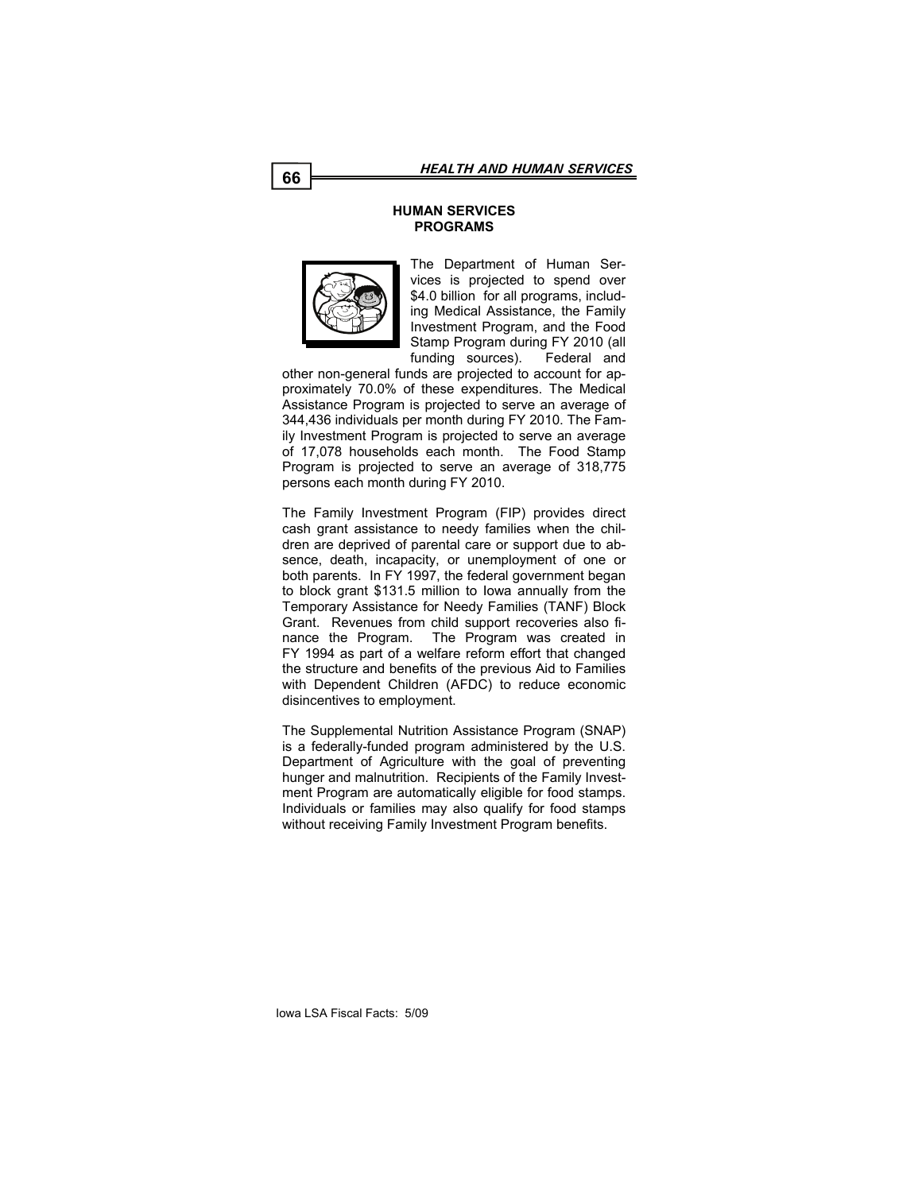## HUMAN SERVICES PROGRAMS

The Department of Human Services is projected to spend over \$4.0 billion for all programs, including Medical Assistance, the Family Investment Program, and the Food Stamp Program during FY 2010 (all funding sources). Federal and other non-general funds are projected to account for approximately 70.0% of these expenditures. The Medical Assistance Program is projected to serve an average of 344,436 individuals per month during FY 2010. The Family Investment Program is projected to serve an average of 17,078 households each month. The Food Stamp Program is projected to serve an average of 318,775 persons each month during FY 2010.

The Family Investment Program (FIP) provides direct cash grant assistance to needy families when the children are deprived of parental care or support due to absence, death, incapacity, or unemployment of one or both parents. In FY 1997, the federal government began to block grant \$131.5 million to Iowa annually from the Temporary Assistance for Needy Families (TANF) Block Grant. Revenues from child support recoveries also finance the Program. The Program was created in FY 1994 as part of a welfare reform effort that changed the structure and benefits of the previous Aid to Families with Dependent Children (AFDC) to reduce economic disincentives to employment.

The Supplemental Nutrition Assistance Program (SNAP) is a federally-funded program administered by the U.S. Department of Agriculture with the goal of preventing hunger and malnutrition. Recipients of the Family Investment Program are automatically eligible for food stamps. Individuals or families may also qualify for food stamps without receiving Family Investment Program benefits.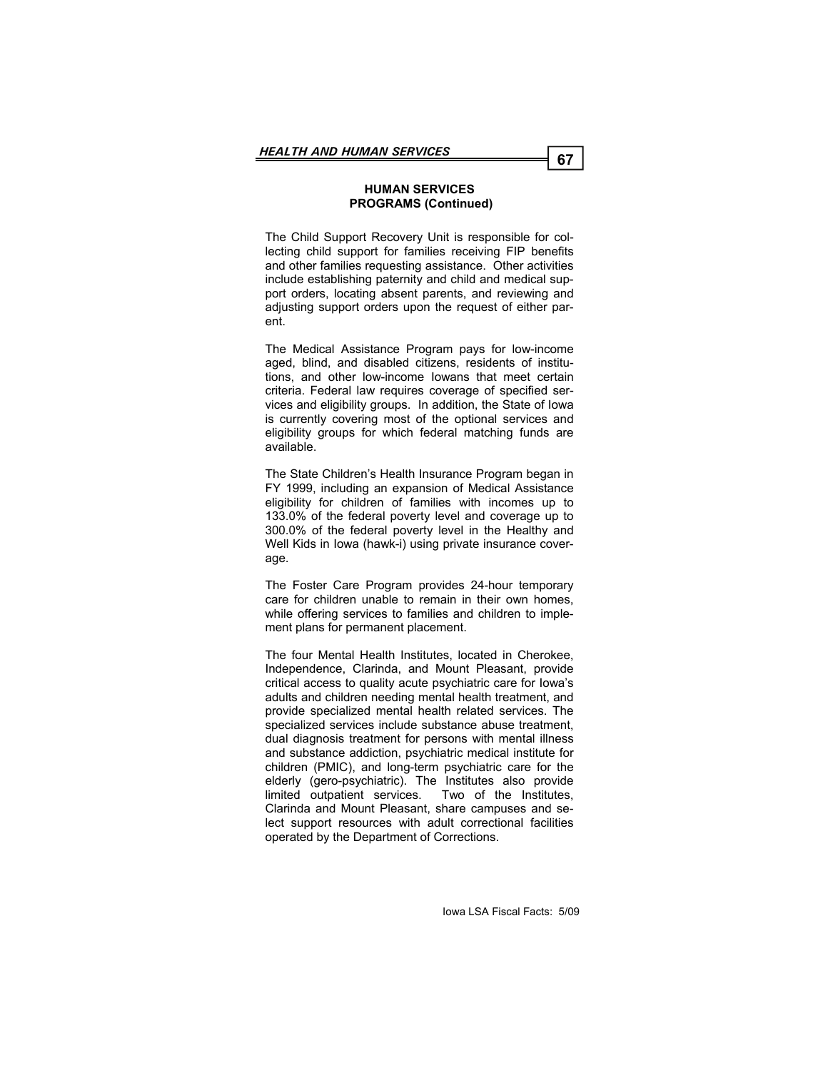**HUMAN SERVICES**
**PROGRAMS (Continued)**

The Child Support Recovery Unit is responsible for collecting child support for families receiving FIP benefits and other families requesting assistance. Other activities include establishing paternity and child and medical support orders, locating absent parents, and reviewing and adjusting support orders upon the request of either parent.

The Medical Assistance Program pays for low-income aged, blind, and disabled citizens, residents of institutions, and other low-income Iowans that meet certain criteria. Federal law requires coverage of specified services and eligibility groups. In addition, the State of Iowa is currently covering most of the optional services and eligibility groups for which federal matching funds are available.

The State Children's Health Insurance Program began in FY 1999, including an expansion of Medical Assistance eligibility for children of families with incomes up to 133.0% of the federal poverty level and coverage up to 300.0% of the federal poverty level in the Healthy and Well Kids in Iowa (hawk-i) using private insurance coverage.

The Foster Care Program provides 24-hour temporary care for children unable to remain in their own homes, while offering services to families and children to implement plans for permanent placement.

The four Mental Health Institutes, located in Cherokee, Independence, Clarinda, and Mount Pleasant, provide critical access to quality acute psychiatric care for Iowa's adults and children needing mental health treatment, and provide specialized mental health related services. The specialized services include substance abuse treatment, dual diagnosis treatment for persons with mental illness and substance addiction, psychiatric medical institute for children (PMIC), and long-term psychiatric care for the elderly (gero-psychiatric). The Institutes also provide limited outpatient services. Two of the Institutes, Clarinda and Mount Pleasant, share campuses and select support resources with adult correctional facilities operated by the Department of Corrections.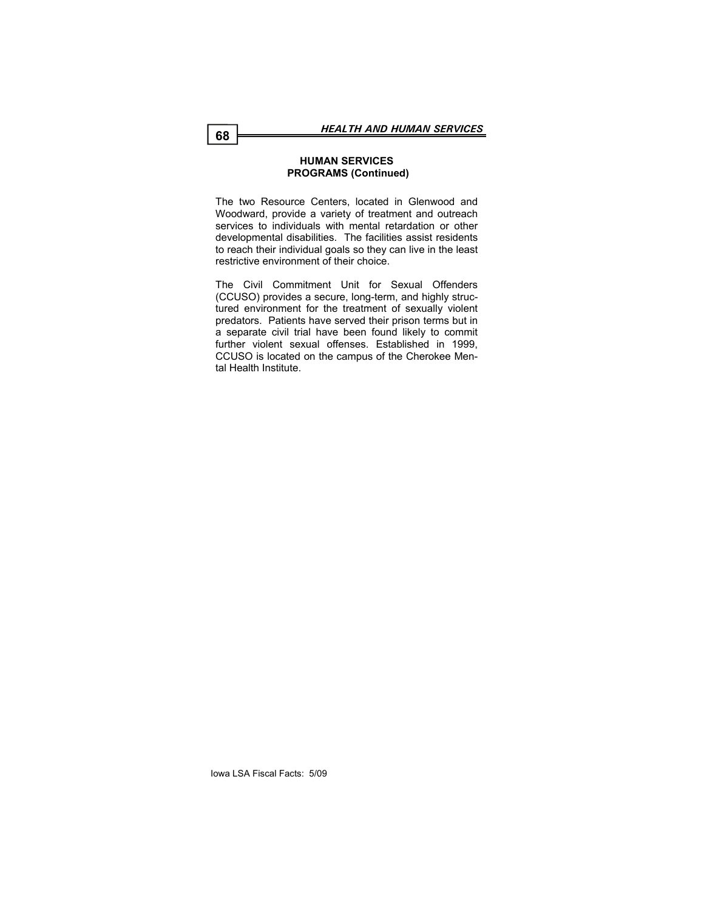## HUMAN SERVICES PROGRAMS (Continued)

The two Resource Centers, located in Glenwood and Woodward, provide a variety of treatment and outreach services to individuals with mental retardation or other developmental disabilities. The facilities assist residents to reach their individual goals so they can live in the least restrictive environment of their choice.

The Civil Commitment Unit for Sexual Offenders (CCUSO) provides a secure, long-term, and highly structured environment for the treatment of sexually violent predators. Patients have served their prison terms but in a separate civil trial have been found likely to commit further violent sexual offenses. Established in 1999, CCUSO is located on the campus of the Cherokee Mental Health Institute.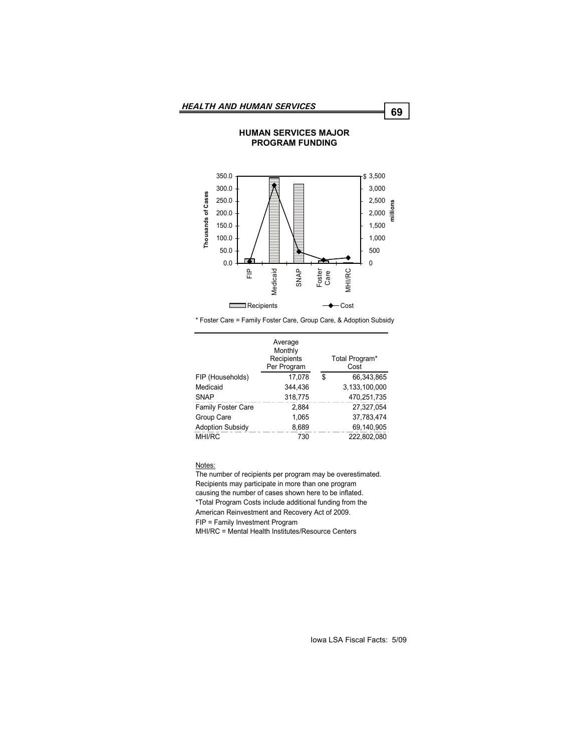## HUMAN SERVICES MAJOR PROGRAM FUNDING

* Foster Care = Family Foster Care, Group Care, & Adoption Subsidy

| | Average Monthly Recipients Per Program | Total Program* Cost |
|---|---|---|
| FIP (Households) | 17,078 | $ 66,343,865 |
| Medicaid | 344,436 | 3,133,100,000 |
| SNAP | 318,775 | 470,251,735 |
| Family Foster Care | 2,884 | 27,327,054 |
| Group Care | 1,065 | 37,783,474 |
| Adoption Subsidy | 8,689 | 69,140,905 |
| MHI/RC | 730 | 222,802,080 |

Notes:

The number of recipients per program may be overestimated. Recipients may participate in more than one program causing the number of cases shown here to be inflated.

*Total Program Costs include additional funding from the American Reinvestment and Recovery Act of 2009.

FIP = Family Investment Program

MHI/RC = Mental Health Institutes/Resource Centers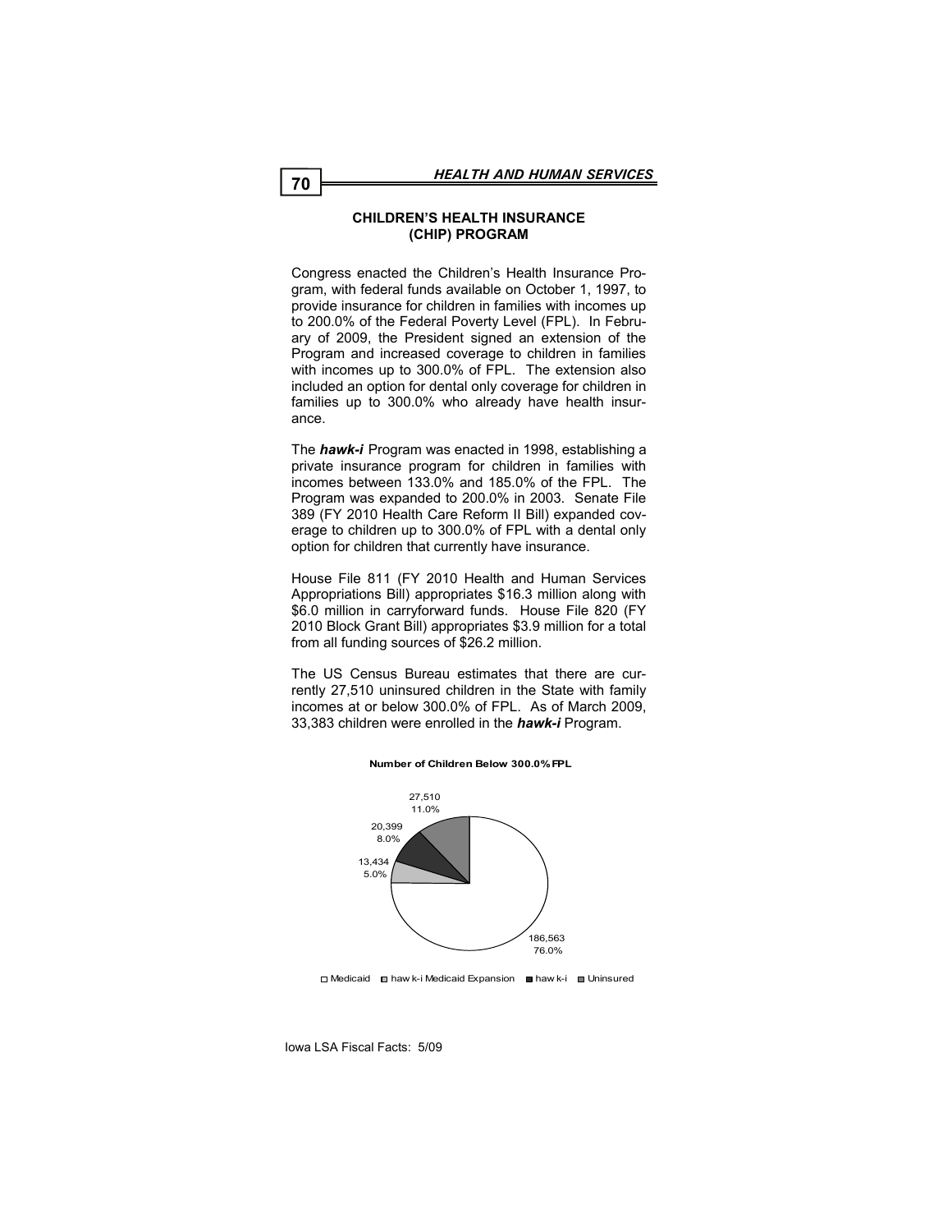## CHILDREN'S HEALTH INSURANCE (CHIP) PROGRAM

Congress enacted the Children's Health Insurance Program, with federal funds available on October 1, 1997, to provide insurance for children in families with incomes up to 200.0% of the Federal Poverty Level (FPL). In February of 2009, the President signed an extension of the Program and increased coverage to children in families with incomes up to 300.0% of FPL. The extension also included an option for dental only coverage for children in families up to 300.0% who already have health insurance.

The ***hawk-i*** Program was enacted in 1998, establishing a private insurance program for children in families with incomes between 133.0% and 185.0% of the FPL. The Program was expanded to 200.0% in 2003. Senate File 389 (FY 2010 Health Care Reform II Bill) expanded coverage to children up to 300.0% of FPL with a dental only option for children that currently have insurance.

House File 811 (FY 2010 Health and Human Services Appropriations Bill) appropriates $16.3 million along with $6.0 million in carryforward funds. House File 820 (FY 2010 Block Grant Bill) appropriates $3.9 million for a total from all funding sources of $26.2 million.

The US Census Bureau estimates that there are currently 27,510 uninsured children in the State with family incomes at or below 300.0% of FPL. As of March 2009, 33,383 children were enrolled in the ***hawk-i*** Program.

**Number of Children Below 300.0% FPL**

| Category | Number | Percent |
| --- | --- | --- |
| Medicaid | 186,563 | 76.0% |
| hawk-i Medicaid Expansion | 13,434 | 5.0% |
| hawk-i | 20,399 | 8.0% |
| Uninsured | 27,510 | 11.0% |

Iowa LSA Fiscal Facts: 5/09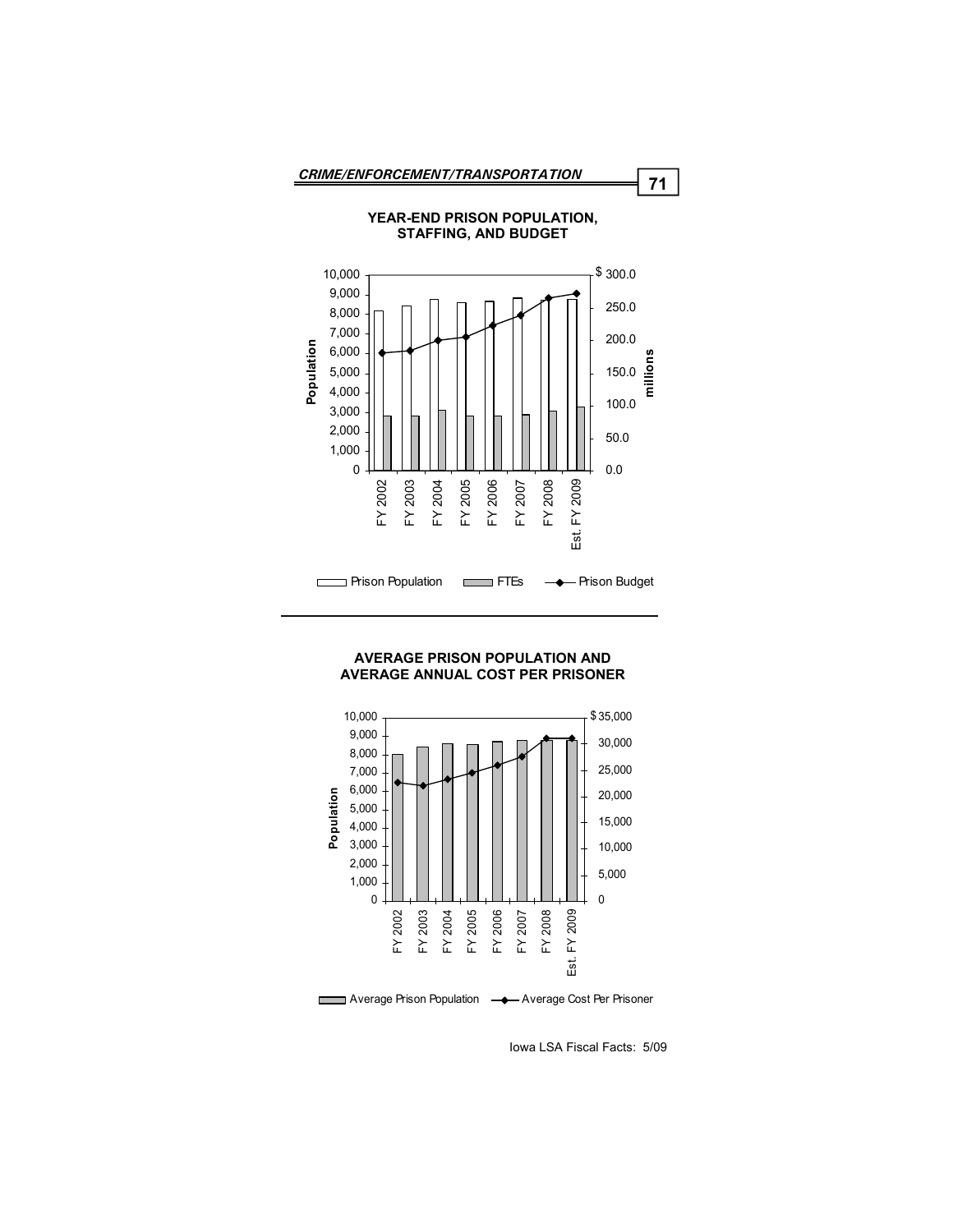## YEAR-END PRISON POPULATION, STAFFING, AND BUDGET

## AVERAGE PRISON POPULATION AND AVERAGE ANNUAL COST PER PRISONER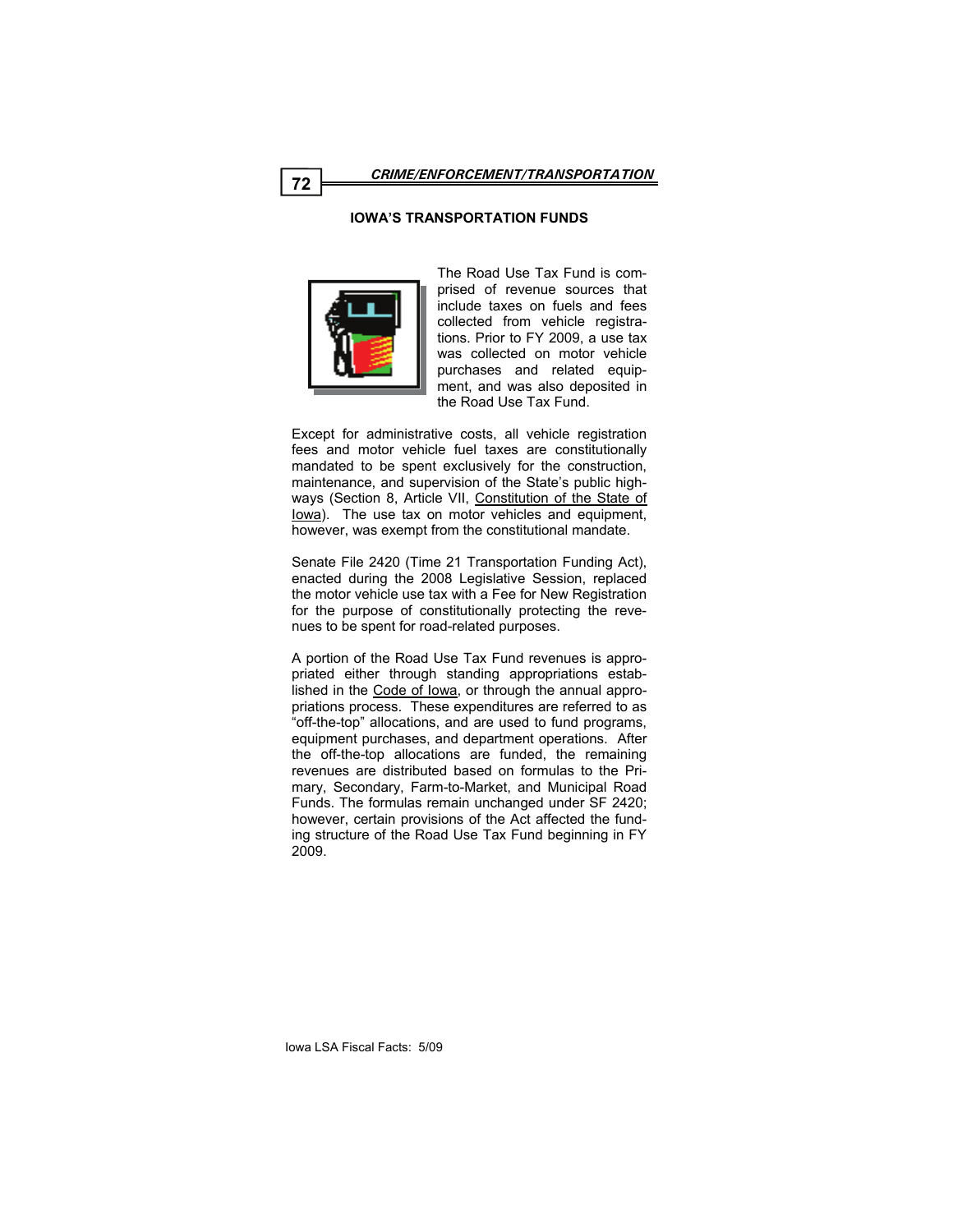## IOWA'S TRANSPORTATION FUNDS

The Road Use Tax Fund is comprised of revenue sources that include taxes on fuels and fees collected from vehicle registrations. Prior to FY 2009, a use tax was collected on motor vehicle purchases and related equipment, and was also deposited in the Road Use Tax Fund.

Except for administrative costs, all vehicle registration fees and motor vehicle fuel taxes are constitutionally mandated to be spent exclusively for the construction, maintenance, and supervision of the State's public highways (Section 8, Article VII, Constitution of the State of Iowa). The use tax on motor vehicles and equipment, however, was exempt from the constitutional mandate.

Senate File 2420 (Time 21 Transportation Funding Act), enacted during the 2008 Legislative Session, replaced the motor vehicle use tax with a Fee for New Registration for the purpose of constitutionally protecting the revenues to be spent for road-related purposes.

A portion of the Road Use Tax Fund revenues is appropriated either through standing appropriations established in the Code of Iowa, or through the annual appropriations process. These expenditures are referred to as "off-the-top" allocations, and are used to fund programs, equipment purchases, and department operations. After the off-the-top allocations are funded, the remaining revenues are distributed based on formulas to the Primary, Secondary, Farm-to-Market, and Municipal Road Funds. The formulas remain unchanged under SF 2420; however, certain provisions of the Act affected the funding structure of the Road Use Tax Fund beginning in FY 2009.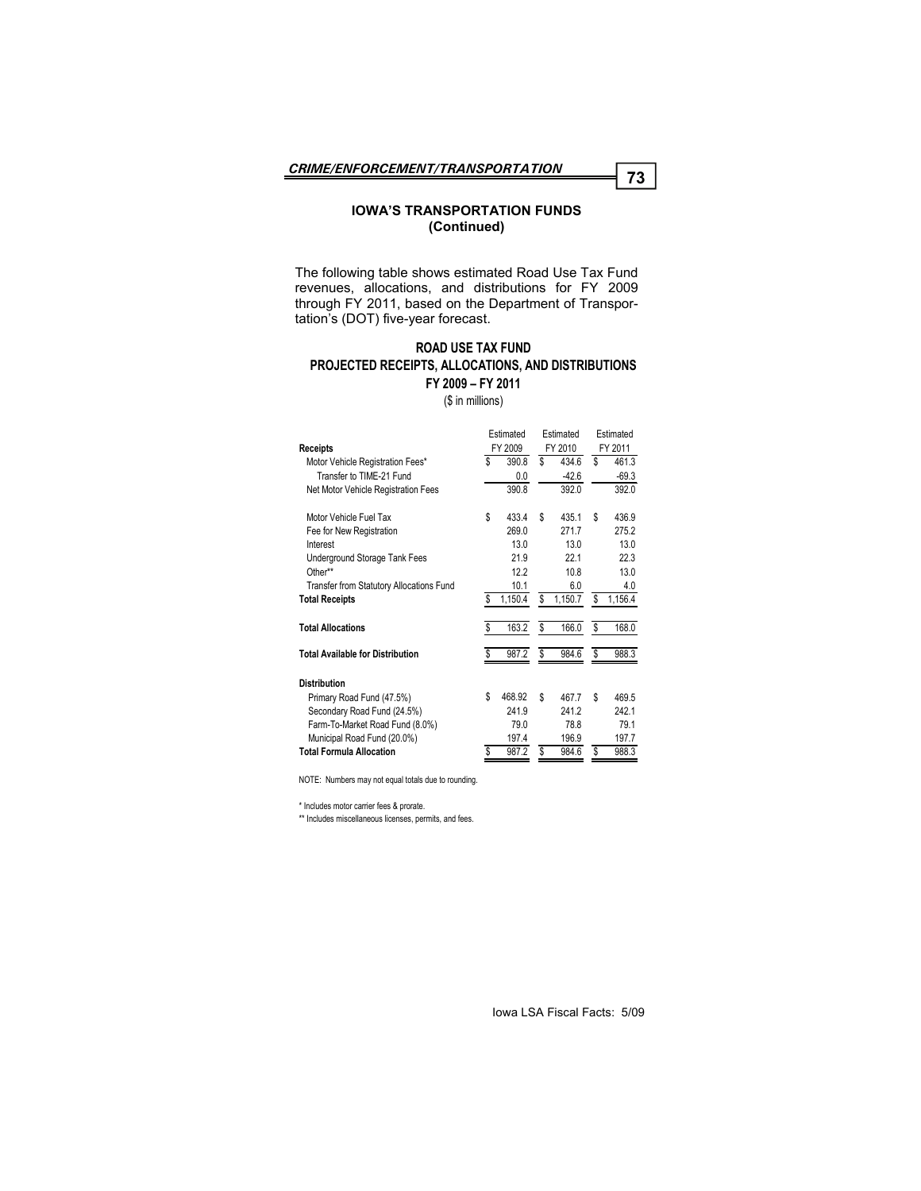## IOWA'S TRANSPORTATION FUNDS (Continued)

The following table shows estimated Road Use Tax Fund revenues, allocations, and distributions for FY 2009 through FY 2011, based on the Department of Transportation's (DOT) five-year forecast.

### ROAD USE TAX FUND PROJECTED RECEIPTS, ALLOCATIONS, AND DISTRIBUTIONS FY 2009 – FY 2011

($ in millions)

| Receipts | Estimated FY 2009 | Estimated FY 2010 | Estimated FY 2011 |
|---|---|---|---|
| Motor Vehicle Registration Fees* | $ 390.8 | $ 434.6 | $ 461.3 |
| Transfer to TIME-21 Fund | 0.0 | -42.6 | -69.3 |
| Net Motor Vehicle Registration Fees | 390.8 | 392.0 | 392.0 |
| | | | |
| Motor Vehicle Fuel Tax | $ 433.4 | $ 435.1 | $ 436.9 |
| Fee for New Registration | 269.0 | 271.7 | 275.2 |
| Interest | 13.0 | 13.0 | 13.0 |
| Underground Storage Tank Fees | 21.9 | 22.1 | 22.3 |
| Other** | 12.2 | 10.8 | 13.0 |
| Transfer from Statutory Allocations Fund | 10.1 | 6.0 | 4.0 |
| **Total Receipts** | $ 1,150.4 | $ 1,150.7 | $ 1,156.4 |
| | | | |
| **Total Allocations** | $ 163.2 | $ 166.0 | $ 168.0 |
| | | | |
| **Total Available for Distribution** | $ 987.2 | $ 984.6 | $ 988.3 |
| | | | |
| **Distribution** | | | |
| Primary Road Fund (47.5%) | $ 468.92 | $ 467.7 | $ 469.5 |
| Secondary Road Fund (24.5%) | 241.9 | 241.2 | 242.1 |
| Farm-To-Market Road Fund (8.0%) | 79.0 | 78.8 | 79.1 |
| Municipal Road Fund (20.0%) | 197.4 | 196.9 | 197.7 |
| **Total Formula Allocation** | $ 987.2 | $ 984.6 | $ 988.3 |

NOTE: Numbers may not equal totals due to rounding.

* Includes motor carrier fees & prorate.

** Includes miscellaneous licenses, permits, and fees.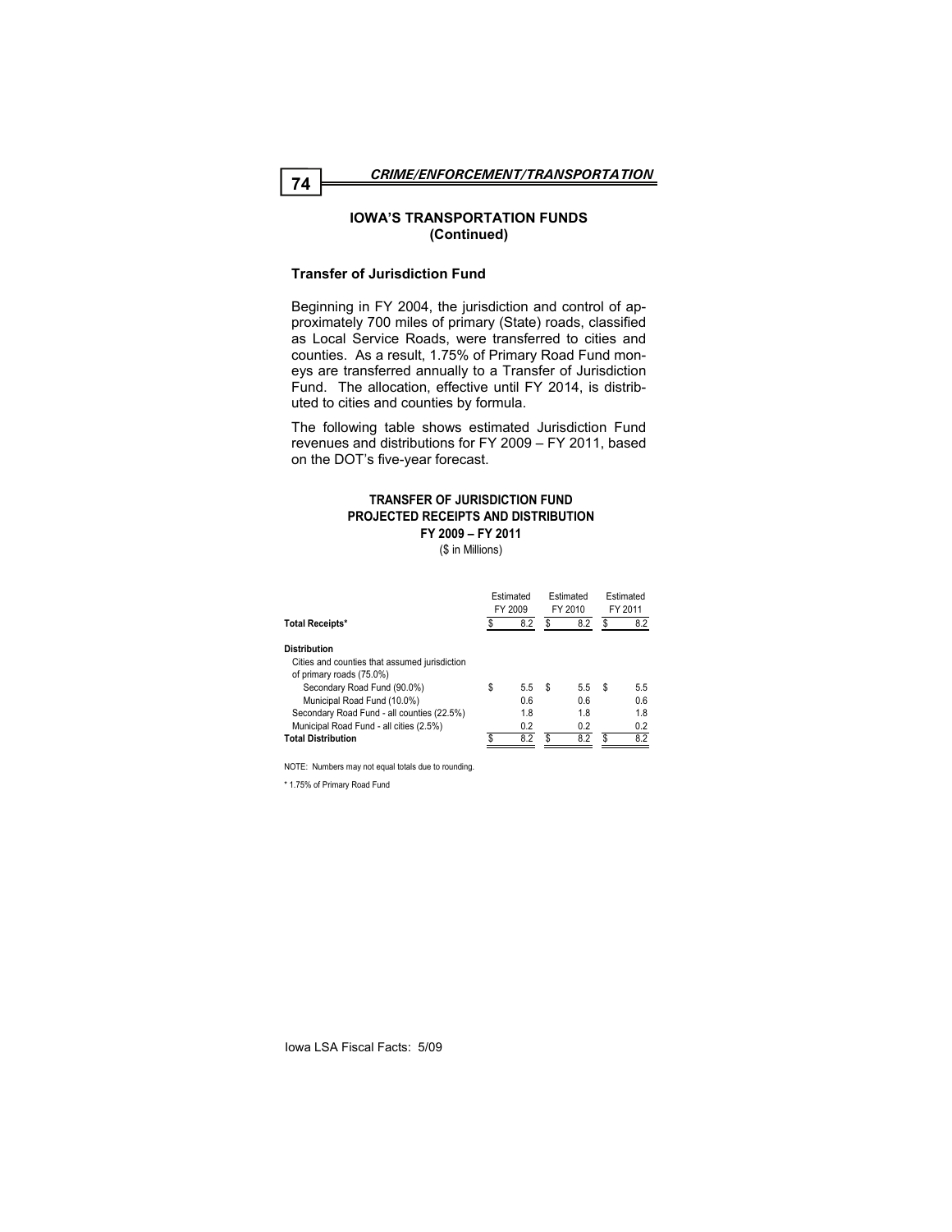## IOWA'S TRANSPORTATION FUNDS (Continued)

### Transfer of Jurisdiction Fund

Beginning in FY 2004, the jurisdiction and control of approximately 700 miles of primary (State) roads, classified as Local Service Roads, were transferred to cities and counties. As a result, 1.75% of Primary Road Fund moneys are transferred annually to a Transfer of Jurisdiction Fund. The allocation, effective until FY 2014, is distributed to cities and counties by formula.

The following table shows estimated Jurisdiction Fund revenues and distributions for FY 2009 – FY 2011, based on the DOT's five-year forecast.

**TRANSFER OF JURISDICTION FUND**
**PROJECTED RECEIPTS AND DISTRIBUTION**
**FY 2009 – FY 2011**
($ in Millions)

| | Estimated FY 2009 | Estimated FY 2010 | Estimated FY 2011 |
|---|---|---|---|
| **Total Receipts*** | $ 8.2 | $ 8.2 | $ 8.2 |
| **Distribution** | | | |
| Cities and counties that assumed jurisdiction of primary roads (75.0%) | | | |
| Secondary Road Fund (90.0%) | $ 5.5 | $ 5.5 | $ 5.5 |
| Municipal Road Fund (10.0%) | 0.6 | 0.6 | 0.6 |
| Secondary Road Fund - all counties (22.5%) | 1.8 | 1.8 | 1.8 |
| Municipal Road Fund - all cities (2.5%) | 0.2 | 0.2 | 0.2 |
| **Total Distribution** | $ 8.2 | $ 8.2 | $ 8.2 |

NOTE: Numbers may not equal totals due to rounding.

* 1.75% of Primary Road Fund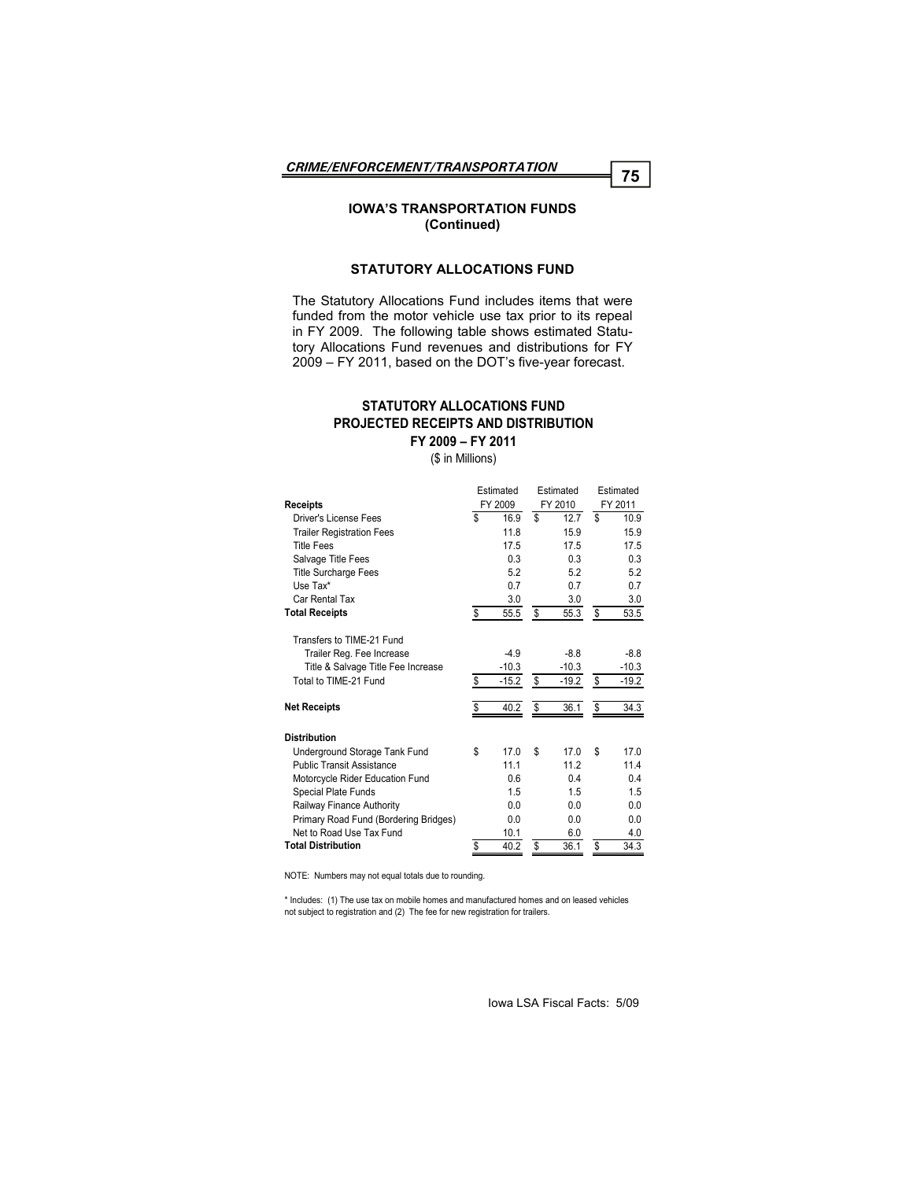## IOWA'S TRANSPORTATION FUNDS (Continued)

### STATUTORY ALLOCATIONS FUND

The Statutory Allocations Fund includes items that were funded from the motor vehicle use tax prior to its repeal in FY 2009. The following table shows estimated Statutory Allocations Fund revenues and distributions for FY 2009 – FY 2011, based on the DOT's five-year forecast.

**STATUTORY ALLOCATIONS FUND**
**PROJECTED RECEIPTS AND DISTRIBUTION**
**FY 2009 – FY 2011**
(\$ in Millions)

| | Estimated FY 2009 | Estimated FY 2010 | Estimated FY 2011 |
|---|---|---|---|
| **Receipts** | | | |
| Driver's License Fees | $ 16.9 | $ 12.7 | $ 10.9 |
| Trailer Registration Fees | 11.8 | 15.9 | 15.9 |
| Title Fees | 17.5 | 17.5 | 17.5 |
| Salvage Title Fees | 0.3 | 0.3 | 0.3 |
| Title Surcharge Fees | 5.2 | 5.2 | 5.2 |
| Use Tax* | 0.7 | 0.7 | 0.7 |
| Car Rental Tax | 3.0 | 3.0 | 3.0 |
| **Total Receipts** | $ 55.5 | $ 55.3 | $ 53.5 |
| | | | |
| Transfers to TIME-21 Fund | | | |
| Trailer Reg. Fee Increase | -4.9 | -8.8 | -8.8 |
| Title & Salvage Title Fee Increase | -10.3 | -10.3 | -10.3 |
| Total to TIME-21 Fund | $ -15.2 | $ -19.2 | $ -19.2 |
| | | | |
| **Net Receipts** | $ 40.2 | $ 36.1 | $ 34.3 |
| | | | |
| **Distribution** | | | |
| Underground Storage Tank Fund | $ 17.0 | $ 17.0 | $ 17.0 |
| Public Transit Assistance | 11.1 | 11.2 | 11.4 |
| Motorcycle Rider Education Fund | 0.6 | 0.4 | 0.4 |
| Special Plate Funds | 1.5 | 1.5 | 1.5 |
| Railway Finance Authority | 0.0 | 0.0 | 0.0 |
| Primary Road Fund (Bordering Bridges) | 0.0 | 0.0 | 0.0 |
| Net to Road Use Tax Fund | 10.1 | 6.0 | 4.0 |
| **Total Distribution** | $ 40.2 | $ 36.1 | $ 34.3 |

NOTE: Numbers may not equal totals due to rounding.

\* Includes: (1) The use tax on mobile homes and manufactured homes and on leased vehicles not subject to registration and (2) The fee for new registration for trailers.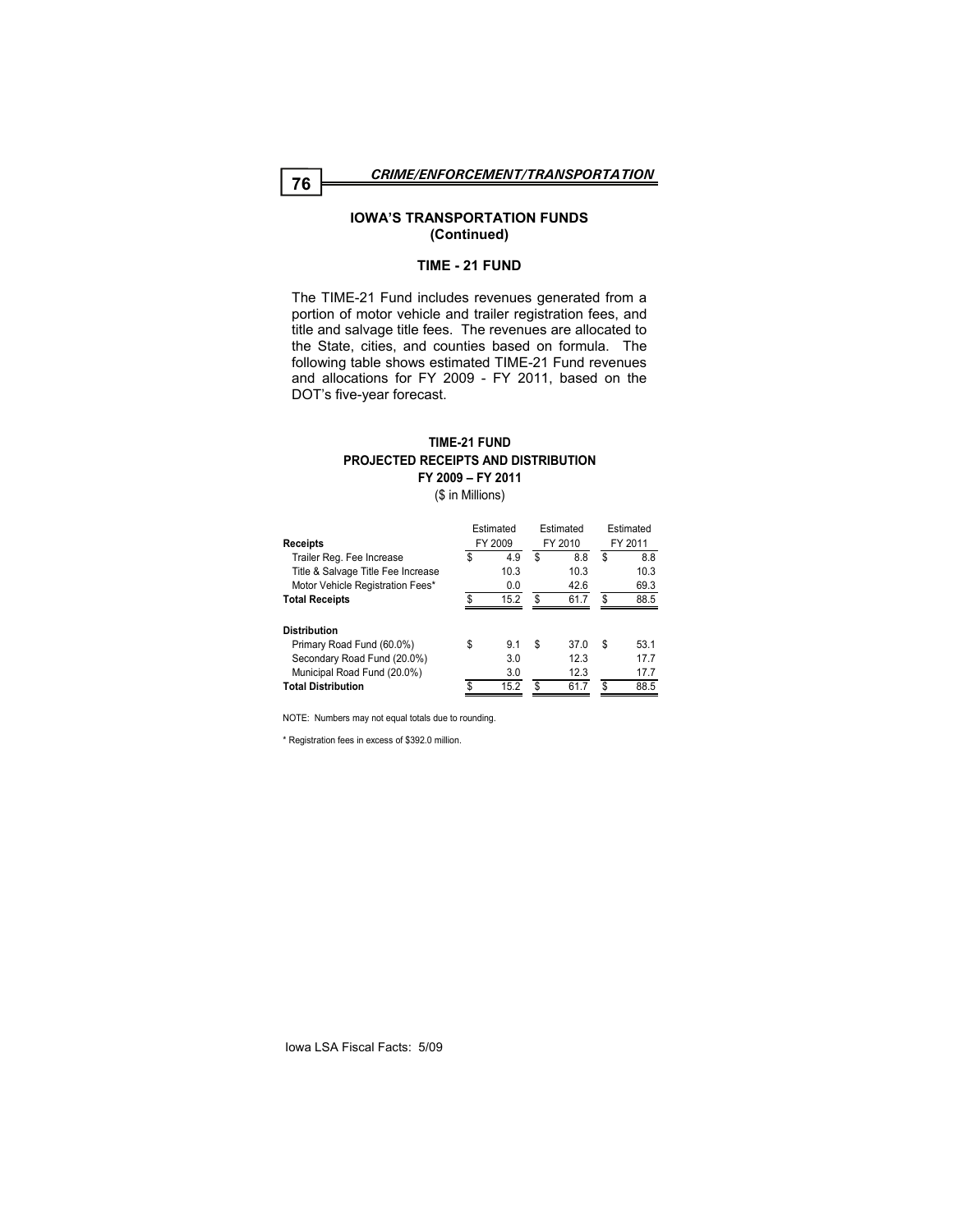## IOWA'S TRANSPORTATION FUNDS (Continued)

### TIME - 21 FUND

The TIME-21 Fund includes revenues generated from a portion of motor vehicle and trailer registration fees, and title and salvage title fees. The revenues are allocated to the State, cities, and counties based on formula. The following table shows estimated TIME-21 Fund revenues and allocations for FY 2009 - FY 2011, based on the DOT's five-year forecast.

**TIME-21 FUND**
**PROJECTED RECEIPTS AND DISTRIBUTION**
**FY 2009 – FY 2011**
(\$ in Millions)

| **Receipts** | Estimated FY 2009 | Estimated FY 2010 | Estimated FY 2011 |
|---|---|---|---|
| Trailer Reg. Fee Increase | $ 4.9 | $ 8.8 | $ 8.8 |
| Title & Salvage Title Fee Increase | 10.3 | 10.3 | 10.3 |
| Motor Vehicle Registration Fees* | 0.0 | 42.6 | 69.3 |
| **Total Receipts** | $ 15.2 | $ 61.7 | $ 88.5 |
| | | | |
| **Distribution** | | | |
| Primary Road Fund (60.0%) | $ 9.1 | $ 37.0 | $ 53.1 |
| Secondary Road Fund (20.0%) | 3.0 | 12.3 | 17.7 |
| Municipal Road Fund (20.0%) | 3.0 | 12.3 | 17.7 |
| **Total Distribution** | $ 15.2 | $ 61.7 | $ 88.5 |

NOTE: Numbers may not equal totals due to rounding.

* Registration fees in excess of $392.0 million.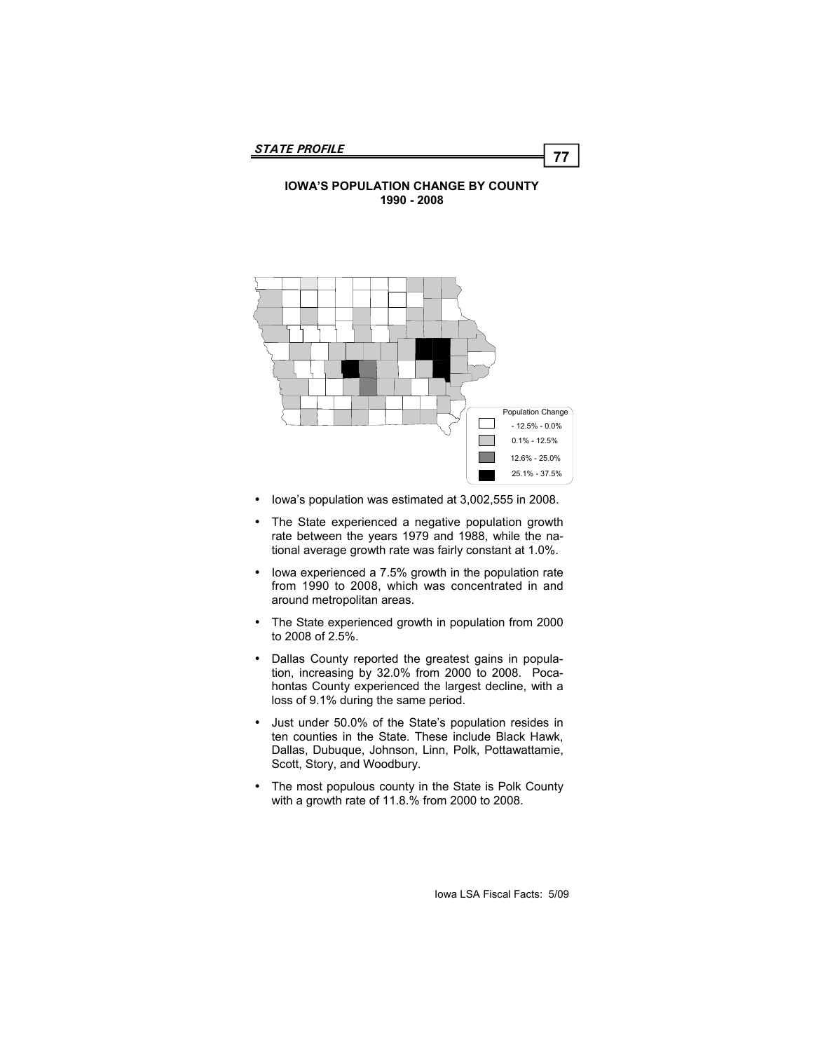## IOWA'S POPULATION CHANGE BY COUNTY 1990 - 2008

Population Change

- 12.5% - 0.0%
0.1% - 12.5%
12.6% - 25.0%
25.1% - 37.5%

- Iowa's population was estimated at 3,002,555 in 2008.
- The State experienced a negative population growth rate between the years 1979 and 1988, while the national average growth rate was fairly constant at 1.0%.
- Iowa experienced a 7.5% growth in the population rate from 1990 to 2008, which was concentrated in and around metropolitan areas.
- The State experienced growth in population from 2000 to 2008 of 2.5%.
- Dallas County reported the greatest gains in population, increasing by 32.0% from 2000 to 2008. Pocahontas County experienced the largest decline, with a loss of 9.1% during the same period.
- Just under 50.0% of the State's population resides in ten counties in the State. These include Black Hawk, Dallas, Dubuque, Johnson, Linn, Polk, Pottawattamie, Scott, Story, and Woodbury.
- The most populous county in the State is Polk County with a growth rate of 11.8.% from 2000 to 2008.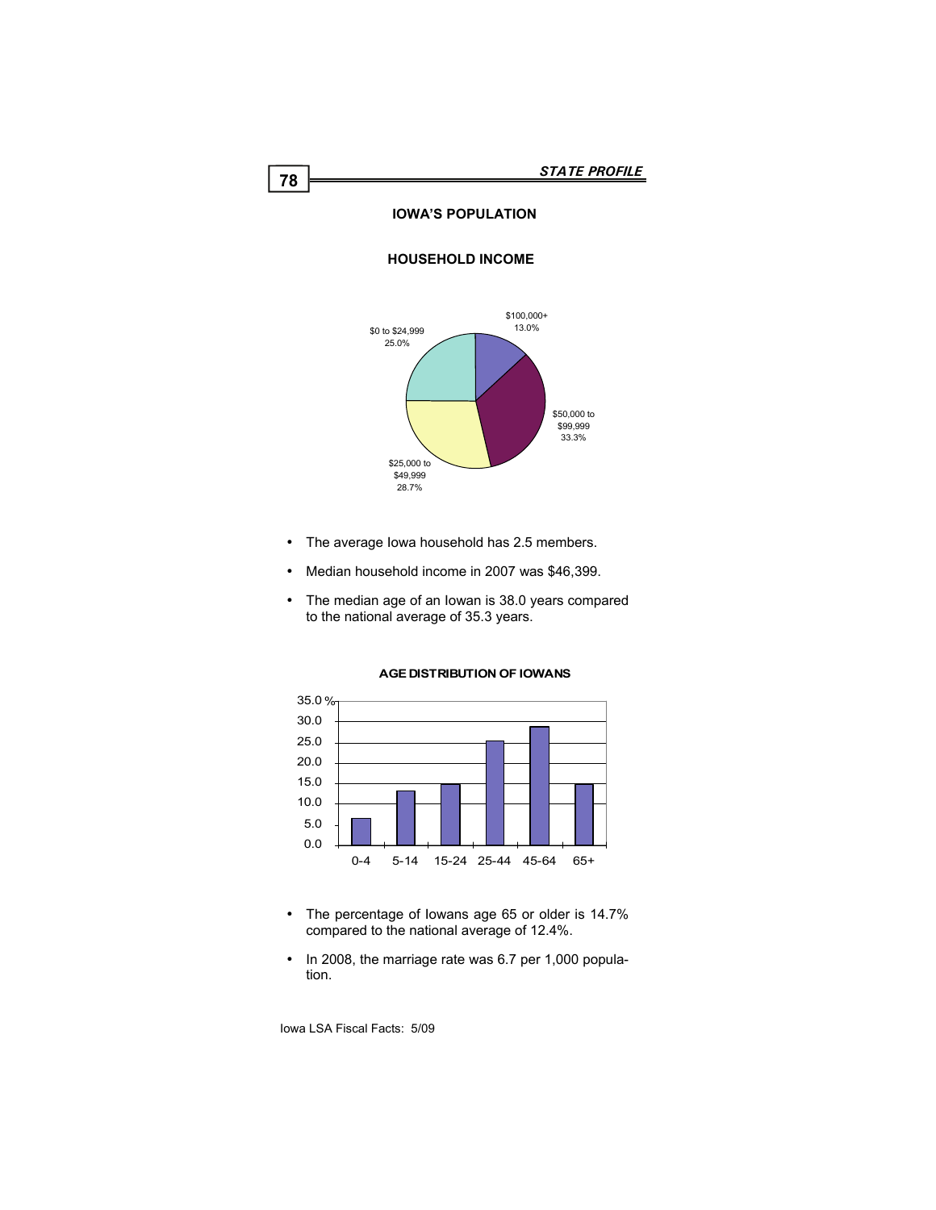# IOWA'S POPULATION

## HOUSEHOLD INCOME

- $0 to $24,999: 25.0%
- $25,000 to $49,999: 28.7%
- $50,000 to $99,999: 33.3%
- $100,000+: 13.0%

- The average Iowa household has 2.5 members.
- Median household income in 2007 was $46,399.
- The median age of an Iowan is 38.0 years compared to the national average of 35.3 years.

## AGE DISTRIBUTION OF IOWANS

- The percentage of Iowans age 65 or older is 14.7% compared to the national average of 12.4%.
- In 2008, the marriage rate was 6.7 per 1,000 population.

Iowa LSA Fiscal Facts: 5/09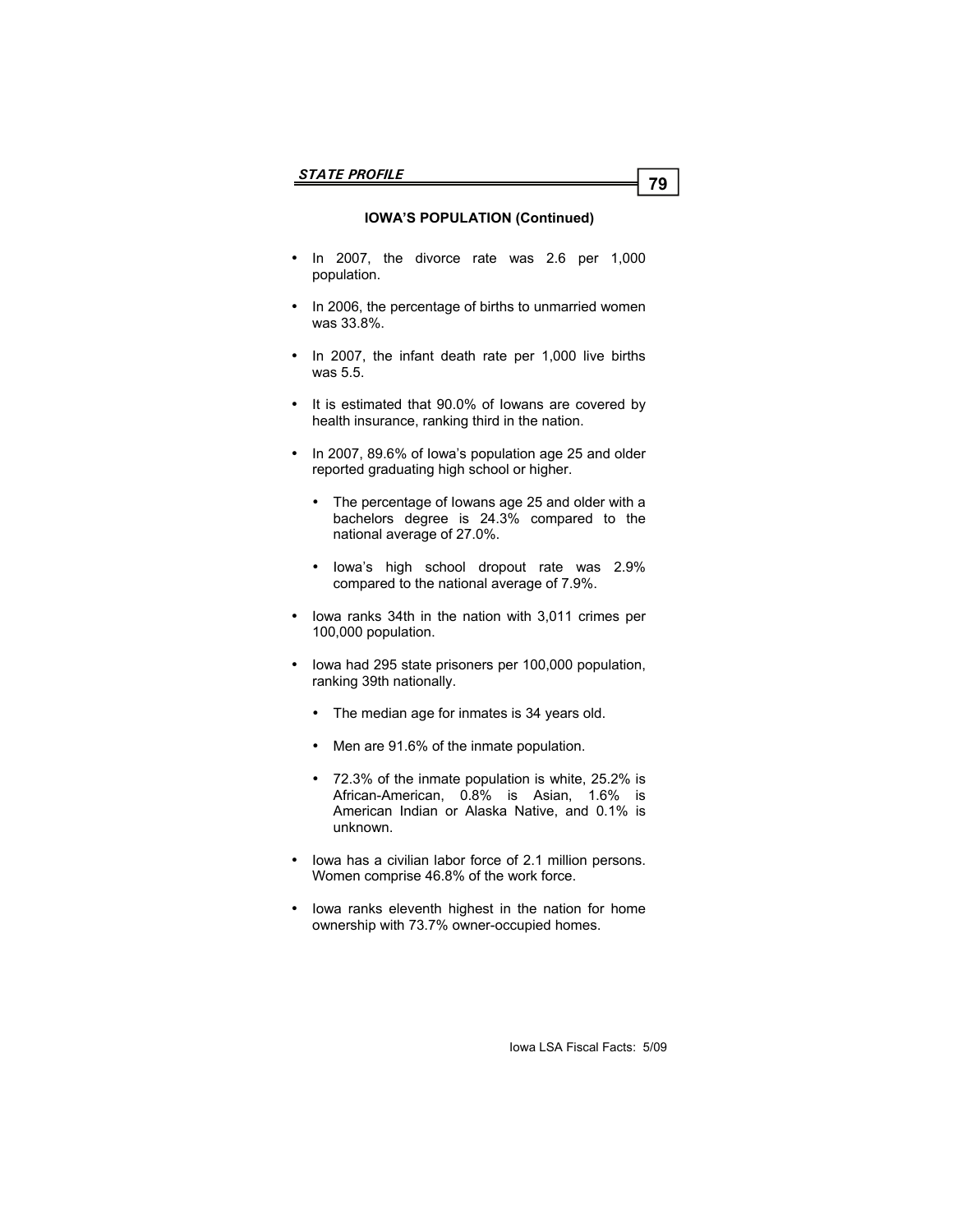## IOWA'S POPULATION (Continued)

- In 2007, the divorce rate was 2.6 per 1,000 population.
- In 2006, the percentage of births to unmarried women was 33.8%.
- In 2007, the infant death rate per 1,000 live births was 5.5.
- It is estimated that 90.0% of Iowans are covered by health insurance, ranking third in the nation.
- In 2007, 89.6% of Iowa's population age 25 and older reported graduating high school or higher.
  - The percentage of Iowans age 25 and older with a bachelors degree is 24.3% compared to the national average of 27.0%.
  - Iowa's high school dropout rate was 2.9% compared to the national average of 7.9%.
- Iowa ranks 34th in the nation with 3,011 crimes per 100,000 population.
- Iowa had 295 state prisoners per 100,000 population, ranking 39th nationally.
  - The median age for inmates is 34 years old.
  - Men are 91.6% of the inmate population.
  - 72.3% of the inmate population is white, 25.2% is African-American, 0.8% is Asian, 1.6% is American Indian or Alaska Native, and 0.1% is unknown.
- Iowa has a civilian labor force of 2.1 million persons. Women comprise 46.8% of the work force.
- Iowa ranks eleventh highest in the nation for home ownership with 73.7% owner-occupied homes.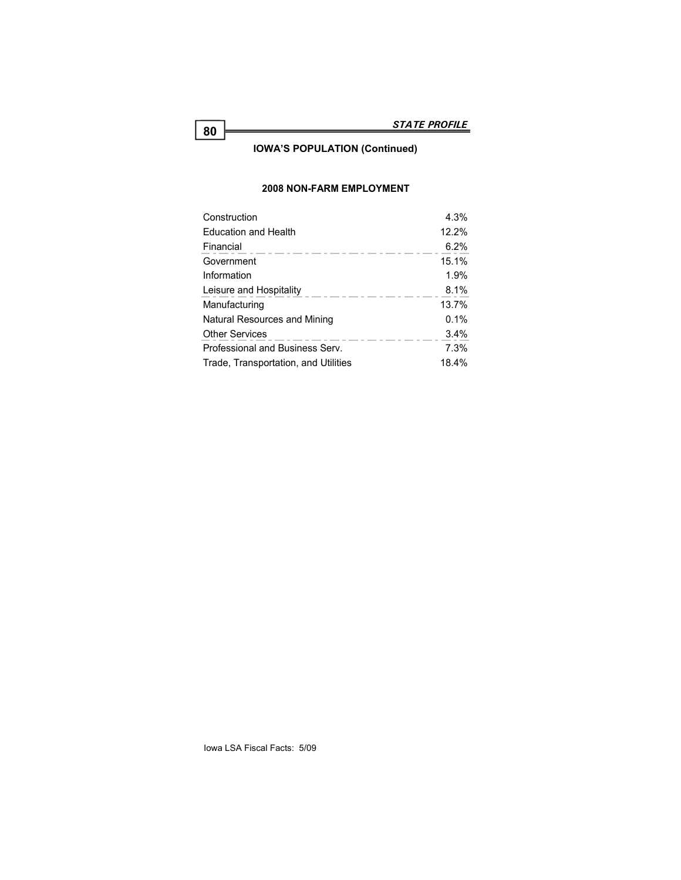## IOWA'S POPULATION (Continued)

### 2008 NON-FARM EMPLOYMENT

| | |
|---|---|
| Construction | 4.3% |
| Education and Health | 12.2% |
| Financial | 6.2% |
| Government | 15.1% |
| Information | 1.9% |
| Leisure and Hospitality | 8.1% |
| Manufacturing | 13.7% |
| Natural Resources and Mining | 0.1% |
| Other Services | 3.4% |
| Professional and Business Serv. | 7.3% |
| Trade, Transportation, and Utilities | 18.4% |